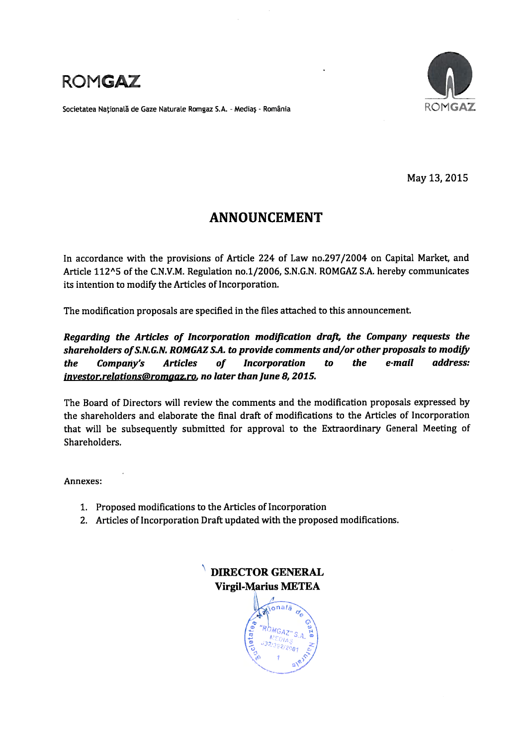ROMGAZ

Societatea Națională de Gaze Naturale Romgaz S.A. - Mediaș - România

May 13, 2015

# ANNOUNCEMENT

In accordance with the provisions of Article 224 of Law no.297/2004 on Capital Market, and Article 112^5 of the C.N.V.M. Regulation no.1/2006, S.N.G.N. ROMGAZ S.A. hereby communicates its intention to modify the Articles of Incorporation.

The modification proposals are specified in the files attached to this announcement.

***Regarding the Articles of Incorporation modification draft, the Company requests the shareholders of S.N.G.N. ROMGAZ S.A. to provide comments and/or other proposals to modify the Company's Articles of Incorporation to the e-mail address: investor.relations@romgaz.ro, no later than June 8, 2015.***

The Board of Directors will review the comments and the modification proposals expressed by the shareholders and elaborate the final draft of modifications to the Articles of Incorporation that will be subsequently submitted for approval to the Extraordinary General Meeting of Shareholders.

Annexes:

1. Proposed modifications to the Articles of Incorporation
2. Articles of Incorporation Draft updated with the proposed modifications.

**DIRECTOR GENERAL**
**Virgil-Marius METEA**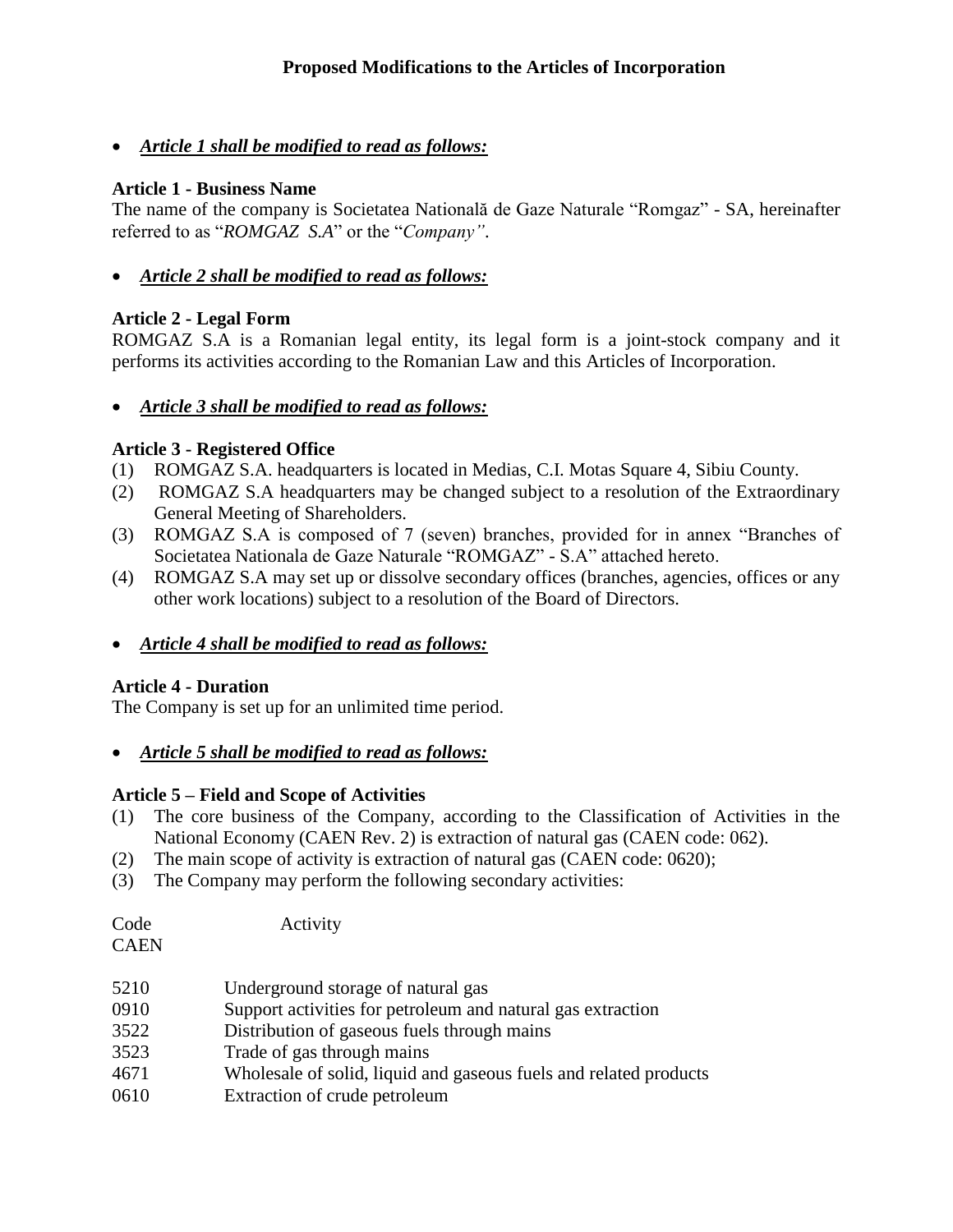**Proposed Modifications to the Articles of Incorporation**

- ***Article 1 shall be modified to read as follows:***

**Article 1 - Business Name**

The name of the company is Societatea Națională de Gaze Naturale "Romgaz" - SA, hereinafter referred to as "*ROMGAZ S.A*" or the "*Company"*.

- ***Article 2 shall be modified to read as follows:***

**Article 2 - Legal Form**

ROMGAZ S.A is a Romanian legal entity, its legal form is a joint-stock company and it performs its activities according to the Romanian Law and this Articles of Incorporation.

- ***Article 3 shall be modified to read as follows:***

**Article 3 - Registered Office**

(1) ROMGAZ S.A. headquarters is located in Medias, C.I. Motas Square 4, Sibiu County.

(2) ROMGAZ S.A headquarters may be changed subject to a resolution of the Extraordinary General Meeting of Shareholders.

(3) ROMGAZ S.A is composed of 7 (seven) branches, provided for in annex "Branches of Societatea Nationala de Gaze Naturale "ROMGAZ" - S.A" attached hereto.

(4) ROMGAZ S.A may set up or dissolve secondary offices (branches, agencies, offices or any other work locations) subject to a resolution of the Board of Directors.

- ***Article 4 shall be modified to read as follows:***

**Article 4 - Duration**

The Company is set up for an unlimited time period.

- ***Article 5 shall be modified to read as follows:***

**Article 5 – Field and Scope of Activities**

(1) The core business of the Company, according to the Classification of Activities in the National Economy (CAEN Rev. 2) is extraction of natural gas (CAEN code: 062).

(2) The main scope of activity is extraction of natural gas (CAEN code: 0620);

(3) The Company may perform the following secondary activities:

| Code CAEN | Activity |
|---|---|
| 5210 | Underground storage of natural gas |
| 0910 | Support activities for petroleum and natural gas extraction |
| 3522 | Distribution of gaseous fuels through mains |
| 3523 | Trade of gas through mains |
| 4671 | Wholesale of solid, liquid and gaseous fuels and related products |
| 0610 | Extraction of crude petroleum |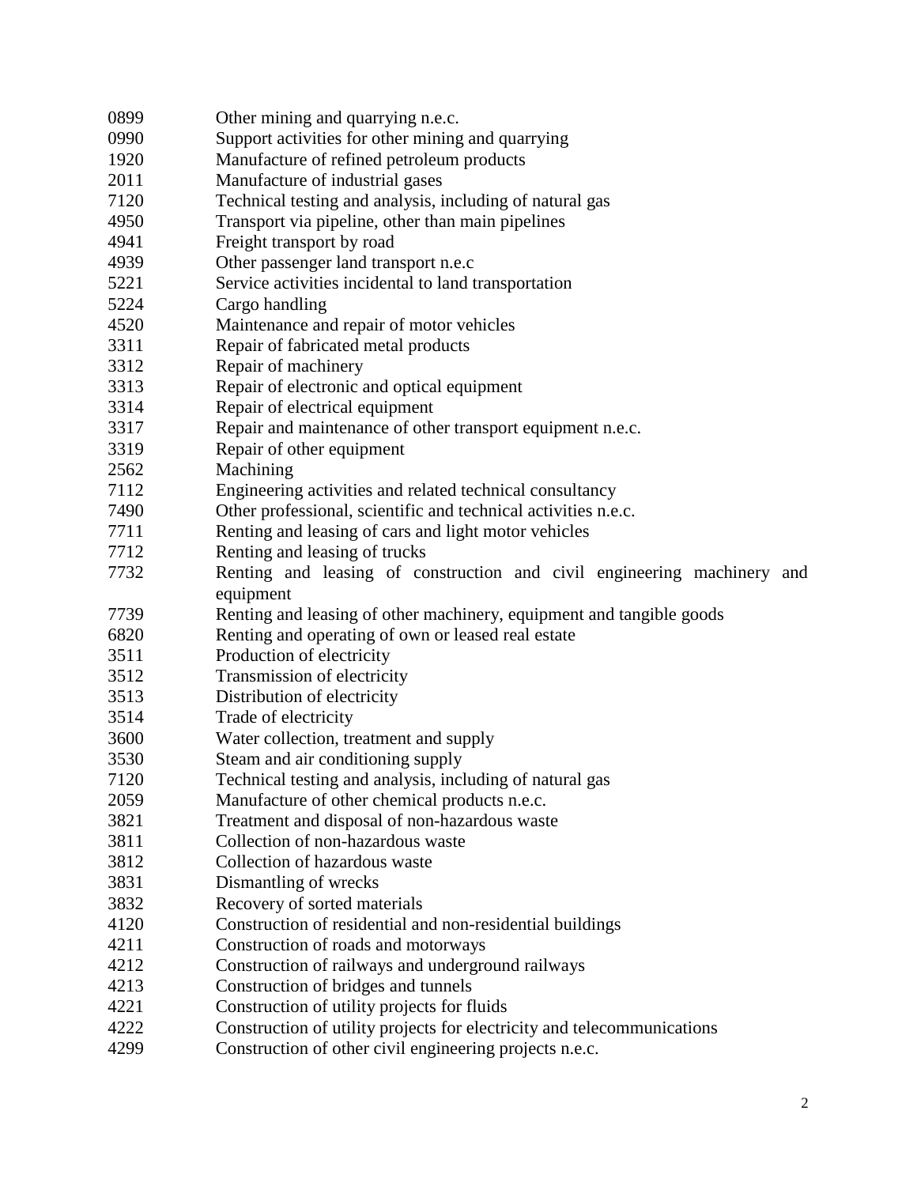| | |
|---|---|
| 0899 | Other mining and quarrying n.e.c. |
| 0990 | Support activities for other mining and quarrying |
| 1920 | Manufacture of refined petroleum products |
| 2011 | Manufacture of industrial gases |
| 7120 | Technical testing and analysis, including of natural gas |
| 4950 | Transport via pipeline, other than main pipelines |
| 4941 | Freight transport by road |
| 4939 | Other passenger land transport n.e.c |
| 5221 | Service activities incidental to land transportation |
| 5224 | Cargo handling |
| 4520 | Maintenance and repair of motor vehicles |
| 3311 | Repair of fabricated metal products |
| 3312 | Repair of machinery |
| 3313 | Repair of electronic and optical equipment |
| 3314 | Repair of electrical equipment |
| 3317 | Repair and maintenance of other transport equipment n.e.c. |
| 3319 | Repair of other equipment |
| 2562 | Machining |
| 7112 | Engineering activities and related technical consultancy |
| 7490 | Other professional, scientific and technical activities n.e.c. |
| 7711 | Renting and leasing of cars and light motor vehicles |
| 7712 | Renting and leasing of trucks |
| 7732 | Renting and leasing of construction and civil engineering machinery and equipment |
| 7739 | Renting and leasing of other machinery, equipment and tangible goods |
| 6820 | Renting and operating of own or leased real estate |
| 3511 | Production of electricity |
| 3512 | Transmission of electricity |
| 3513 | Distribution of electricity |
| 3514 | Trade of electricity |
| 3600 | Water collection, treatment and supply |
| 3530 | Steam and air conditioning supply |
| 7120 | Technical testing and analysis, including of natural gas |
| 2059 | Manufacture of other chemical products n.e.c. |
| 3821 | Treatment and disposal of non-hazardous waste |
| 3811 | Collection of non-hazardous waste |
| 3812 | Collection of hazardous waste |
| 3831 | Dismantling of wrecks |
| 3832 | Recovery of sorted materials |
| 4120 | Construction of residential and non-residential buildings |
| 4211 | Construction of roads and motorways |
| 4212 | Construction of railways and underground railways |
| 4213 | Construction of bridges and tunnels |
| 4221 | Construction of utility projects for fluids |
| 4222 | Construction of utility projects for electricity and telecommunications |
| 4299 | Construction of other civil engineering projects n.e.c. |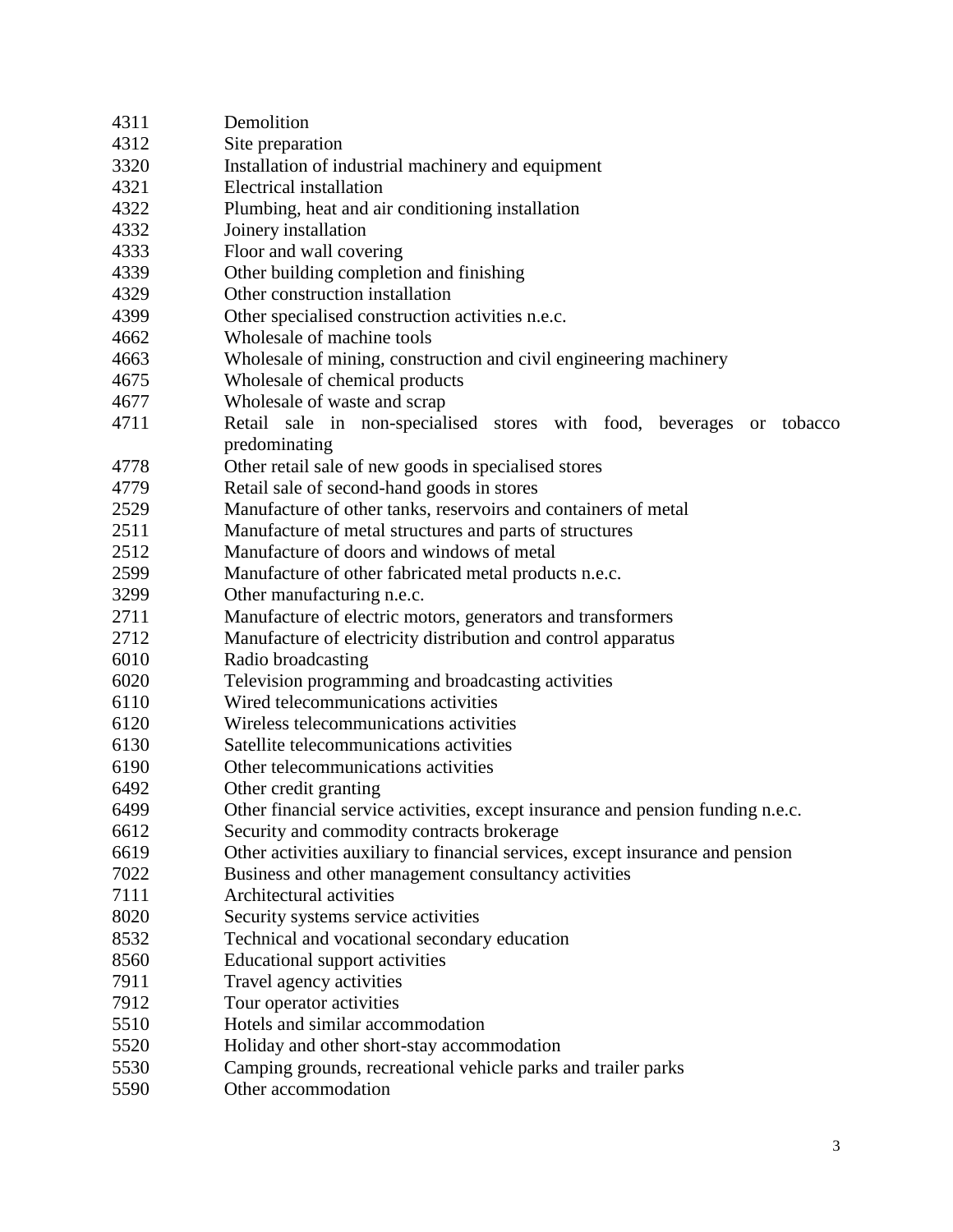| | |
|---|---|
| 4311 | Demolition |
| 4312 | Site preparation |
| 3320 | Installation of industrial machinery and equipment |
| 4321 | Electrical installation |
| 4322 | Plumbing, heat and air conditioning installation |
| 4332 | Joinery installation |
| 4333 | Floor and wall covering |
| 4339 | Other building completion and finishing |
| 4329 | Other construction installation |
| 4399 | Other specialised construction activities n.e.c. |
| 4662 | Wholesale of machine tools |
| 4663 | Wholesale of mining, construction and civil engineering machinery |
| 4675 | Wholesale of chemical products |
| 4677 | Wholesale of waste and scrap |
| 4711 | Retail sale in non-specialised stores with food, beverages or tobacco predominating |
| 4778 | Other retail sale of new goods in specialised stores |
| 4779 | Retail sale of second-hand goods in stores |
| 2529 | Manufacture of other tanks, reservoirs and containers of metal |
| 2511 | Manufacture of metal structures and parts of structures |
| 2512 | Manufacture of doors and windows of metal |
| 2599 | Manufacture of other fabricated metal products n.e.c. |
| 3299 | Other manufacturing n.e.c. |
| 2711 | Manufacture of electric motors, generators and transformers |
| 2712 | Manufacture of electricity distribution and control apparatus |
| 6010 | Radio broadcasting |
| 6020 | Television programming and broadcasting activities |
| 6110 | Wired telecommunications activities |
| 6120 | Wireless telecommunications activities |
| 6130 | Satellite telecommunications activities |
| 6190 | Other telecommunications activities |
| 6492 | Other credit granting |
| 6499 | Other financial service activities, except insurance and pension funding n.e.c. |
| 6612 | Security and commodity contracts brokerage |
| 6619 | Other activities auxiliary to financial services, except insurance and pension |
| 7022 | Business and other management consultancy activities |
| 7111 | Architectural activities |
| 8020 | Security systems service activities |
| 8532 | Technical and vocational secondary education |
| 8560 | Educational support activities |
| 7911 | Travel agency activities |
| 7912 | Tour operator activities |
| 5510 | Hotels and similar accommodation |
| 5520 | Holiday and other short-stay accommodation |
| 5530 | Camping grounds, recreational vehicle parks and trailer parks |
| 5590 | Other accommodation |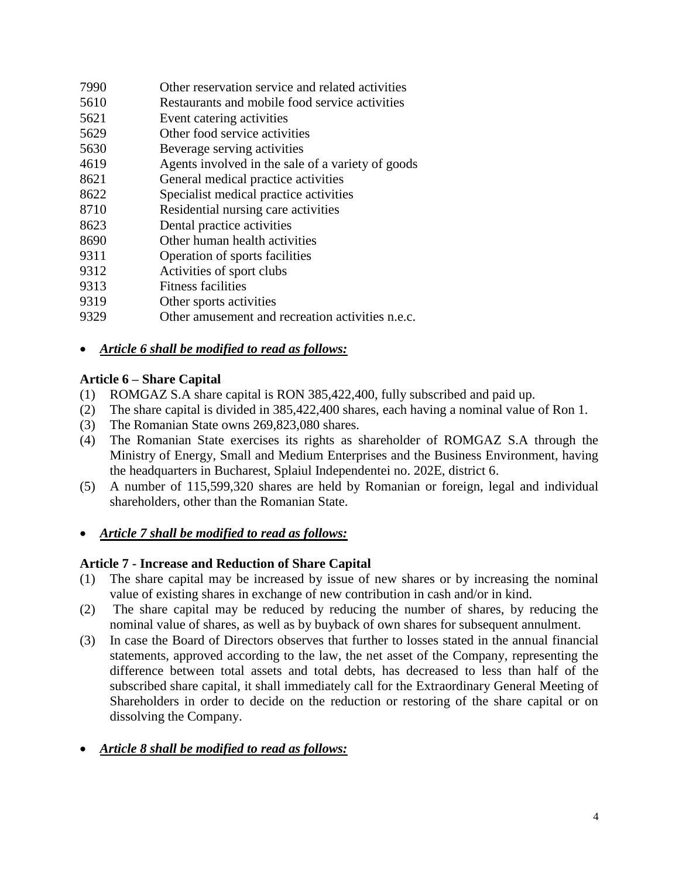| | |
|---|---|
| 7990 | Other reservation service and related activities |
| 5610 | Restaurants and mobile food service activities |
| 5621 | Event catering activities |
| 5629 | Other food service activities |
| 5630 | Beverage serving activities |
| 4619 | Agents involved in the sale of a variety of goods |
| 8621 | General medical practice activities |
| 8622 | Specialist medical practice activities |
| 8710 | Residential nursing care activities |
| 8623 | Dental practice activities |
| 8690 | Other human health activities |
| 9311 | Operation of sports facilities |
| 9312 | Activities of sport clubs |
| 9313 | Fitness facilities |
| 9319 | Other sports activities |
| 9329 | Other amusement and recreation activities n.e.c. |

- ***Article 6 shall be modified to read as follows:***

**Article 6 – Share Capital**

(1) ROMGAZ S.A share capital is RON 385,422,400, fully subscribed and paid up.

(2) The share capital is divided in 385,422,400 shares, each having a nominal value of Ron 1.

(3) The Romanian State owns 269,823,080 shares.

(4) The Romanian State exercises its rights as shareholder of ROMGAZ S.A through the Ministry of Energy, Small and Medium Enterprises and the Business Environment, having the headquarters in Bucharest, Splaiul Independentei no. 202E, district 6.

(5) A number of 115,599,320 shares are held by Romanian or foreign, legal and individual shareholders, other than the Romanian State.

- ***Article 7 shall be modified to read as follows:***

**Article 7 - Increase and Reduction of Share Capital**

(1) The share capital may be increased by issue of new shares or by increasing the nominal value of existing shares in exchange of new contribution in cash and/or in kind.

(2) The share capital may be reduced by reducing the number of shares, by reducing the nominal value of shares, as well as by buyback of own shares for subsequent annulment.

(3) In case the Board of Directors observes that further to losses stated in the annual financial statements, approved according to the law, the net asset of the Company, representing the difference between total assets and total debts, has decreased to less than half of the subscribed share capital, it shall immediately call for the Extraordinary General Meeting of Shareholders in order to decide on the reduction or restoring of the share capital or on dissolving the Company.

- ***Article 8 shall be modified to read as follows:***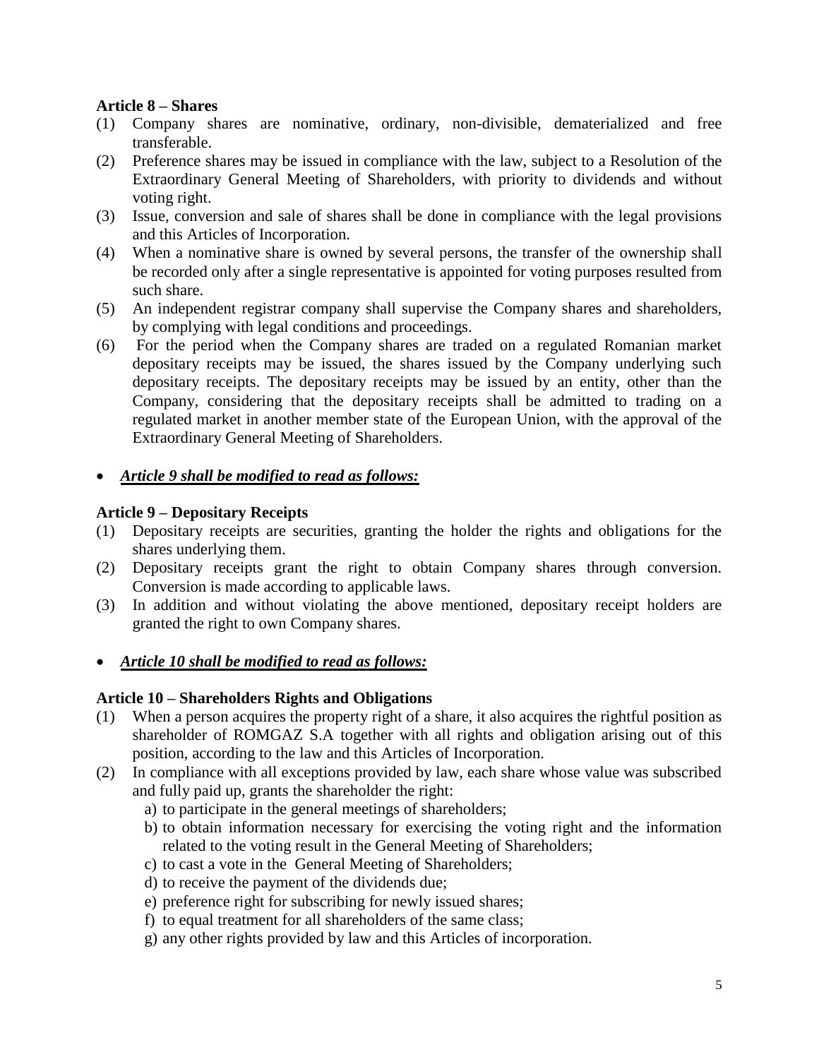**Article 8 – Shares**

(1) Company shares are nominative, ordinary, non-divisible, dematerialized and free transferable.

(2) Preference shares may be issued in compliance with the law, subject to a Resolution of the Extraordinary General Meeting of Shareholders, with priority to dividends and without voting right.

(3) Issue, conversion and sale of shares shall be done in compliance with the legal provisions and this Articles of Incorporation.

(4) When a nominative share is owned by several persons, the transfer of the ownership shall be recorded only after a single representative is appointed for voting purposes resulted from such share.

(5) An independent registrar company shall supervise the Company shares and shareholders, by complying with legal conditions and proceedings.

(6) For the period when the Company shares are traded on a regulated Romanian market depositary receipts may be issued, the shares issued by the Company underlying such depositary receipts. The depositary receipts may be issued by an entity, other than the Company, considering that the depositary receipts shall be admitted to trading on a regulated market in another member state of the European Union, with the approval of the Extraordinary General Meeting of Shareholders.

- ***Article 9 shall be modified to read as follows:***

**Article 9 – Depositary Receipts**

(1) Depositary receipts are securities, granting the holder the rights and obligations for the shares underlying them.

(2) Depositary receipts grant the right to obtain Company shares through conversion. Conversion is made according to applicable laws.

(3) In addition and without violating the above mentioned, depositary receipt holders are granted the right to own Company shares.

- ***Article 10 shall be modified to read as follows:***

**Article 10 – Shareholders Rights and Obligations**

(1) When a person acquires the property right of a share, it also acquires the rightful position as shareholder of ROMGAZ S.A together with all rights and obligation arising out of this position, according to the law and this Articles of Incorporation.

(2) In compliance with all exceptions provided by law, each share whose value was subscribed and fully paid up, grants the shareholder the right:
   a) to participate in the general meetings of shareholders;
   b) to obtain information necessary for exercising the voting right and the information related to the voting result in the General Meeting of Shareholders;
   c) to cast a vote in the General Meeting of Shareholders;
   d) to receive the payment of the dividends due;
   e) preference right for subscribing for newly issued shares;
   f) to equal treatment for all shareholders of the same class;
   g) any other rights provided by law and this Articles of incorporation.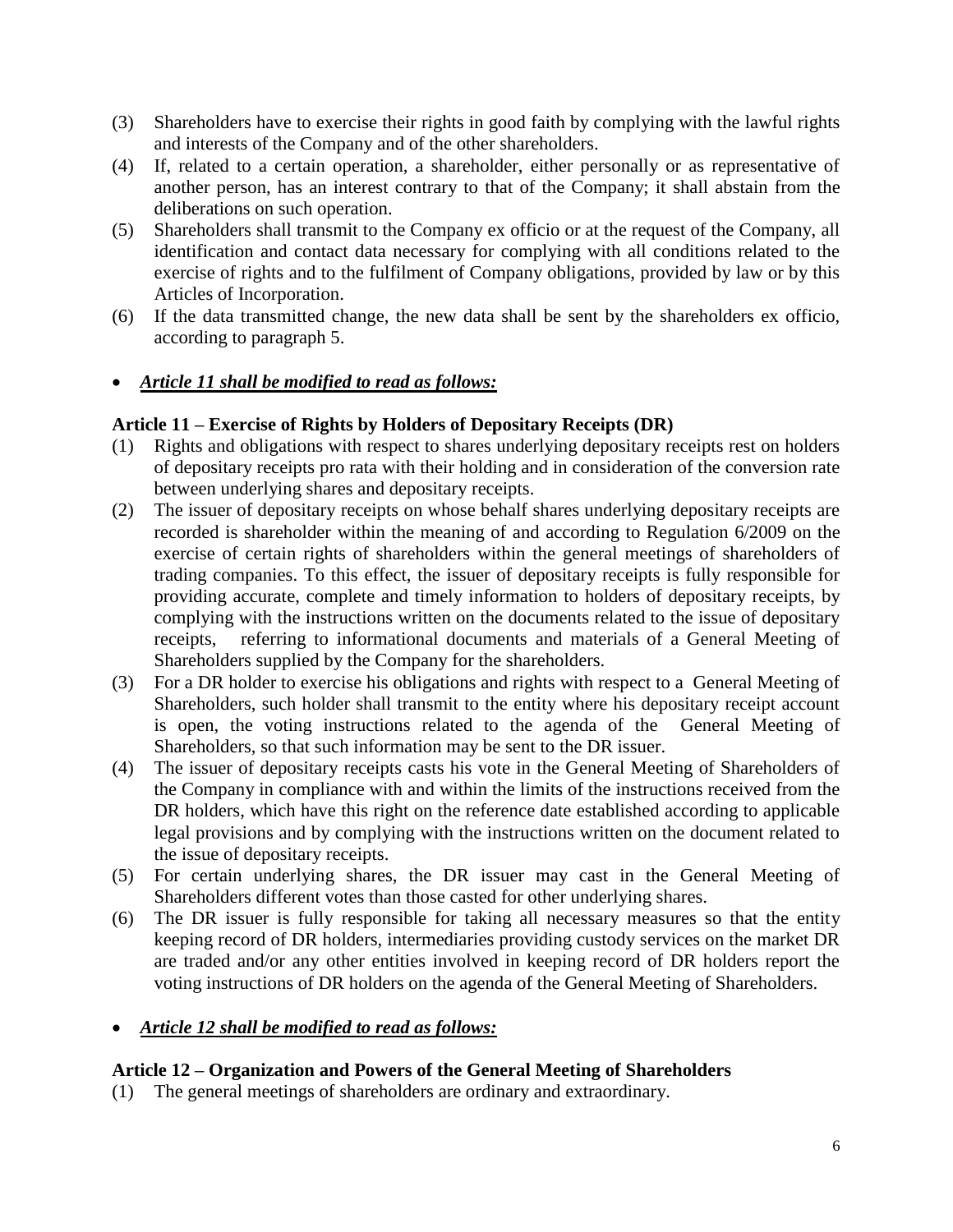(3) Shareholders have to exercise their rights in good faith by complying with the lawful rights and interests of the Company and of the other shareholders.

(4) If, related to a certain operation, a shareholder, either personally or as representative of another person, has an interest contrary to that of the Company; it shall abstain from the deliberations on such operation.

(5) Shareholders shall transmit to the Company ex officio or at the request of the Company, all identification and contact data necessary for complying with all conditions related to the exercise of rights and to the fulfilment of Company obligations, provided by law or by this Articles of Incorporation.

(6) If the data transmitted change, the new data shall be sent by the shareholders ex officio, according to paragraph 5.

- ***Article 11 shall be modified to read as follows:***

**Article 11 – Exercise of Rights by Holders of Depositary Receipts (DR)**

(1) Rights and obligations with respect to shares underlying depositary receipts rest on holders of depositary receipts pro rata with their holding and in consideration of the conversion rate between underlying shares and depositary receipts.

(2) The issuer of depositary receipts on whose behalf shares underlying depositary receipts are recorded is shareholder within the meaning of and according to Regulation 6/2009 on the exercise of certain rights of shareholders within the general meetings of shareholders of trading companies. To this effect, the issuer of depositary receipts is fully responsible for providing accurate, complete and timely information to holders of depositary receipts, by complying with the instructions written on the documents related to the issue of depositary receipts, referring to informational documents and materials of a General Meeting of Shareholders supplied by the Company for the shareholders.

(3) For a DR holder to exercise his obligations and rights with respect to a General Meeting of Shareholders, such holder shall transmit to the entity where his depositary receipt account is open, the voting instructions related to the agenda of the General Meeting of Shareholders, so that such information may be sent to the DR issuer.

(4) The issuer of depositary receipts casts his vote in the General Meeting of Shareholders of the Company in compliance with and within the limits of the instructions received from the DR holders, which have this right on the reference date established according to applicable legal provisions and by complying with the instructions written on the document related to the issue of depositary receipts.

(5) For certain underlying shares, the DR issuer may cast in the General Meeting of Shareholders different votes than those casted for other underlying shares.

(6) The DR issuer is fully responsible for taking all necessary measures so that the entity keeping record of DR holders, intermediaries providing custody services on the market DR are traded and/or any other entities involved in keeping record of DR holders report the voting instructions of DR holders on the agenda of the General Meeting of Shareholders.

- ***Article 12 shall be modified to read as follows:***

**Article 12 – Organization and Powers of the General Meeting of Shareholders**

(1) The general meetings of shareholders are ordinary and extraordinary.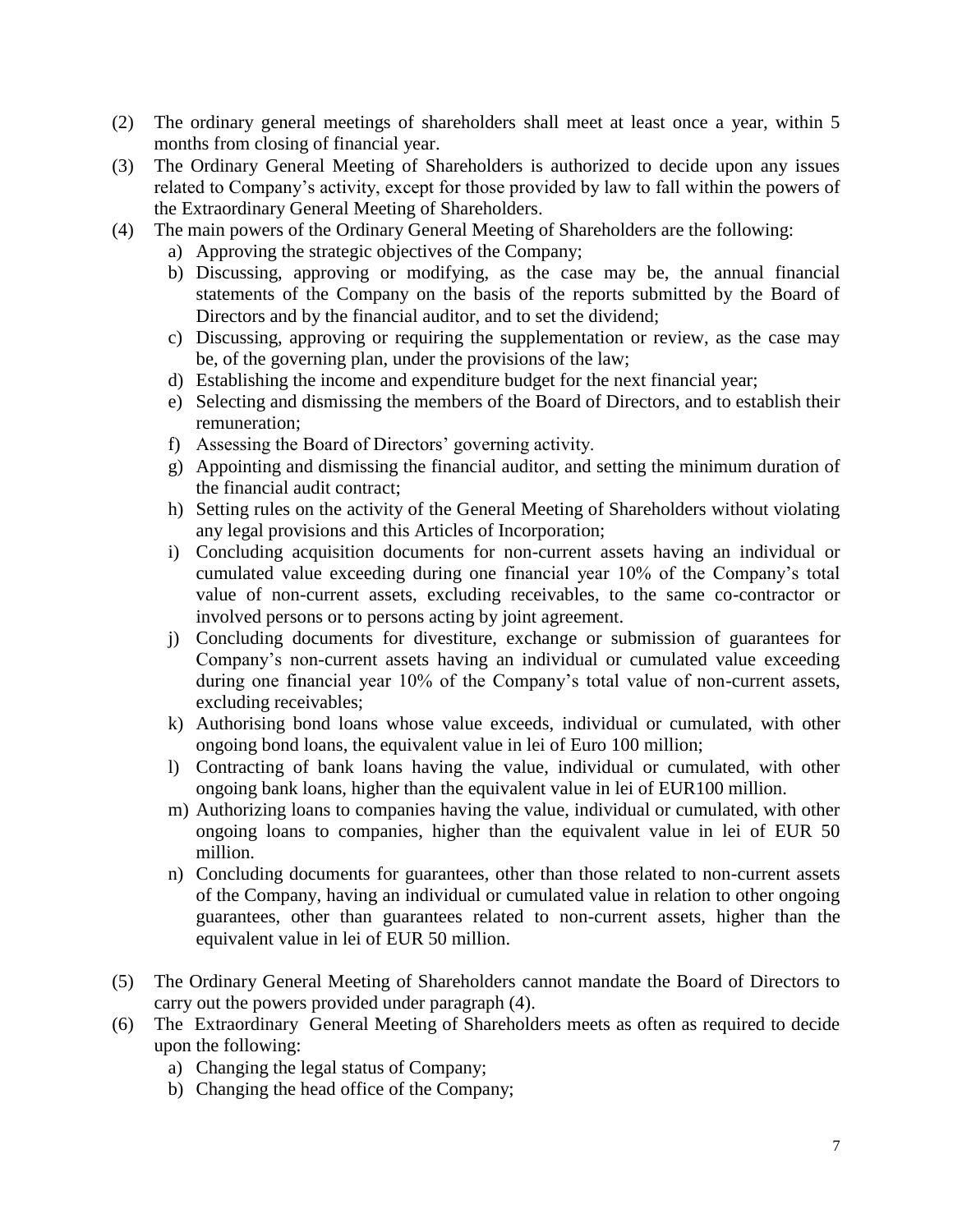(2) The ordinary general meetings of shareholders shall meet at least once a year, within 5 months from closing of financial year.

(3) The Ordinary General Meeting of Shareholders is authorized to decide upon any issues related to Company's activity, except for those provided by law to fall within the powers of the Extraordinary General Meeting of Shareholders.

(4) The main powers of the Ordinary General Meeting of Shareholders are the following:

   a) Approving the strategic objectives of the Company;
   b) Discussing, approving or modifying, as the case may be, the annual financial statements of the Company on the basis of the reports submitted by the Board of Directors and by the financial auditor, and to set the dividend;
   c) Discussing, approving or requiring the supplementation or review, as the case may be, of the governing plan, under the provisions of the law;
   d) Establishing the income and expenditure budget for the next financial year;
   e) Selecting and dismissing the members of the Board of Directors, and to establish their remuneration;
   f) Assessing the Board of Directors' governing activity.
   g) Appointing and dismissing the financial auditor, and setting the minimum duration of the financial audit contract;
   h) Setting rules on the activity of the General Meeting of Shareholders without violating any legal provisions and this Articles of Incorporation;
   i) Concluding acquisition documents for non-current assets having an individual or cumulated value exceeding during one financial year 10% of the Company's total value of non-current assets, excluding receivables, to the same co-contractor or involved persons or to persons acting by joint agreement.
   j) Concluding documents for divestiture, exchange or submission of guarantees for Company's non-current assets having an individual or cumulated value exceeding during one financial year 10% of the Company's total value of non-current assets, excluding receivables;
   k) Authorising bond loans whose value exceeds, individual or cumulated, with other ongoing bond loans, the equivalent value in lei of Euro 100 million;
   l) Contracting of bank loans having the value, individual or cumulated, with other ongoing bank loans, higher than the equivalent value in lei of EUR100 million.
   m) Authorizing loans to companies having the value, individual or cumulated, with other ongoing loans to companies, higher than the equivalent value in lei of EUR 50 million.
   n) Concluding documents for guarantees, other than those related to non-current assets of the Company, having an individual or cumulated value in relation to other ongoing guarantees, other than guarantees related to non-current assets, higher than the equivalent value in lei of EUR 50 million.

(5) The Ordinary General Meeting of Shareholders cannot mandate the Board of Directors to carry out the powers provided under paragraph (4).

(6) The Extraordinary General Meeting of Shareholders meets as often as required to decide upon the following:

   a) Changing the legal status of Company;
   b) Changing the head office of the Company;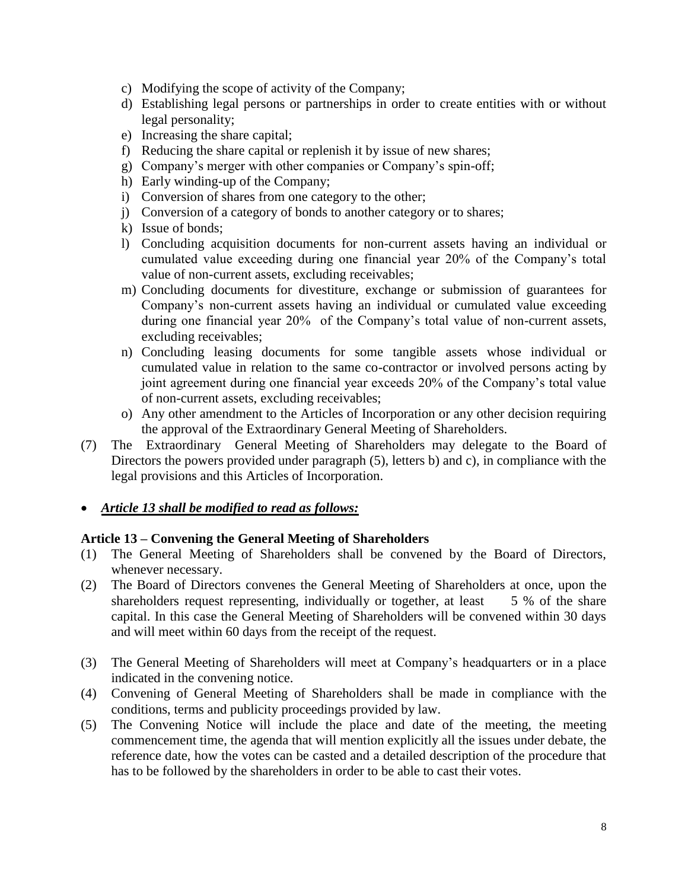c) Modifying the scope of activity of the Company;
d) Establishing legal persons or partnerships in order to create entities with or without legal personality;
e) Increasing the share capital;
f) Reducing the share capital or replenish it by issue of new shares;
g) Company's merger with other companies or Company's spin-off;
h) Early winding-up of the Company;
i) Conversion of shares from one category to the other;
j) Conversion of a category of bonds to another category or to shares;
k) Issue of bonds;
l) Concluding acquisition documents for non-current assets having an individual or cumulated value exceeding during one financial year 20% of the Company's total value of non-current assets, excluding receivables;
m) Concluding documents for divestiture, exchange or submission of guarantees for Company's non-current assets having an individual or cumulated value exceeding during one financial year 20% of the Company's total value of non-current assets, excluding receivables;
n) Concluding leasing documents for some tangible assets whose individual or cumulated value in relation to the same co-contractor or involved persons acting by joint agreement during one financial year exceeds 20% of the Company's total value of non-current assets, excluding receivables;
o) Any other amendment to the Articles of Incorporation or any other decision requiring the approval of the Extraordinary General Meeting of Shareholders.

(7) The Extraordinary General Meeting of Shareholders may delegate to the Board of Directors the powers provided under paragraph (5), letters b) and c), in compliance with the legal provisions and this Articles of Incorporation.

- ***Article 13 shall be modified to read as follows:***

**Article 13 – Convening the General Meeting of Shareholders**

(1) The General Meeting of Shareholders shall be convened by the Board of Directors, whenever necessary.
(2) The Board of Directors convenes the General Meeting of Shareholders at once, upon the shareholders request representing, individually or together, at least 5 % of the share capital. In this case the General Meeting of Shareholders will be convened within 30 days and will meet within 60 days from the receipt of the request.
(3) The General Meeting of Shareholders will meet at Company's headquarters or in a place indicated in the convening notice.
(4) Convening of General Meeting of Shareholders shall be made in compliance with the conditions, terms and publicity proceedings provided by law.
(5) The Convening Notice will include the place and date of the meeting, the meeting commencement time, the agenda that will mention explicitly all the issues under debate, the reference date, how the votes can be casted and a detailed description of the procedure that has to be followed by the shareholders in order to be able to cast their votes.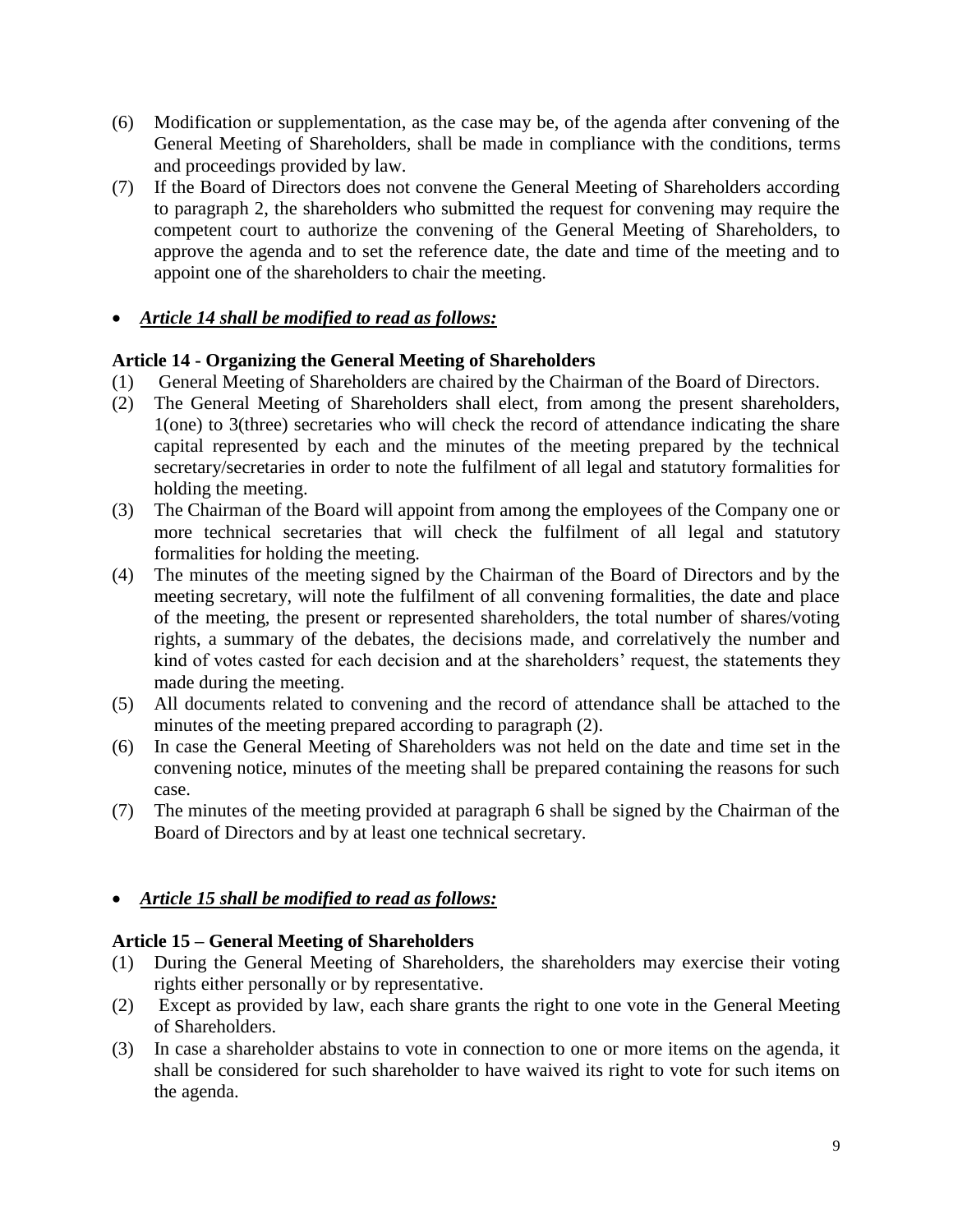(6) Modification or supplementation, as the case may be, of the agenda after convening of the General Meeting of Shareholders, shall be made in compliance with the conditions, terms and proceedings provided by law.

(7) If the Board of Directors does not convene the General Meeting of Shareholders according to paragraph 2, the shareholders who submitted the request for convening may require the competent court to authorize the convening of the General Meeting of Shareholders, to approve the agenda and to set the reference date, the date and time of the meeting and to appoint one of the shareholders to chair the meeting.

- ***Article 14 shall be modified to read as follows:***

**Article 14 - Organizing the General Meeting of Shareholders**

(1) General Meeting of Shareholders are chaired by the Chairman of the Board of Directors.

(2) The General Meeting of Shareholders shall elect, from among the present shareholders, 1(one) to 3(three) secretaries who will check the record of attendance indicating the share capital represented by each and the minutes of the meeting prepared by the technical secretary/secretaries in order to note the fulfilment of all legal and statutory formalities for holding the meeting.

(3) The Chairman of the Board will appoint from among the employees of the Company one or more technical secretaries that will check the fulfilment of all legal and statutory formalities for holding the meeting.

(4) The minutes of the meeting signed by the Chairman of the Board of Directors and by the meeting secretary, will note the fulfilment of all convening formalities, the date and place of the meeting, the present or represented shareholders, the total number of shares/voting rights, a summary of the debates, the decisions made, and correlatively the number and kind of votes casted for each decision and at the shareholders' request, the statements they made during the meeting.

(5) All documents related to convening and the record of attendance shall be attached to the minutes of the meeting prepared according to paragraph (2).

(6) In case the General Meeting of Shareholders was not held on the date and time set in the convening notice, minutes of the meeting shall be prepared containing the reasons for such case.

(7) The minutes of the meeting provided at paragraph 6 shall be signed by the Chairman of the Board of Directors and by at least one technical secretary.

- ***Article 15 shall be modified to read as follows:***

**Article 15 – General Meeting of Shareholders**

(1) During the General Meeting of Shareholders, the shareholders may exercise their voting rights either personally or by representative.

(2) Except as provided by law, each share grants the right to one vote in the General Meeting of Shareholders.

(3) In case a shareholder abstains to vote in connection to one or more items on the agenda, it shall be considered for such shareholder to have waived its right to vote for such items on the agenda.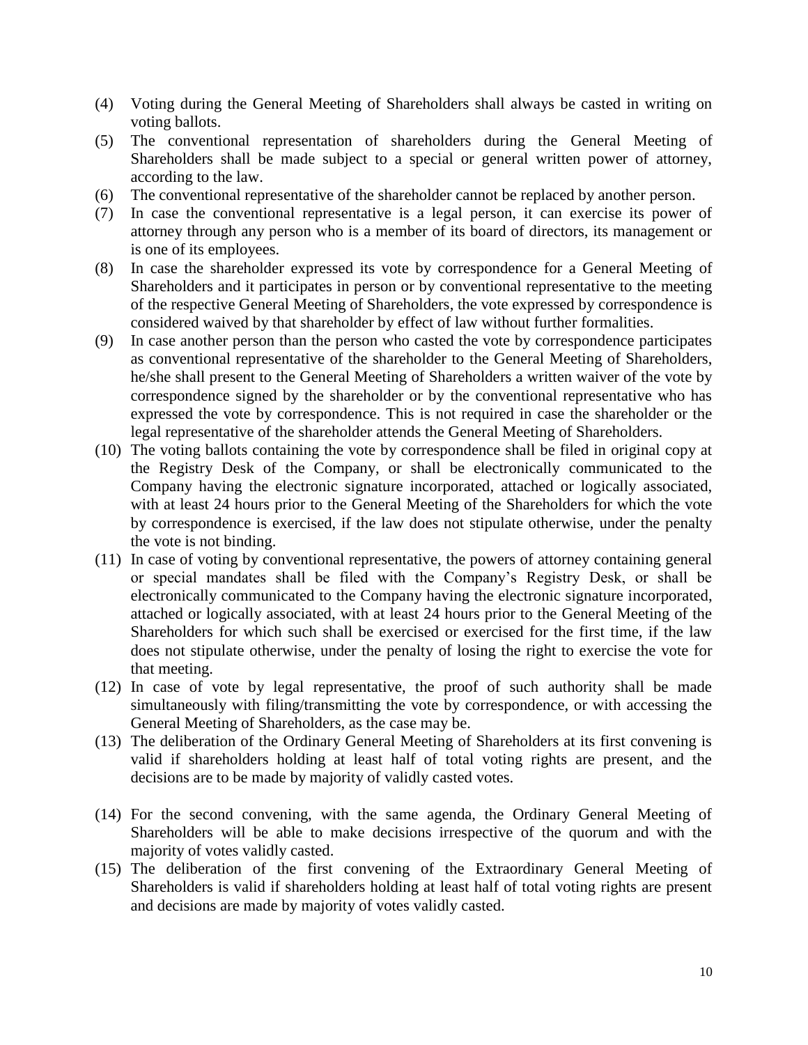(4) Voting during the General Meeting of Shareholders shall always be casted in writing on voting ballots.

(5) The conventional representation of shareholders during the General Meeting of Shareholders shall be made subject to a special or general written power of attorney, according to the law.

(6) The conventional representative of the shareholder cannot be replaced by another person.

(7) In case the conventional representative is a legal person, it can exercise its power of attorney through any person who is a member of its board of directors, its management or is one of its employees.

(8) In case the shareholder expressed its vote by correspondence for a General Meeting of Shareholders and it participates in person or by conventional representative to the meeting of the respective General Meeting of Shareholders, the vote expressed by correspondence is considered waived by that shareholder by effect of law without further formalities.

(9) In case another person than the person who casted the vote by correspondence participates as conventional representative of the shareholder to the General Meeting of Shareholders, he/she shall present to the General Meeting of Shareholders a written waiver of the vote by correspondence signed by the shareholder or by the conventional representative who has expressed the vote by correspondence. This is not required in case the shareholder or the legal representative of the shareholder attends the General Meeting of Shareholders.

(10) The voting ballots containing the vote by correspondence shall be filed in original copy at the Registry Desk of the Company, or shall be electronically communicated to the Company having the electronic signature incorporated, attached or logically associated, with at least 24 hours prior to the General Meeting of the Shareholders for which the vote by correspondence is exercised, if the law does not stipulate otherwise, under the penalty the vote is not binding.

(11) In case of voting by conventional representative, the powers of attorney containing general or special mandates shall be filed with the Company's Registry Desk, or shall be electronically communicated to the Company having the electronic signature incorporated, attached or logically associated, with at least 24 hours prior to the General Meeting of the Shareholders for which such shall be exercised or exercised for the first time, if the law does not stipulate otherwise, under the penalty of losing the right to exercise the vote for that meeting.

(12) In case of vote by legal representative, the proof of such authority shall be made simultaneously with filing/transmitting the vote by correspondence, or with accessing the General Meeting of Shareholders, as the case may be.

(13) The deliberation of the Ordinary General Meeting of Shareholders at its first convening is valid if shareholders holding at least half of total voting rights are present, and the decisions are to be made by majority of validly casted votes.

(14) For the second convening, with the same agenda, the Ordinary General Meeting of Shareholders will be able to make decisions irrespective of the quorum and with the majority of votes validly casted.

(15) The deliberation of the first convening of the Extraordinary General Meeting of Shareholders is valid if shareholders holding at least half of total voting rights are present and decisions are made by majority of votes validly casted.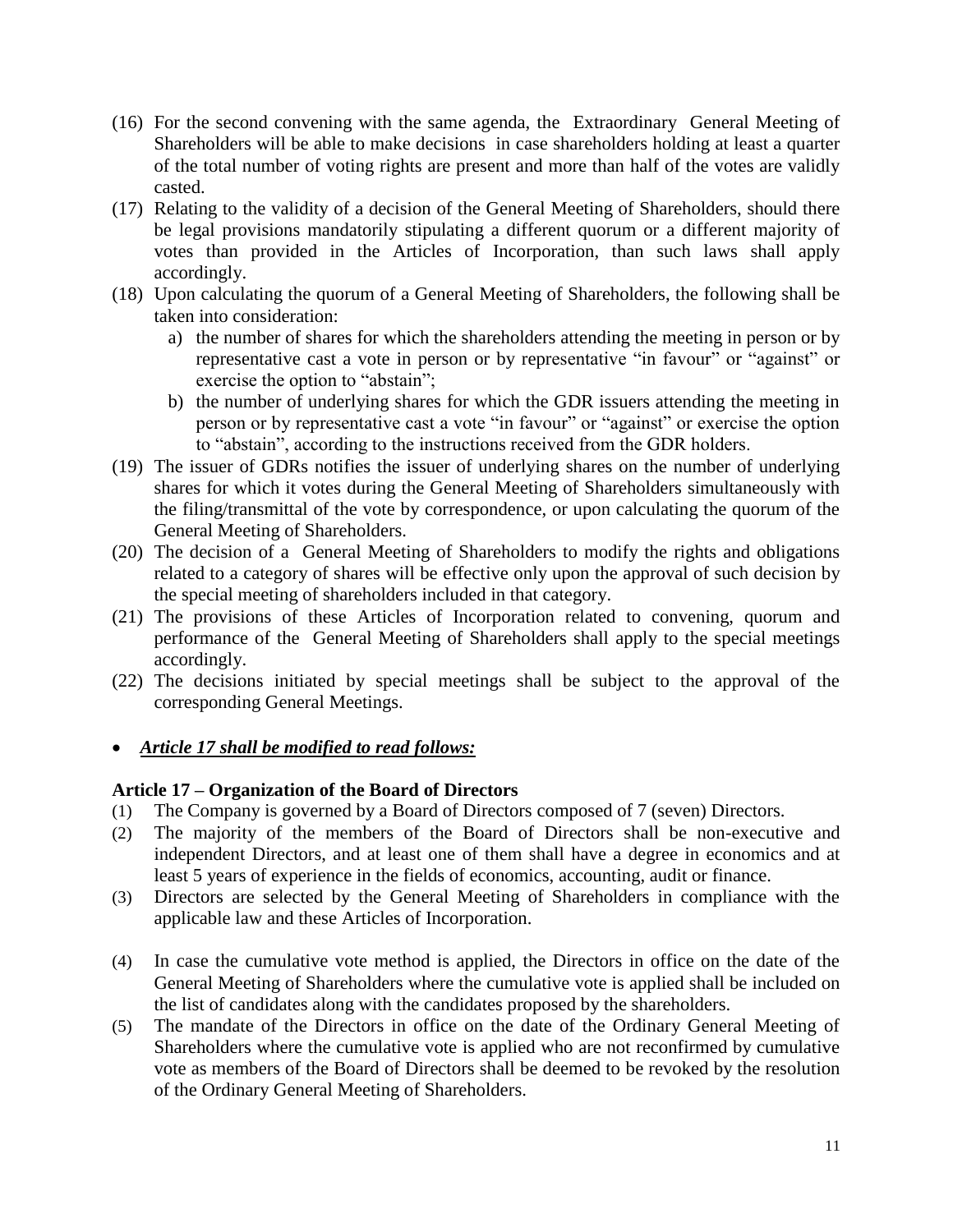(16) For the second convening with the same agenda, the Extraordinary General Meeting of Shareholders will be able to make decisions in case shareholders holding at least a quarter of the total number of voting rights are present and more than half of the votes are validly casted.

(17) Relating to the validity of a decision of the General Meeting of Shareholders, should there be legal provisions mandatorily stipulating a different quorum or a different majority of votes than provided in the Articles of Incorporation, than such laws shall apply accordingly.

(18) Upon calculating the quorum of a General Meeting of Shareholders, the following shall be taken into consideration:

   a) the number of shares for which the shareholders attending the meeting in person or by representative cast a vote in person or by representative "in favour" or "against" or exercise the option to "abstain";

   b) the number of underlying shares for which the GDR issuers attending the meeting in person or by representative cast a vote "in favour" or "against" or exercise the option to "abstain", according to the instructions received from the GDR holders.

(19) The issuer of GDRs notifies the issuer of underlying shares on the number of underlying shares for which it votes during the General Meeting of Shareholders simultaneously with the filing/transmittal of the vote by correspondence, or upon calculating the quorum of the General Meeting of Shareholders.

(20) The decision of a General Meeting of Shareholders to modify the rights and obligations related to a category of shares will be effective only upon the approval of such decision by the special meeting of shareholders included in that category.

(21) The provisions of these Articles of Incorporation related to convening, quorum and performance of the General Meeting of Shareholders shall apply to the special meetings accordingly.

(22) The decisions initiated by special meetings shall be subject to the approval of the corresponding General Meetings.

- ***Article 17 shall be modified to read follows:***

**Article 17 – Organization of the Board of Directors**

(1) The Company is governed by a Board of Directors composed of 7 (seven) Directors.

(2) The majority of the members of the Board of Directors shall be non-executive and independent Directors, and at least one of them shall have a degree in economics and at least 5 years of experience in the fields of economics, accounting, audit or finance.

(3) Directors are selected by the General Meeting of Shareholders in compliance with the applicable law and these Articles of Incorporation.

(4) In case the cumulative vote method is applied, the Directors in office on the date of the General Meeting of Shareholders where the cumulative vote is applied shall be included on the list of candidates along with the candidates proposed by the shareholders.

(5) The mandate of the Directors in office on the date of the Ordinary General Meeting of Shareholders where the cumulative vote is applied who are not reconfirmed by cumulative vote as members of the Board of Directors shall be deemed to be revoked by the resolution of the Ordinary General Meeting of Shareholders.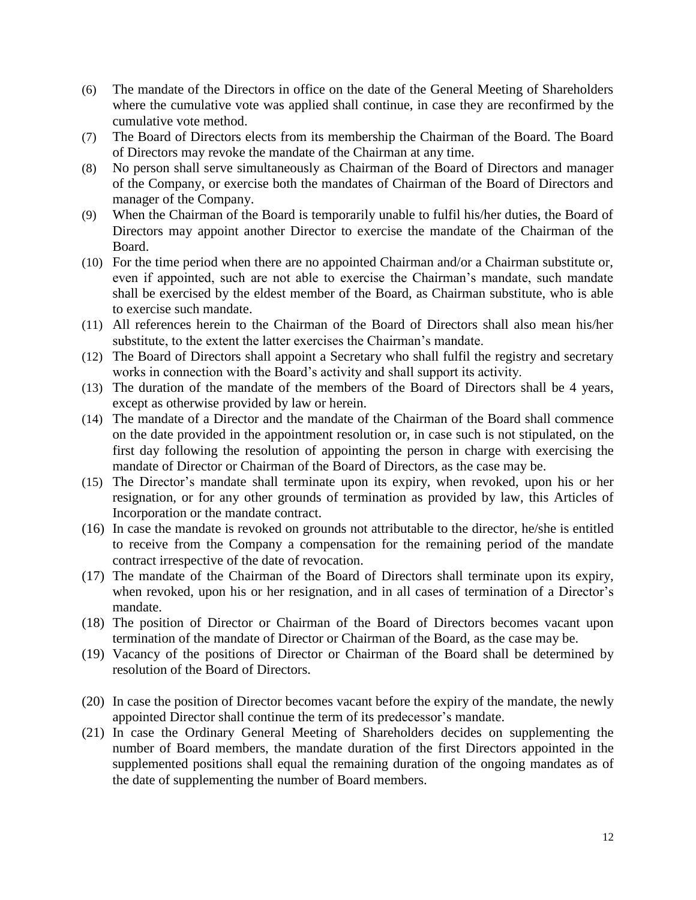(6) The mandate of the Directors in office on the date of the General Meeting of Shareholders where the cumulative vote was applied shall continue, in case they are reconfirmed by the cumulative vote method.

(7) The Board of Directors elects from its membership the Chairman of the Board. The Board of Directors may revoke the mandate of the Chairman at any time.

(8) No person shall serve simultaneously as Chairman of the Board of Directors and manager of the Company, or exercise both the mandates of Chairman of the Board of Directors and manager of the Company.

(9) When the Chairman of the Board is temporarily unable to fulfil his/her duties, the Board of Directors may appoint another Director to exercise the mandate of the Chairman of the Board.

(10) For the time period when there are no appointed Chairman and/or a Chairman substitute or, even if appointed, such are not able to exercise the Chairman's mandate, such mandate shall be exercised by the eldest member of the Board, as Chairman substitute, who is able to exercise such mandate.

(11) All references herein to the Chairman of the Board of Directors shall also mean his/her substitute, to the extent the latter exercises the Chairman's mandate.

(12) The Board of Directors shall appoint a Secretary who shall fulfil the registry and secretary works in connection with the Board's activity and shall support its activity.

(13) The duration of the mandate of the members of the Board of Directors shall be 4 years, except as otherwise provided by law or herein.

(14) The mandate of a Director and the mandate of the Chairman of the Board shall commence on the date provided in the appointment resolution or, in case such is not stipulated, on the first day following the resolution of appointing the person in charge with exercising the mandate of Director or Chairman of the Board of Directors, as the case may be.

(15) The Director's mandate shall terminate upon its expiry, when revoked, upon his or her resignation, or for any other grounds of termination as provided by law, this Articles of Incorporation or the mandate contract.

(16) In case the mandate is revoked on grounds not attributable to the director, he/she is entitled to receive from the Company a compensation for the remaining period of the mandate contract irrespective of the date of revocation.

(17) The mandate of the Chairman of the Board of Directors shall terminate upon its expiry, when revoked, upon his or her resignation, and in all cases of termination of a Director's mandate.

(18) The position of Director or Chairman of the Board of Directors becomes vacant upon termination of the mandate of Director or Chairman of the Board, as the case may be.

(19) Vacancy of the positions of Director or Chairman of the Board shall be determined by resolution of the Board of Directors.

(20) In case the position of Director becomes vacant before the expiry of the mandate, the newly appointed Director shall continue the term of its predecessor's mandate.

(21) In case the Ordinary General Meeting of Shareholders decides on supplementing the number of Board members, the mandate duration of the first Directors appointed in the supplemented positions shall equal the remaining duration of the ongoing mandates as of the date of supplementing the number of Board members.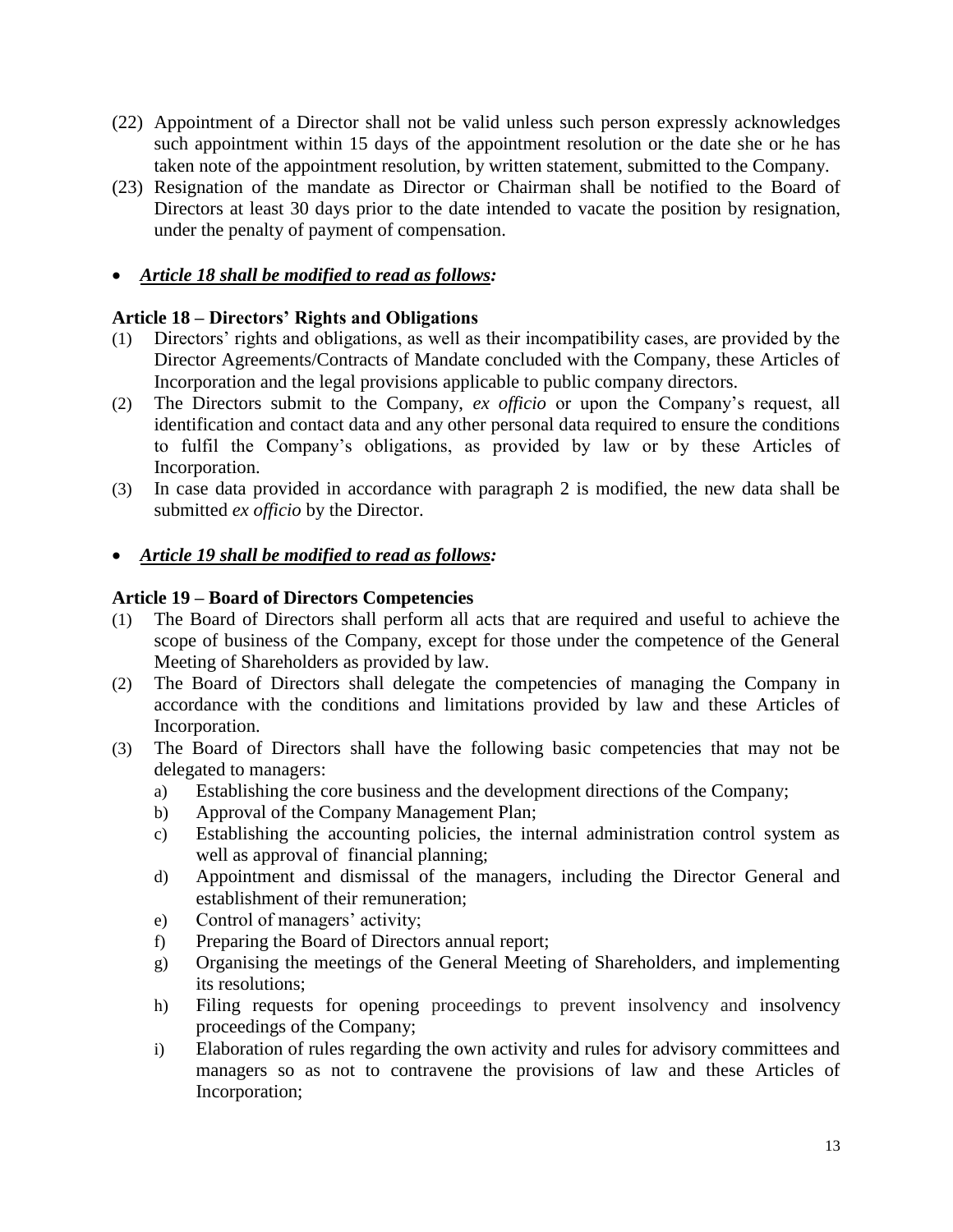(22) Appointment of a Director shall not be valid unless such person expressly acknowledges such appointment within 15 days of the appointment resolution or the date she or he has taken note of the appointment resolution, by written statement, submitted to the Company.

(23) Resignation of the mandate as Director or Chairman shall be notified to the Board of Directors at least 30 days prior to the date intended to vacate the position by resignation, under the penalty of payment of compensation.

- ***Article 18 shall be modified to read as follows:***

**Article 18 – Directors' Rights and Obligations**

(1) Directors' rights and obligations, as well as their incompatibility cases, are provided by the Director Agreements/Contracts of Mandate concluded with the Company, these Articles of Incorporation and the legal provisions applicable to public company directors.

(2) The Directors submit to the Company, *ex officio* or upon the Company's request, all identification and contact data and any other personal data required to ensure the conditions to fulfil the Company's obligations, as provided by law or by these Articles of Incorporation.

(3) In case data provided in accordance with paragraph 2 is modified, the new data shall be submitted *ex officio* by the Director.

- ***Article 19 shall be modified to read as follows:***

**Article 19 – Board of Directors Competencies**

(1) The Board of Directors shall perform all acts that are required and useful to achieve the scope of business of the Company, except for those under the competence of the General Meeting of Shareholders as provided by law.

(2) The Board of Directors shall delegate the competencies of managing the Company in accordance with the conditions and limitations provided by law and these Articles of Incorporation.

(3) The Board of Directors shall have the following basic competencies that may not be delegated to managers:

   a) Establishing the core business and the development directions of the Company;
   b) Approval of the Company Management Plan;
   c) Establishing the accounting policies, the internal administration control system as well as approval of financial planning;
   d) Appointment and dismissal of the managers, including the Director General and establishment of their remuneration;
   e) Control of managers' activity;
   f) Preparing the Board of Directors annual report;
   g) Organising the meetings of the General Meeting of Shareholders, and implementing its resolutions;
   h) Filing requests for opening proceedings to prevent insolvency and insolvency proceedings of the Company;
   i) Elaboration of rules regarding the own activity and rules for advisory committees and managers so as not to contravene the provisions of law and these Articles of Incorporation;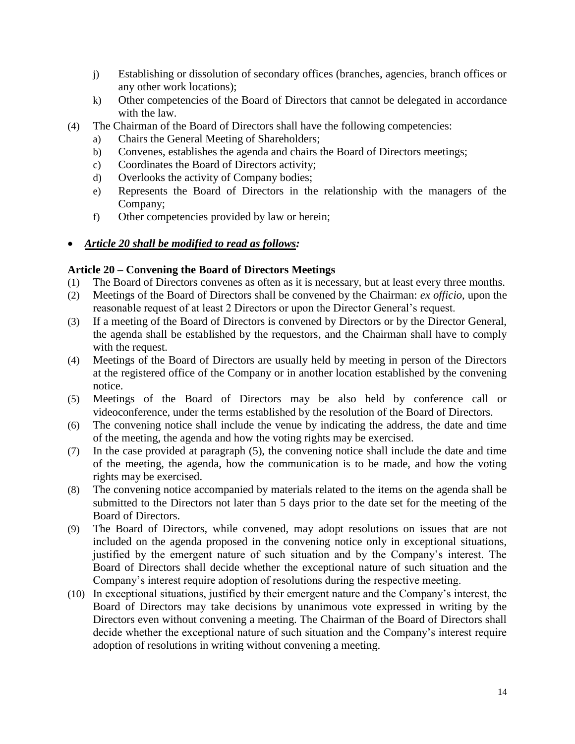j) Establishing or dissolution of secondary offices (branches, agencies, branch offices or any other work locations);
k) Other competencies of the Board of Directors that cannot be delegated in accordance with the law.

(4) The Chairman of the Board of Directors shall have the following competencies:
a) Chairs the General Meeting of Shareholders;
b) Convenes, establishes the agenda and chairs the Board of Directors meetings;
c) Coordinates the Board of Directors activity;
d) Overlooks the activity of Company bodies;
e) Represents the Board of Directors in the relationship with the managers of the Company;
f) Other competencies provided by law or herein;

- ***Article 20 shall be modified to read as follows:***

**Article 20 – Convening the Board of Directors Meetings**

(1) The Board of Directors convenes as often as it is necessary, but at least every three months.
(2) Meetings of the Board of Directors shall be convened by the Chairman: *ex officio*, upon the reasonable request of at least 2 Directors or upon the Director General's request.
(3) If a meeting of the Board of Directors is convened by Directors or by the Director General, the agenda shall be established by the requestors, and the Chairman shall have to comply with the request.
(4) Meetings of the Board of Directors are usually held by meeting in person of the Directors at the registered office of the Company or in another location established by the convening notice.
(5) Meetings of the Board of Directors may be also held by conference call or videoconference, under the terms established by the resolution of the Board of Directors.
(6) The convening notice shall include the venue by indicating the address, the date and time of the meeting, the agenda and how the voting rights may be exercised.
(7) In the case provided at paragraph (5), the convening notice shall include the date and time of the meeting, the agenda, how the communication is to be made, and how the voting rights may be exercised.
(8) The convening notice accompanied by materials related to the items on the agenda shall be submitted to the Directors not later than 5 days prior to the date set for the meeting of the Board of Directors.
(9) The Board of Directors, while convened, may adopt resolutions on issues that are not included on the agenda proposed in the convening notice only in exceptional situations, justified by the emergent nature of such situation and by the Company's interest. The Board of Directors shall decide whether the exceptional nature of such situation and the Company's interest require adoption of resolutions during the respective meeting.
(10) In exceptional situations, justified by their emergent nature and the Company's interest, the Board of Directors may take decisions by unanimous vote expressed in writing by the Directors even without convening a meeting. The Chairman of the Board of Directors shall decide whether the exceptional nature of such situation and the Company's interest require adoption of resolutions in writing without convening a meeting.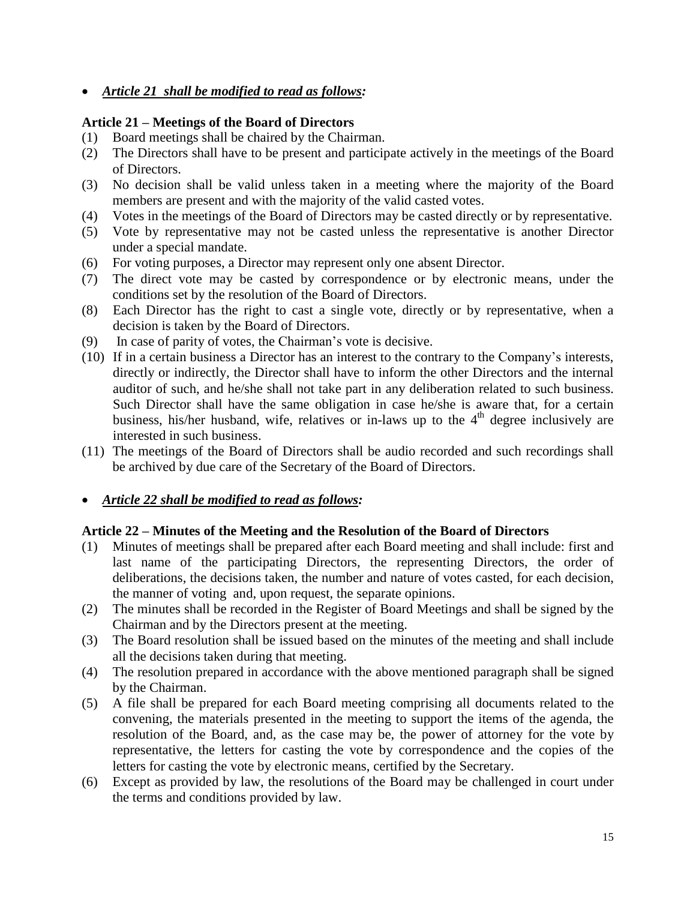- ***Article 21 shall be modified to read as follows:***

**Article 21 – Meetings of the Board of Directors**

(1) Board meetings shall be chaired by the Chairman.

(2) The Directors shall have to be present and participate actively in the meetings of the Board of Directors.

(3) No decision shall be valid unless taken in a meeting where the majority of the Board members are present and with the majority of the valid casted votes.

(4) Votes in the meetings of the Board of Directors may be casted directly or by representative.

(5) Vote by representative may not be casted unless the representative is another Director under a special mandate.

(6) For voting purposes, a Director may represent only one absent Director.

(7) The direct vote may be casted by correspondence or by electronic means, under the conditions set by the resolution of the Board of Directors.

(8) Each Director has the right to cast a single vote, directly or by representative, when a decision is taken by the Board of Directors.

(9) In case of parity of votes, the Chairman's vote is decisive.

(10) If in a certain business a Director has an interest to the contrary to the Company's interests, directly or indirectly, the Director shall have to inform the other Directors and the internal auditor of such, and he/she shall not take part in any deliberation related to such business. Such Director shall have the same obligation in case he/she is aware that, for a certain business, his/her husband, wife, relatives or in-laws up to the 4th degree inclusively are interested in such business.

(11) The meetings of the Board of Directors shall be audio recorded and such recordings shall be archived by due care of the Secretary of the Board of Directors.

- ***Article 22 shall be modified to read as follows:***

**Article 22 – Minutes of the Meeting and the Resolution of the Board of Directors**

(1) Minutes of meetings shall be prepared after each Board meeting and shall include: first and last name of the participating Directors, the representing Directors, the order of deliberations, the decisions taken, the number and nature of votes casted, for each decision, the manner of voting and, upon request, the separate opinions.

(2) The minutes shall be recorded in the Register of Board Meetings and shall be signed by the Chairman and by the Directors present at the meeting.

(3) The Board resolution shall be issued based on the minutes of the meeting and shall include all the decisions taken during that meeting.

(4) The resolution prepared in accordance with the above mentioned paragraph shall be signed by the Chairman.

(5) A file shall be prepared for each Board meeting comprising all documents related to the convening, the materials presented in the meeting to support the items of the agenda, the resolution of the Board, and, as the case may be, the power of attorney for the vote by representative, the letters for casting the vote by correspondence and the copies of the letters for casting the vote by electronic means, certified by the Secretary.

(6) Except as provided by law, the resolutions of the Board may be challenged in court under the terms and conditions provided by law.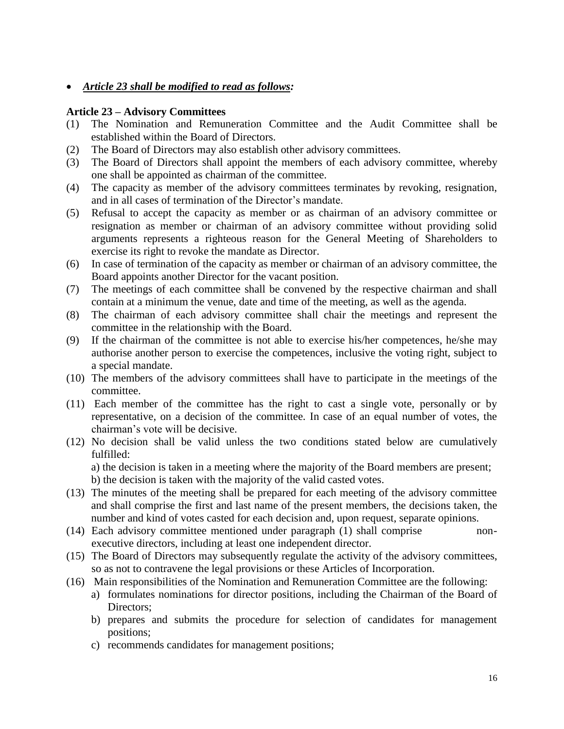- ***Article 23 shall be modified to read as follows:***

**Article 23 – Advisory Committees**

(1) The Nomination and Remuneration Committee and the Audit Committee shall be established within the Board of Directors.

(2) The Board of Directors may also establish other advisory committees.

(3) The Board of Directors shall appoint the members of each advisory committee, whereby one shall be appointed as chairman of the committee.

(4) The capacity as member of the advisory committees terminates by revoking, resignation, and in all cases of termination of the Director's mandate.

(5) Refusal to accept the capacity as member or as chairman of an advisory committee or resignation as member or chairman of an advisory committee without providing solid arguments represents a righteous reason for the General Meeting of Shareholders to exercise its right to revoke the mandate as Director.

(6) In case of termination of the capacity as member or chairman of an advisory committee, the Board appoints another Director for the vacant position.

(7) The meetings of each committee shall be convened by the respective chairman and shall contain at a minimum the venue, date and time of the meeting, as well as the agenda.

(8) The chairman of each advisory committee shall chair the meetings and represent the committee in the relationship with the Board.

(9) If the chairman of the committee is not able to exercise his/her competences, he/she may authorise another person to exercise the competences, inclusive the voting right, subject to a special mandate.

(10) The members of the advisory committees shall have to participate in the meetings of the committee.

(11) Each member of the committee has the right to cast a single vote, personally or by representative, on a decision of the committee. In case of an equal number of votes, the chairman's vote will be decisive.

(12) No decision shall be valid unless the two conditions stated below are cumulatively fulfilled:
a) the decision is taken in a meeting where the majority of the Board members are present;
b) the decision is taken with the majority of the valid casted votes.

(13) The minutes of the meeting shall be prepared for each meeting of the advisory committee and shall comprise the first and last name of the present members, the decisions taken, the number and kind of votes casted for each decision and, upon request, separate opinions.

(14) Each advisory committee mentioned under paragraph (1) shall comprise non-executive directors, including at least one independent director.

(15) The Board of Directors may subsequently regulate the activity of the advisory committees, so as not to contravene the legal provisions or these Articles of Incorporation.

(16) Main responsibilities of the Nomination and Remuneration Committee are the following:
a) formulates nominations for director positions, including the Chairman of the Board of Directors;
b) prepares and submits the procedure for selection of candidates for management positions;
c) recommends candidates for management positions;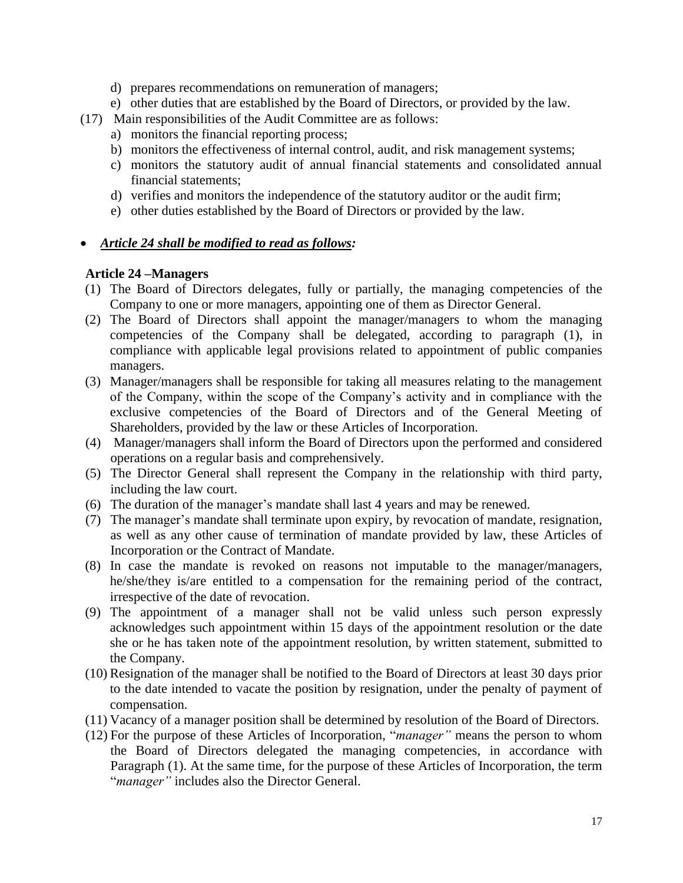d) prepares recommendations on remuneration of managers;
e) other duties that are established by the Board of Directors, or provided by the law.

(17) Main responsibilities of the Audit Committee are as follows:
a) monitors the financial reporting process;
b) monitors the effectiveness of internal control, audit, and risk management systems;
c) monitors the statutory audit of annual financial statements and consolidated annual financial statements;
d) verifies and monitors the independence of the statutory auditor or the audit firm;
e) other duties established by the Board of Directors or provided by the law.

- ***Article 24 shall be modified to read as follows:***

**Article 24 –Managers**

(1) The Board of Directors delegates, fully or partially, the managing competencies of the Company to one or more managers, appointing one of them as Director General.
(2) The Board of Directors shall appoint the manager/managers to whom the managing competencies of the Company shall be delegated, according to paragraph (1), in compliance with applicable legal provisions related to appointment of public companies managers.
(3) Manager/managers shall be responsible for taking all measures relating to the management of the Company, within the scope of the Company's activity and in compliance with the exclusive competencies of the Board of Directors and of the General Meeting of Shareholders, provided by the law or these Articles of Incorporation.
(4) Manager/managers shall inform the Board of Directors upon the performed and considered operations on a regular basis and comprehensively.
(5) The Director General shall represent the Company in the relationship with third party, including the law court.
(6) The duration of the manager's mandate shall last 4 years and may be renewed.
(7) The manager's mandate shall terminate upon expiry, by revocation of mandate, resignation, as well as any other cause of termination of mandate provided by law, these Articles of Incorporation or the Contract of Mandate.
(8) In case the mandate is revoked on reasons not imputable to the manager/managers, he/she/they is/are entitled to a compensation for the remaining period of the contract, irrespective of the date of revocation.
(9) The appointment of a manager shall not be valid unless such person expressly acknowledges such appointment within 15 days of the appointment resolution or the date she or he has taken note of the appointment resolution, by written statement, submitted to the Company.
(10) Resignation of the manager shall be notified to the Board of Directors at least 30 days prior to the date intended to vacate the position by resignation, under the penalty of payment of compensation.
(11) Vacancy of a manager position shall be determined by resolution of the Board of Directors.
(12) For the purpose of these Articles of Incorporation, "*manager*" means the person to whom the Board of Directors delegated the managing competencies, in accordance with Paragraph (1). At the same time, for the purpose of these Articles of Incorporation, the term "*manager*" includes also the Director General.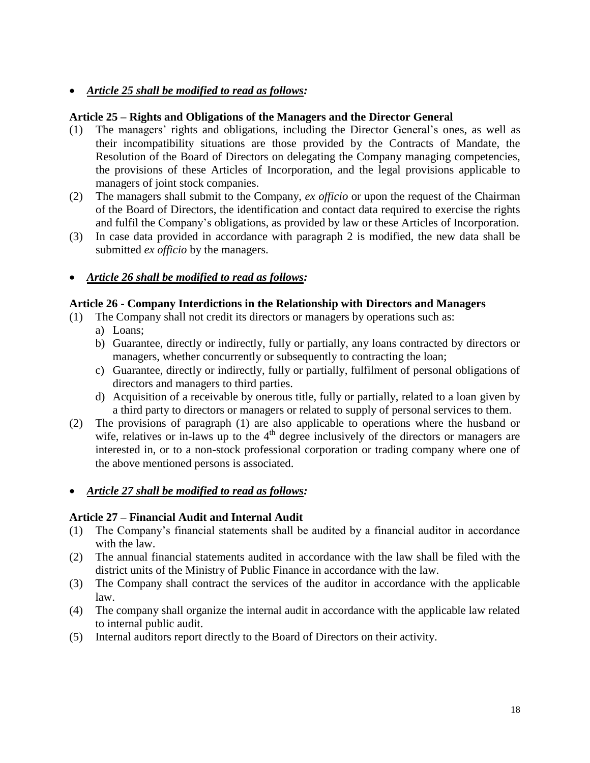- ***Article 25 shall be modified to read as follows:***

**Article 25 – Rights and Obligations of the Managers and the Director General**

(1) The managers' rights and obligations, including the Director General's ones, as well as their incompatibility situations are those provided by the Contracts of Mandate, the Resolution of the Board of Directors on delegating the Company managing competencies, the provisions of these Articles of Incorporation, and the legal provisions applicable to managers of joint stock companies.

(2) The managers shall submit to the Company, *ex officio* or upon the request of the Chairman of the Board of Directors, the identification and contact data required to exercise the rights and fulfil the Company's obligations, as provided by law or these Articles of Incorporation.

(3) In case data provided in accordance with paragraph 2 is modified, the new data shall be submitted *ex officio* by the managers.

- ***Article 26 shall be modified to read as follows:***

**Article 26 - Company Interdictions in the Relationship with Directors and Managers**

(1) The Company shall not credit its directors or managers by operations such as:
   a) Loans;
   b) Guarantee, directly or indirectly, fully or partially, any loans contracted by directors or managers, whether concurrently or subsequently to contracting the loan;
   c) Guarantee, directly or indirectly, fully or partially, fulfilment of personal obligations of directors and managers to third parties.
   d) Acquisition of a receivable by onerous title, fully or partially, related to a loan given by a third party to directors or managers or related to supply of personal services to them.

(2) The provisions of paragraph (1) are also applicable to operations where the husband or wife, relatives or in-laws up to the 4th degree inclusively of the directors or managers are interested in, or to a non-stock professional corporation or trading company where one of the above mentioned persons is associated.

- ***Article 27 shall be modified to read as follows:***

**Article 27 – Financial Audit and Internal Audit**

(1) The Company's financial statements shall be audited by a financial auditor in accordance with the law.

(2) The annual financial statements audited in accordance with the law shall be filed with the district units of the Ministry of Public Finance in accordance with the law.

(3) The Company shall contract the services of the auditor in accordance with the applicable law.

(4) The company shall organize the internal audit in accordance with the applicable law related to internal public audit.

(5) Internal auditors report directly to the Board of Directors on their activity.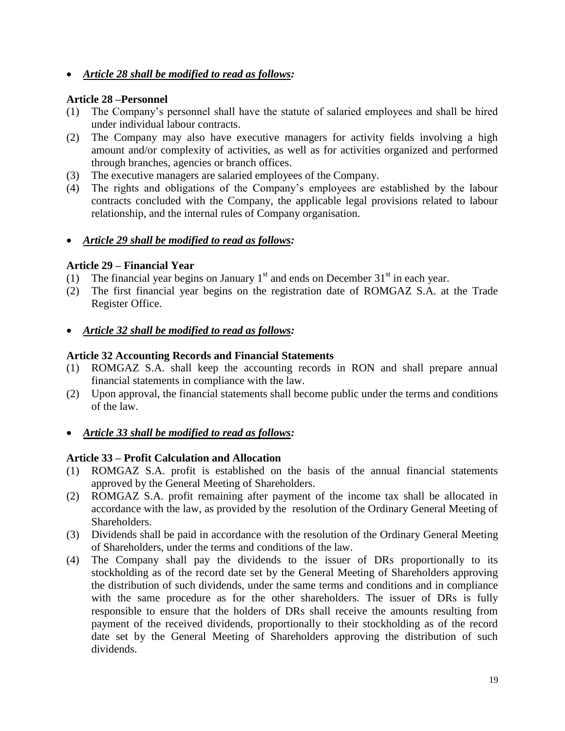- ***Article 28 shall be modified to read as follows:***

**Article 28 –Personnel**

(1) The Company's personnel shall have the statute of salaried employees and shall be hired under individual labour contracts.

(2) The Company may also have executive managers for activity fields involving a high amount and/or complexity of activities, as well as for activities organized and performed through branches, agencies or branch offices.

(3) The executive managers are salaried employees of the Company.

(4) The rights and obligations of the Company's employees are established by the labour contracts concluded with the Company, the applicable legal provisions related to labour relationship, and the internal rules of Company organisation.

- ***Article 29 shall be modified to read as follows:***

**Article 29 – Financial Year**

(1) The financial year begins on January 1st and ends on December 31st in each year.

(2) The first financial year begins on the registration date of ROMGAZ S.A. at the Trade Register Office.

- ***Article 32 shall be modified to read as follows:***

**Article 32 Accounting Records and Financial Statements**

(1) ROMGAZ S.A. shall keep the accounting records in RON and shall prepare annual financial statements in compliance with the law.

(2) Upon approval, the financial statements shall become public under the terms and conditions of the law.

- ***Article 33 shall be modified to read as follows:***

**Article 33 – Profit Calculation and Allocation**

(1) ROMGAZ S.A. profit is established on the basis of the annual financial statements approved by the General Meeting of Shareholders.

(2) ROMGAZ S.A. profit remaining after payment of the income tax shall be allocated in accordance with the law, as provided by the resolution of the Ordinary General Meeting of Shareholders.

(3) Dividends shall be paid in accordance with the resolution of the Ordinary General Meeting of Shareholders, under the terms and conditions of the law.

(4) The Company shall pay the dividends to the issuer of DRs proportionally to its stockholding as of the record date set by the General Meeting of Shareholders approving the distribution of such dividends, under the same terms and conditions and in compliance with the same procedure as for the other shareholders. The issuer of DRs is fully responsible to ensure that the holders of DRs shall receive the amounts resulting from payment of the received dividends, proportionally to their stockholding as of the record date set by the General Meeting of Shareholders approving the distribution of such dividends.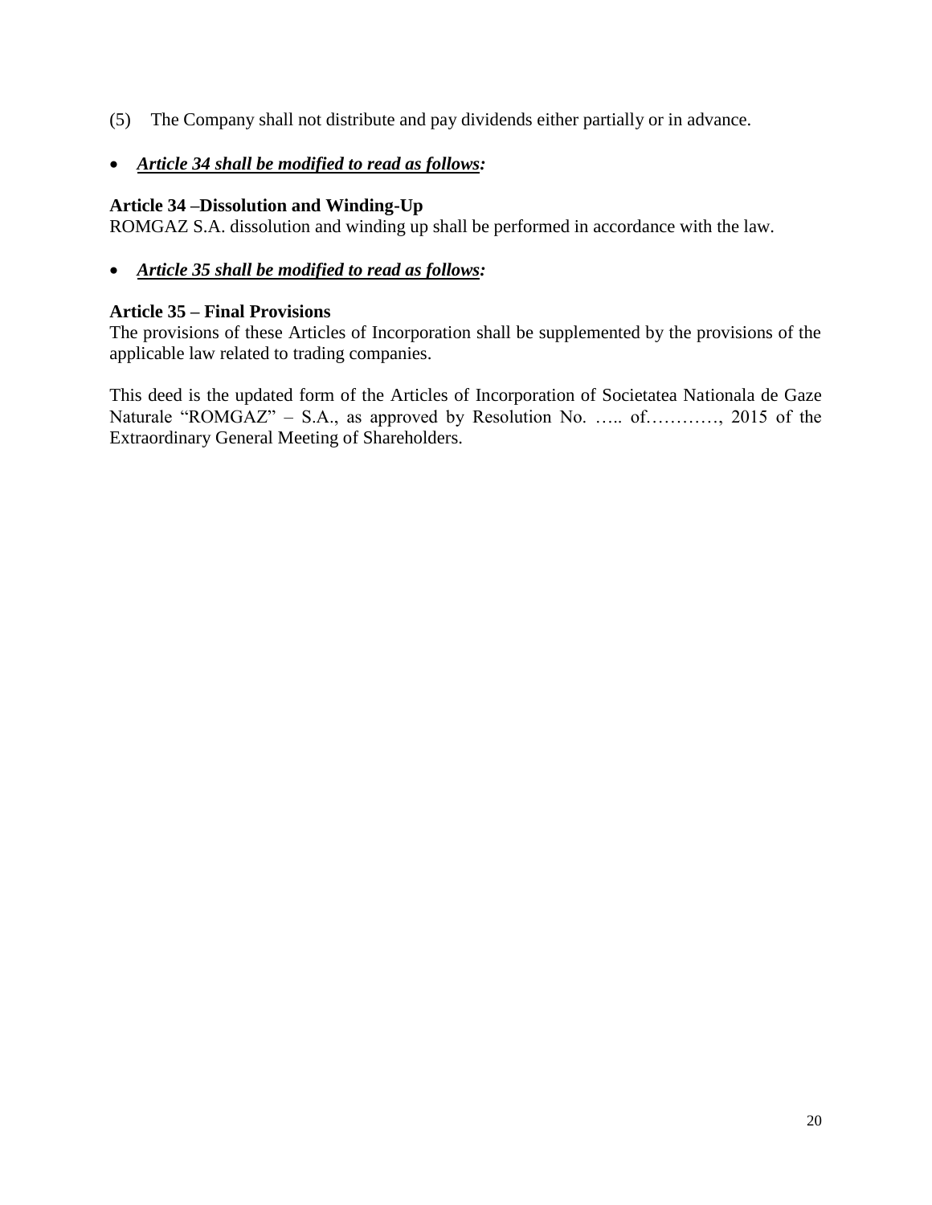(5) The Company shall not distribute and pay dividends either partially or in advance.

- ***Article 34 shall be modified to read as follows:***

**Article 34 –Dissolution and Winding-Up**

ROMGAZ S.A. dissolution and winding up shall be performed in accordance with the law.

- ***Article 35 shall be modified to read as follows:***

**Article 35 – Final Provisions**

The provisions of these Articles of Incorporation shall be supplemented by the provisions of the applicable law related to trading companies.

This deed is the updated form of the Articles of Incorporation of Societatea Nationala de Gaze Naturale "ROMGAZ" – S.A., as approved by Resolution No. ….. of…………, 2015 of the Extraordinary General Meeting of Shareholders.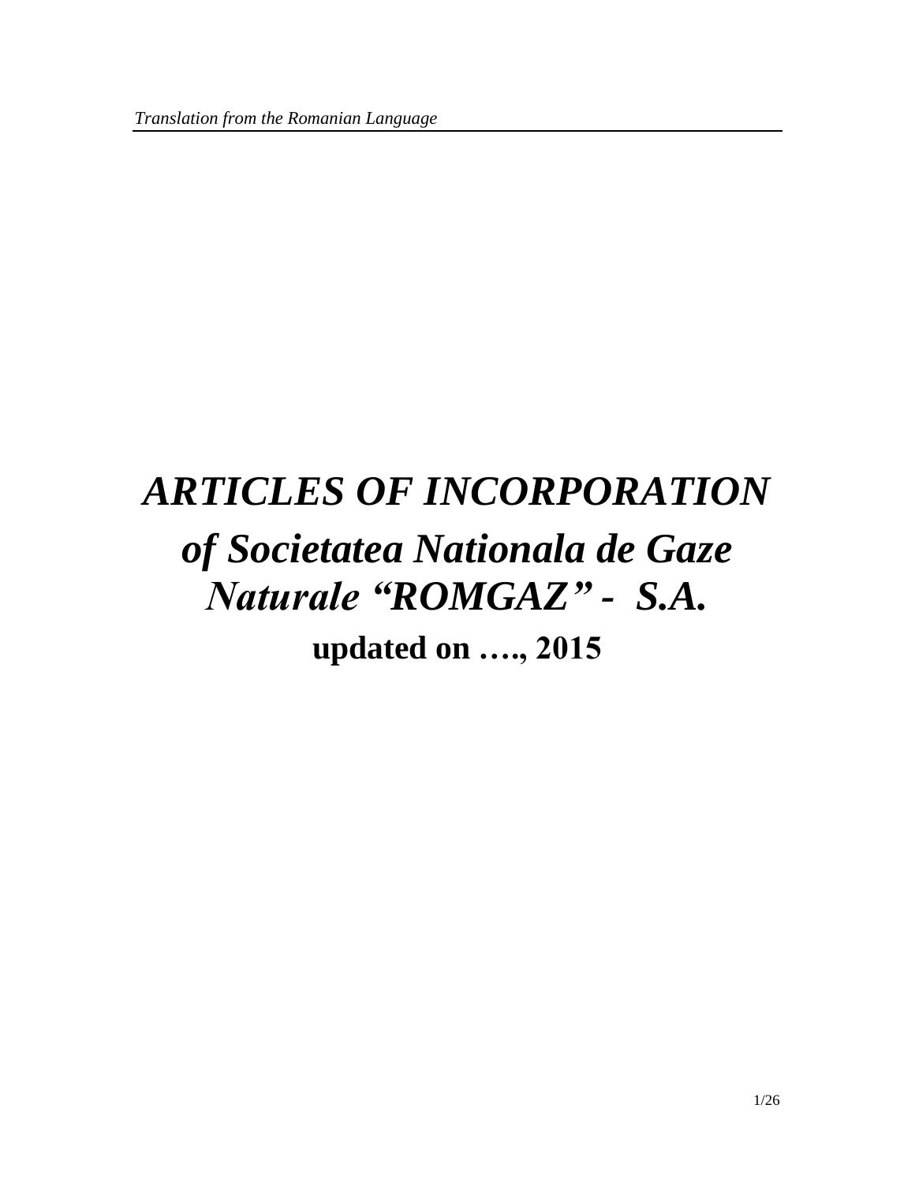*Translation from the Romanian Language*

# *ARTICLES OF INCORPORATION*

# *of Societatea Nationala de Gaze Naturale “ROMGAZ” - S.A.*

**updated on …., 2015**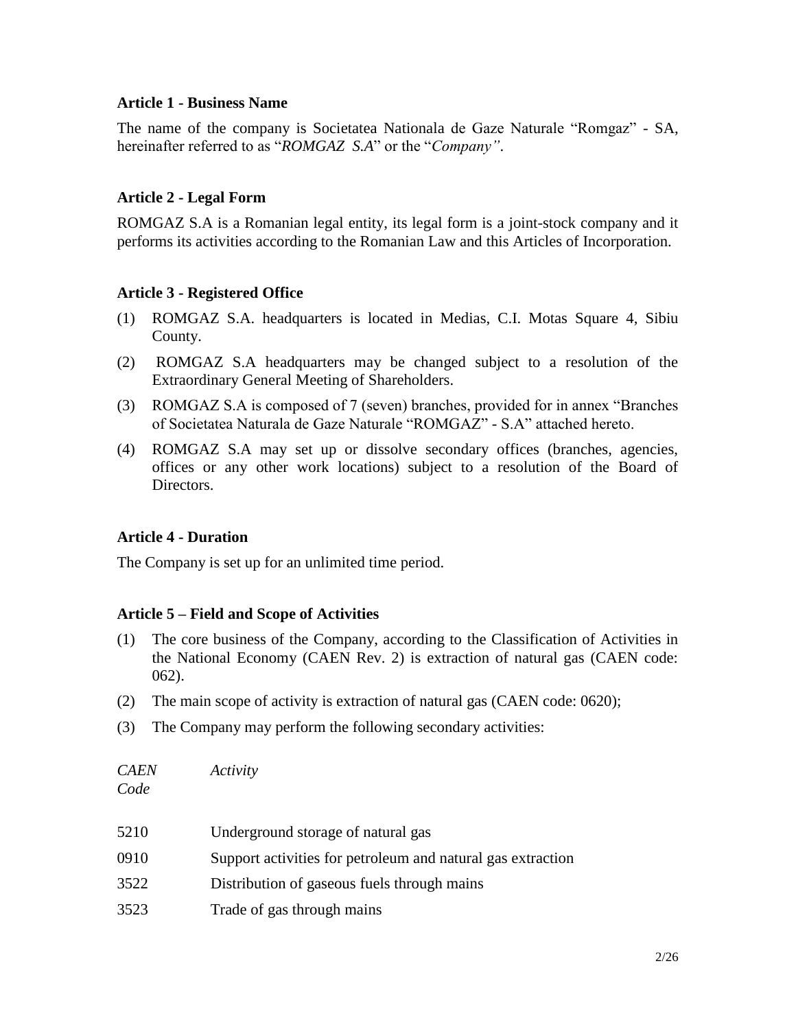### Article 1 - Business Name

The name of the company is Societatea Nationala de Gaze Naturale "Romgaz" - SA, hereinafter referred to as "*ROMGAZ S.A*" or the "*Company"*.

### Article 2 - Legal Form

ROMGAZ S.A is a Romanian legal entity, its legal form is a joint-stock company and it performs its activities according to the Romanian Law and this Articles of Incorporation.

### Article 3 - Registered Office

(1) ROMGAZ S.A. headquarters is located in Medias, C.I. Motas Square 4, Sibiu County.

(2) ROMGAZ S.A headquarters may be changed subject to a resolution of the Extraordinary General Meeting of Shareholders.

(3) ROMGAZ S.A is composed of 7 (seven) branches, provided for in annex "Branches of Societatea Naturala de Gaze Naturale "ROMGAZ" - S.A" attached hereto.

(4) ROMGAZ S.A may set up or dissolve secondary offices (branches, agencies, offices or any other work locations) subject to a resolution of the Board of Directors.

### Article 4 - Duration

The Company is set up for an unlimited time period.

### Article 5 – Field and Scope of Activities

(1) The core business of the Company, according to the Classification of Activities in the National Economy (CAEN Rev. 2) is extraction of natural gas (CAEN code: 062).

(2) The main scope of activity is extraction of natural gas (CAEN code: 0620);

(3) The Company may perform the following secondary activities:

| *CAEN Code* | *Activity* |
|---|---|
| 5210 | Underground storage of natural gas |
| 0910 | Support activities for petroleum and natural gas extraction |
| 3522 | Distribution of gaseous fuels through mains |
| 3523 | Trade of gas through mains |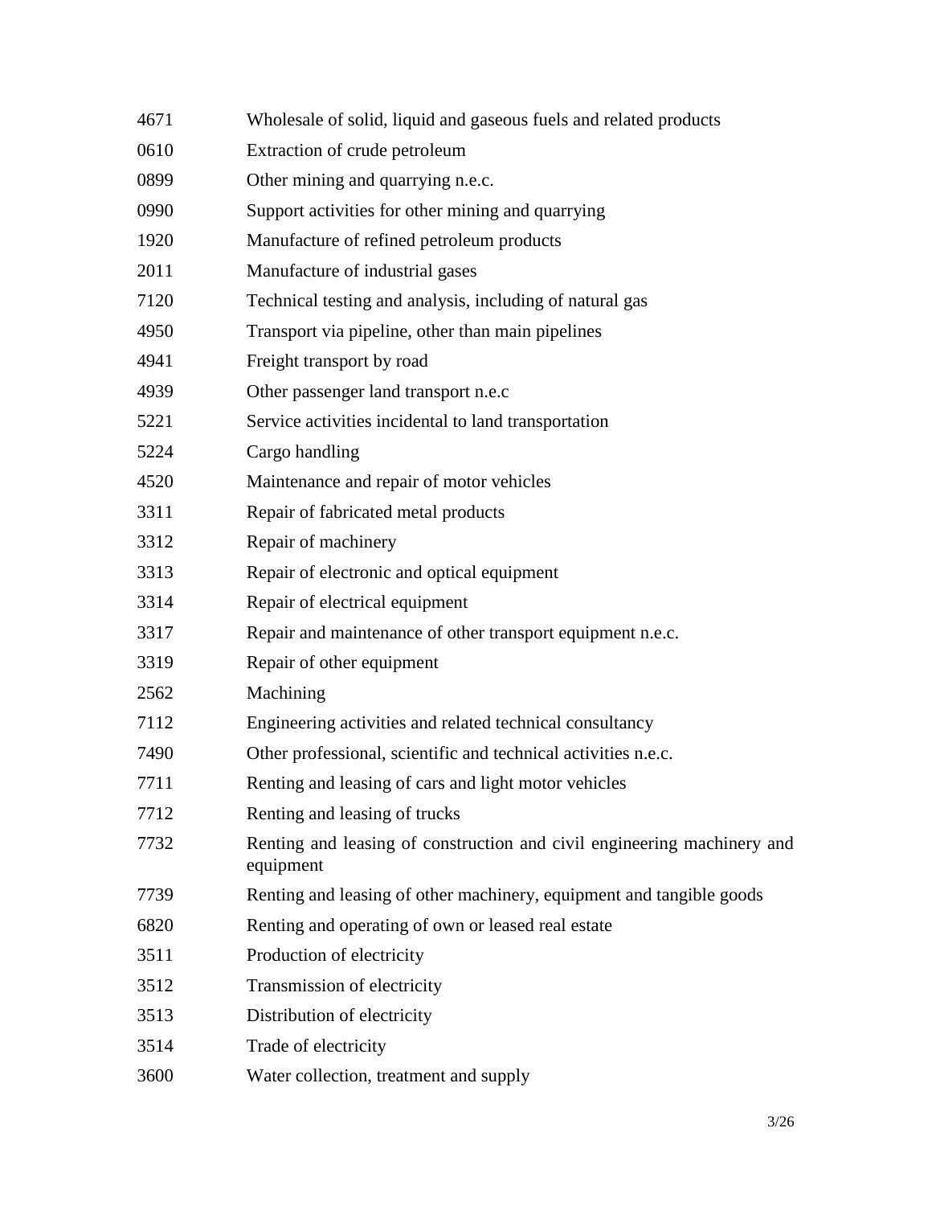| | |
|---|---|
| 4671 | Wholesale of solid, liquid and gaseous fuels and related products |
| 0610 | Extraction of crude petroleum |
| 0899 | Other mining and quarrying n.e.c. |
| 0990 | Support activities for other mining and quarrying |
| 1920 | Manufacture of refined petroleum products |
| 2011 | Manufacture of industrial gases |
| 7120 | Technical testing and analysis, including of natural gas |
| 4950 | Transport via pipeline, other than main pipelines |
| 4941 | Freight transport by road |
| 4939 | Other passenger land transport n.e.c |
| 5221 | Service activities incidental to land transportation |
| 5224 | Cargo handling |
| 4520 | Maintenance and repair of motor vehicles |
| 3311 | Repair of fabricated metal products |
| 3312 | Repair of machinery |
| 3313 | Repair of electronic and optical equipment |
| 3314 | Repair of electrical equipment |
| 3317 | Repair and maintenance of other transport equipment n.e.c. |
| 3319 | Repair of other equipment |
| 2562 | Machining |
| 7112 | Engineering activities and related technical consultancy |
| 7490 | Other professional, scientific and technical activities n.e.c. |
| 7711 | Renting and leasing of cars and light motor vehicles |
| 7712 | Renting and leasing of trucks |
| 7732 | Renting and leasing of construction and civil engineering machinery and equipment |
| 7739 | Renting and leasing of other machinery, equipment and tangible goods |
| 6820 | Renting and operating of own or leased real estate |
| 3511 | Production of electricity |
| 3512 | Transmission of electricity |
| 3513 | Distribution of electricity |
| 3514 | Trade of electricity |
| 3600 | Water collection, treatment and supply |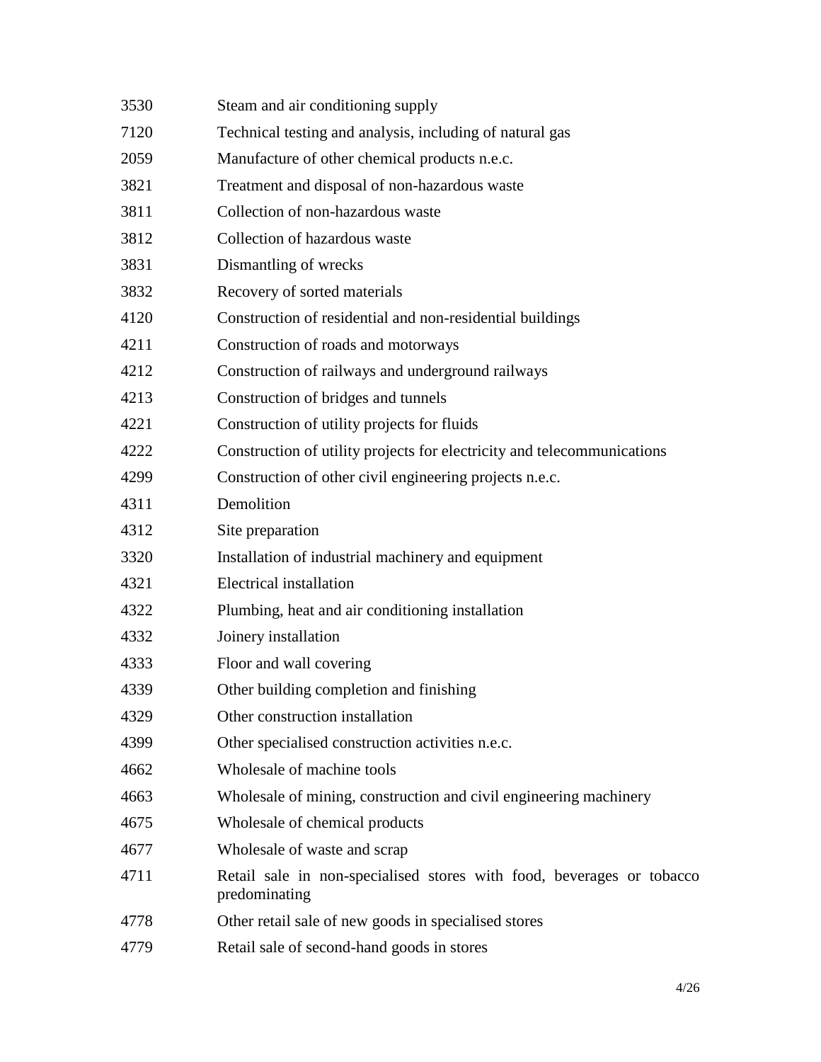| | |
|---|---|
| 3530 | Steam and air conditioning supply |
| 7120 | Technical testing and analysis, including of natural gas |
| 2059 | Manufacture of other chemical products n.e.c. |
| 3821 | Treatment and disposal of non-hazardous waste |
| 3811 | Collection of non-hazardous waste |
| 3812 | Collection of hazardous waste |
| 3831 | Dismantling of wrecks |
| 3832 | Recovery of sorted materials |
| 4120 | Construction of residential and non-residential buildings |
| 4211 | Construction of roads and motorways |
| 4212 | Construction of railways and underground railways |
| 4213 | Construction of bridges and tunnels |
| 4221 | Construction of utility projects for fluids |
| 4222 | Construction of utility projects for electricity and telecommunications |
| 4299 | Construction of other civil engineering projects n.e.c. |
| 4311 | Demolition |
| 4312 | Site preparation |
| 3320 | Installation of industrial machinery and equipment |
| 4321 | Electrical installation |
| 4322 | Plumbing, heat and air conditioning installation |
| 4332 | Joinery installation |
| 4333 | Floor and wall covering |
| 4339 | Other building completion and finishing |
| 4329 | Other construction installation |
| 4399 | Other specialised construction activities n.e.c. |
| 4662 | Wholesale of machine tools |
| 4663 | Wholesale of mining, construction and civil engineering machinery |
| 4675 | Wholesale of chemical products |
| 4677 | Wholesale of waste and scrap |
| 4711 | Retail sale in non-specialised stores with food, beverages or tobacco predominating |
| 4778 | Other retail sale of new goods in specialised stores |
| 4779 | Retail sale of second-hand goods in stores |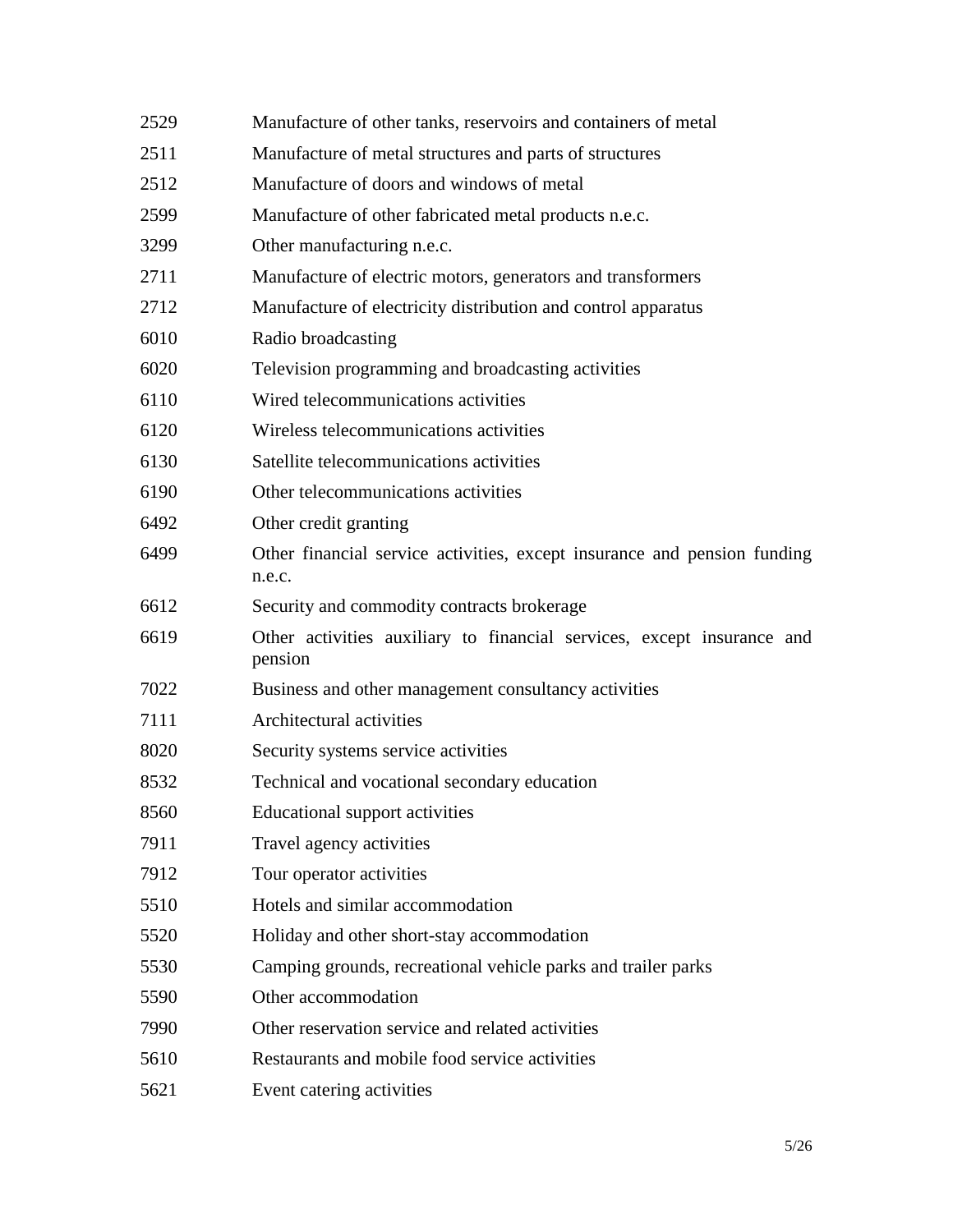| | |
|---|---|
| 2529 | Manufacture of other tanks, reservoirs and containers of metal |
| 2511 | Manufacture of metal structures and parts of structures |
| 2512 | Manufacture of doors and windows of metal |
| 2599 | Manufacture of other fabricated metal products n.e.c. |
| 3299 | Other manufacturing n.e.c. |
| 2711 | Manufacture of electric motors, generators and transformers |
| 2712 | Manufacture of electricity distribution and control apparatus |
| 6010 | Radio broadcasting |
| 6020 | Television programming and broadcasting activities |
| 6110 | Wired telecommunications activities |
| 6120 | Wireless telecommunications activities |
| 6130 | Satellite telecommunications activities |
| 6190 | Other telecommunications activities |
| 6492 | Other credit granting |
| 6499 | Other financial service activities, except insurance and pension funding n.e.c. |
| 6612 | Security and commodity contracts brokerage |
| 6619 | Other activities auxiliary to financial services, except insurance and pension |
| 7022 | Business and other management consultancy activities |
| 7111 | Architectural activities |
| 8020 | Security systems service activities |
| 8532 | Technical and vocational secondary education |
| 8560 | Educational support activities |
| 7911 | Travel agency activities |
| 7912 | Tour operator activities |
| 5510 | Hotels and similar accommodation |
| 5520 | Holiday and other short-stay accommodation |
| 5530 | Camping grounds, recreational vehicle parks and trailer parks |
| 5590 | Other accommodation |
| 7990 | Other reservation service and related activities |
| 5610 | Restaurants and mobile food service activities |
| 5621 | Event catering activities |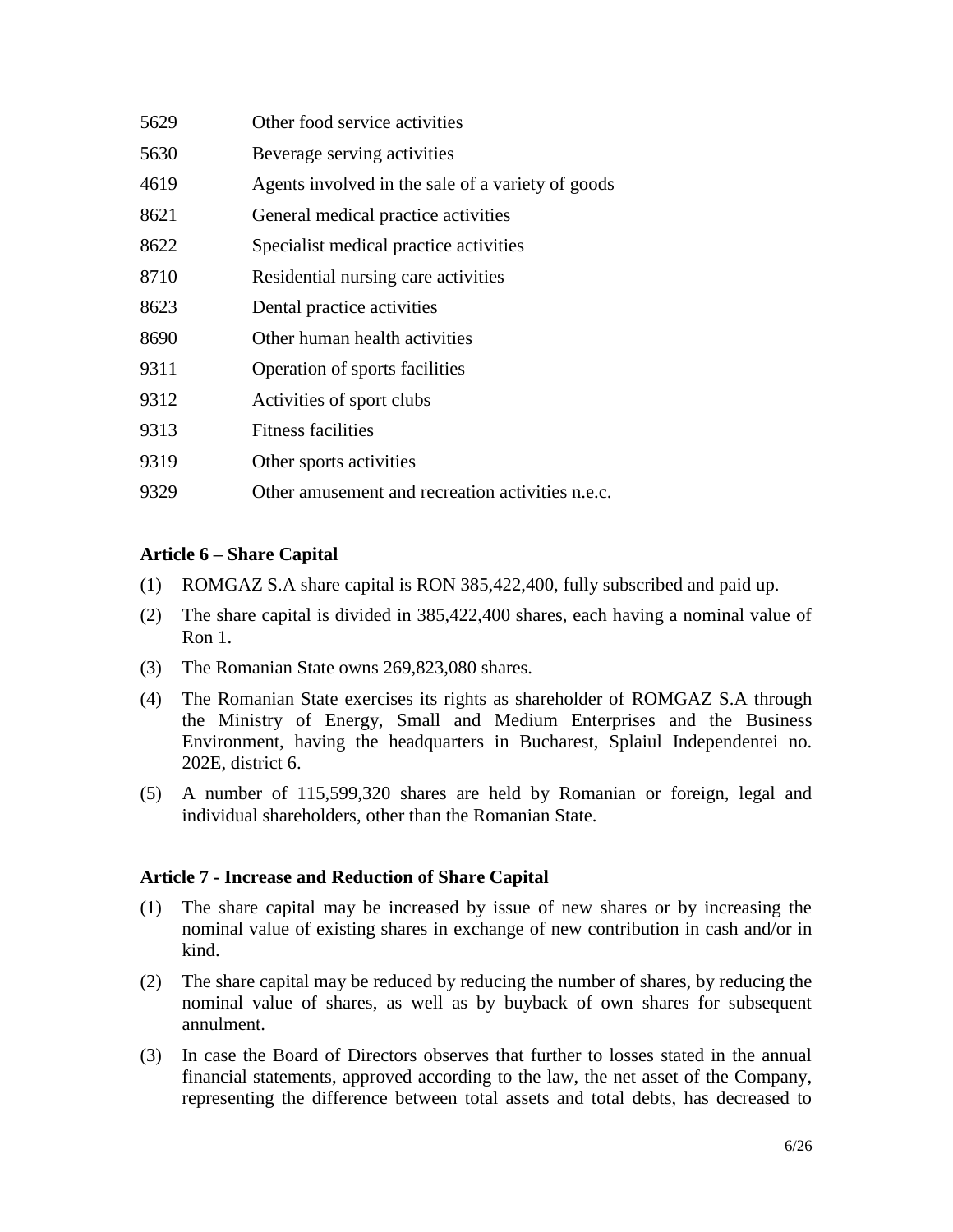| | |
|---|---|
| 5629 | Other food service activities |
| 5630 | Beverage serving activities |
| 4619 | Agents involved in the sale of a variety of goods |
| 8621 | General medical practice activities |
| 8622 | Specialist medical practice activities |
| 8710 | Residential nursing care activities |
| 8623 | Dental practice activities |
| 8690 | Other human health activities |
| 9311 | Operation of sports facilities |
| 9312 | Activities of sport clubs |
| 9313 | Fitness facilities |
| 9319 | Other sports activities |
| 9329 | Other amusement and recreation activities n.e.c. |

**Article 6 – Share Capital**

(1) ROMGAZ S.A share capital is RON 385,422,400, fully subscribed and paid up.

(2) The share capital is divided in 385,422,400 shares, each having a nominal value of Ron 1.

(3) The Romanian State owns 269,823,080 shares.

(4) The Romanian State exercises its rights as shareholder of ROMGAZ S.A through the Ministry of Energy, Small and Medium Enterprises and the Business Environment, having the headquarters in Bucharest, Splaiul Independentei no. 202E, district 6.

(5) A number of 115,599,320 shares are held by Romanian or foreign, legal and individual shareholders, other than the Romanian State.

**Article 7 - Increase and Reduction of Share Capital**

(1) The share capital may be increased by issue of new shares or by increasing the nominal value of existing shares in exchange of new contribution in cash and/or in kind.

(2) The share capital may be reduced by reducing the number of shares, by reducing the nominal value of shares, as well as by buyback of own shares for subsequent annulment.

(3) In case the Board of Directors observes that further to losses stated in the annual financial statements, approved according to the law, the net asset of the Company, representing the difference between total assets and total debts, has decreased to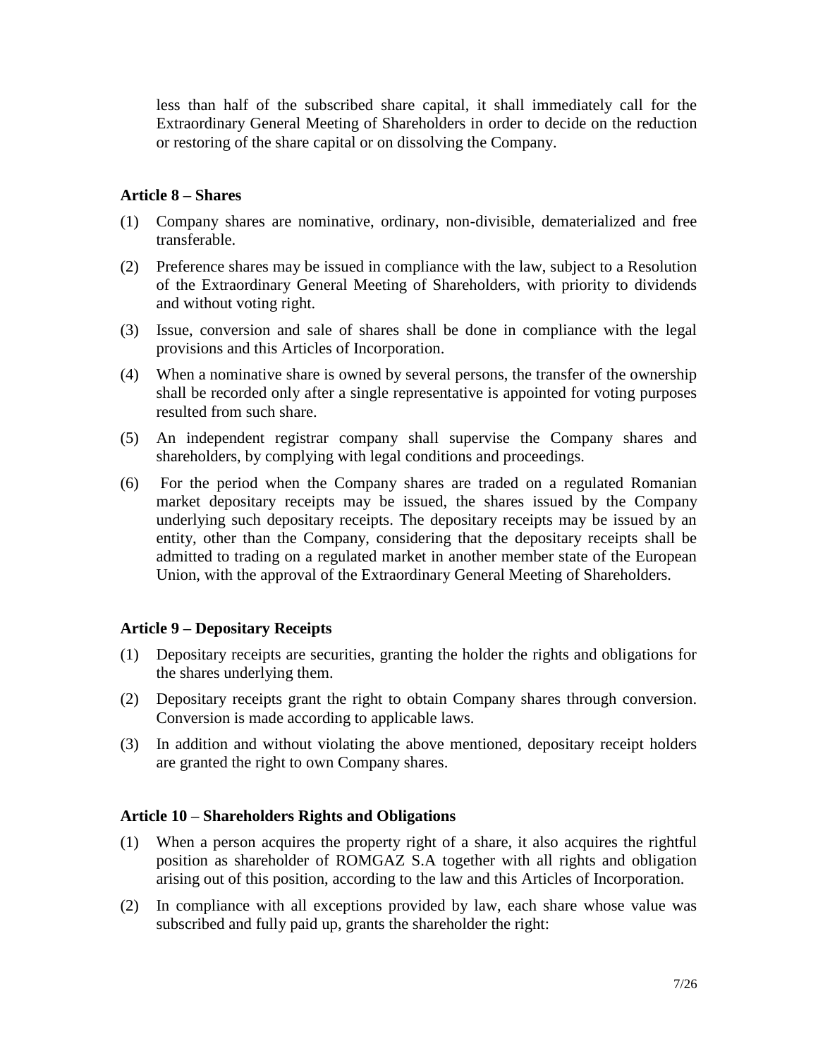less than half of the subscribed share capital, it shall immediately call for the Extraordinary General Meeting of Shareholders in order to decide on the reduction or restoring of the share capital or on dissolving the Company.

### Article 8 – Shares

(1) Company shares are nominative, ordinary, non-divisible, dematerialized and free transferable.

(2) Preference shares may be issued in compliance with the law, subject to a Resolution of the Extraordinary General Meeting of Shareholders, with priority to dividends and without voting right.

(3) Issue, conversion and sale of shares shall be done in compliance with the legal provisions and this Articles of Incorporation.

(4) When a nominative share is owned by several persons, the transfer of the ownership shall be recorded only after a single representative is appointed for voting purposes resulted from such share.

(5) An independent registrar company shall supervise the Company shares and shareholders, by complying with legal conditions and proceedings.

(6) For the period when the Company shares are traded on a regulated Romanian market depositary receipts may be issued, the shares issued by the Company underlying such depositary receipts. The depositary receipts may be issued by an entity, other than the Company, considering that the depositary receipts shall be admitted to trading on a regulated market in another member state of the European Union, with the approval of the Extraordinary General Meeting of Shareholders.

### Article 9 – Depositary Receipts

(1) Depositary receipts are securities, granting the holder the rights and obligations for the shares underlying them.

(2) Depositary receipts grant the right to obtain Company shares through conversion. Conversion is made according to applicable laws.

(3) In addition and without violating the above mentioned, depositary receipt holders are granted the right to own Company shares.

### Article 10 – Shareholders Rights and Obligations

(1) When a person acquires the property right of a share, it also acquires the rightful position as shareholder of ROMGAZ S.A together with all rights and obligation arising out of this position, according to the law and this Articles of Incorporation.

(2) In compliance with all exceptions provided by law, each share whose value was subscribed and fully paid up, grants the shareholder the right: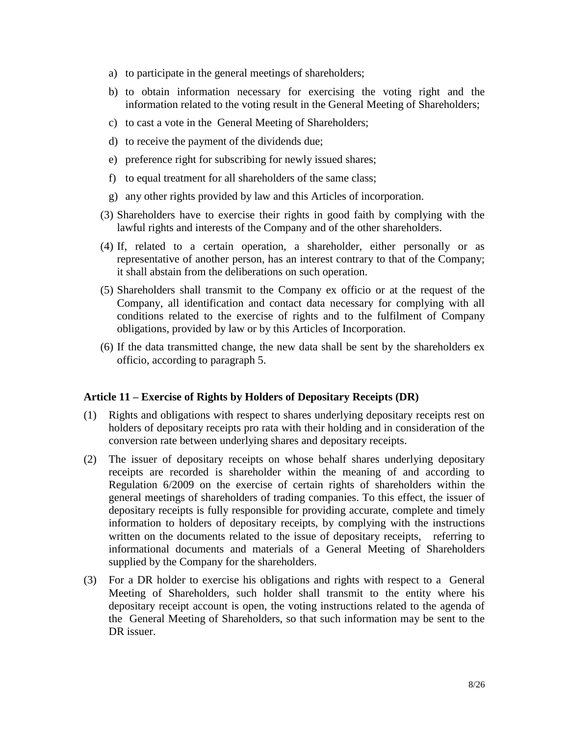a) to participate in the general meetings of shareholders;
b) to obtain information necessary for exercising the voting right and the information related to the voting result in the General Meeting of Shareholders;
c) to cast a vote in the General Meeting of Shareholders;
d) to receive the payment of the dividends due;
e) preference right for subscribing for newly issued shares;
f) to equal treatment for all shareholders of the same class;
g) any other rights provided by law and this Articles of incorporation.

(3) Shareholders have to exercise their rights in good faith by complying with the lawful rights and interests of the Company and of the other shareholders.

(4) If, related to a certain operation, a shareholder, either personally or as representative of another person, has an interest contrary to that of the Company; it shall abstain from the deliberations on such operation.

(5) Shareholders shall transmit to the Company ex officio or at the request of the Company, all identification and contact data necessary for complying with all conditions related to the exercise of rights and to the fulfilment of Company obligations, provided by law or by this Articles of Incorporation.

(6) If the data transmitted change, the new data shall be sent by the shareholders ex officio, according to paragraph 5.

### Article 11 – Exercise of Rights by Holders of Depositary Receipts (DR)

(1) Rights and obligations with respect to shares underlying depositary receipts rest on holders of depositary receipts pro rata with their holding and in consideration of the conversion rate between underlying shares and depositary receipts.

(2) The issuer of depositary receipts on whose behalf shares underlying depositary receipts are recorded is shareholder within the meaning of and according to Regulation 6/2009 on the exercise of certain rights of shareholders within the general meetings of shareholders of trading companies. To this effect, the issuer of depositary receipts is fully responsible for providing accurate, complete and timely information to holders of depositary receipts, by complying with the instructions written on the documents related to the issue of depositary receipts, referring to informational documents and materials of a General Meeting of Shareholders supplied by the Company for the shareholders.

(3) For a DR holder to exercise his obligations and rights with respect to a General Meeting of Shareholders, such holder shall transmit to the entity where his depositary receipt account is open, the voting instructions related to the agenda of the General Meeting of Shareholders, so that such information may be sent to the DR issuer.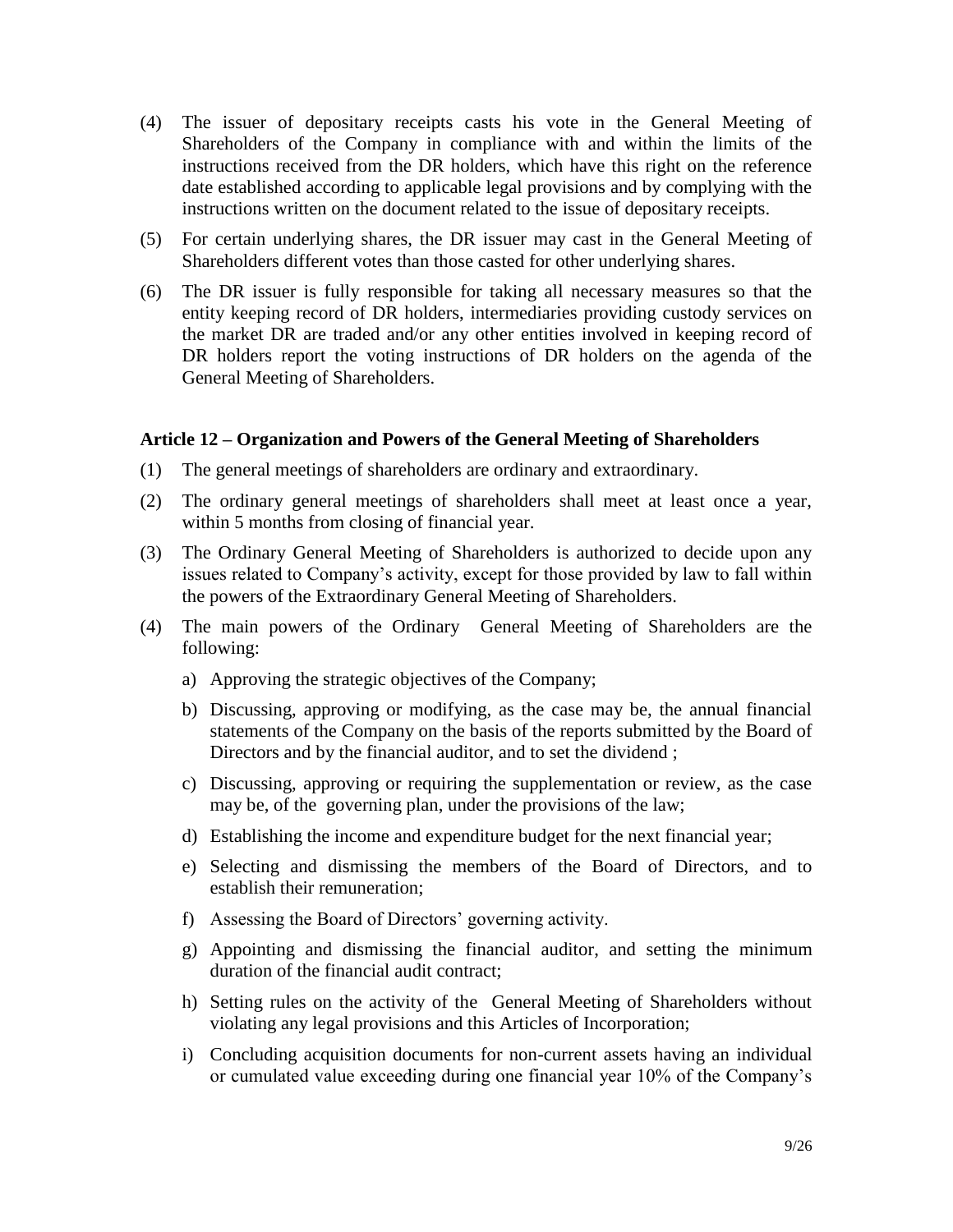(4) The issuer of depositary receipts casts his vote in the General Meeting of Shareholders of the Company in compliance with and within the limits of the instructions received from the DR holders, which have this right on the reference date established according to applicable legal provisions and by complying with the instructions written on the document related to the issue of depositary receipts.

(5) For certain underlying shares, the DR issuer may cast in the General Meeting of Shareholders different votes than those casted for other underlying shares.

(6) The DR issuer is fully responsible for taking all necessary measures so that the entity keeping record of DR holders, intermediaries providing custody services on the market DR are traded and/or any other entities involved in keeping record of DR holders report the voting instructions of DR holders on the agenda of the General Meeting of Shareholders.

### Article 12 – Organization and Powers of the General Meeting of Shareholders

(1) The general meetings of shareholders are ordinary and extraordinary.

(2) The ordinary general meetings of shareholders shall meet at least once a year, within 5 months from closing of financial year.

(3) The Ordinary General Meeting of Shareholders is authorized to decide upon any issues related to Company's activity, except for those provided by law to fall within the powers of the Extraordinary General Meeting of Shareholders.

(4) The main powers of the Ordinary General Meeting of Shareholders are the following:

a) Approving the strategic objectives of the Company;

b) Discussing, approving or modifying, as the case may be, the annual financial statements of the Company on the basis of the reports submitted by the Board of Directors and by the financial auditor, and to set the dividend ;

c) Discussing, approving or requiring the supplementation or review, as the case may be, of the governing plan, under the provisions of the law;

d) Establishing the income and expenditure budget for the next financial year;

e) Selecting and dismissing the members of the Board of Directors, and to establish their remuneration;

f) Assessing the Board of Directors' governing activity.

g) Appointing and dismissing the financial auditor, and setting the minimum duration of the financial audit contract;

h) Setting rules on the activity of the General Meeting of Shareholders without violating any legal provisions and this Articles of Incorporation;

i) Concluding acquisition documents for non-current assets having an individual or cumulated value exceeding during one financial year 10% of the Company's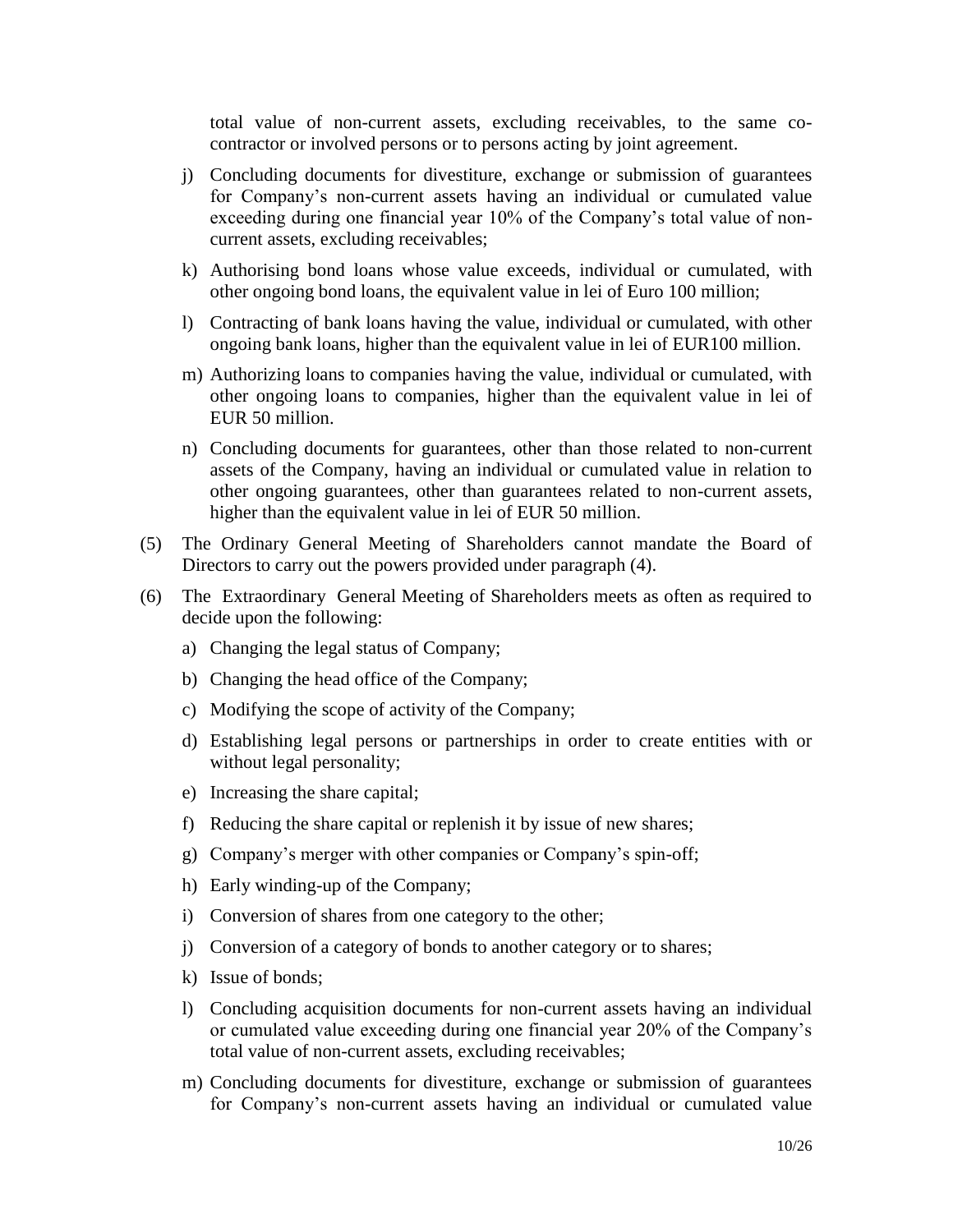total value of non-current assets, excluding receivables, to the same co-contractor or involved persons or to persons acting by joint agreement.

j) Concluding documents for divestiture, exchange or submission of guarantees for Company's non-current assets having an individual or cumulated value exceeding during one financial year 10% of the Company's total value of non-current assets, excluding receivables;

k) Authorising bond loans whose value exceeds, individual or cumulated, with other ongoing bond loans, the equivalent value in lei of Euro 100 million;

l) Contracting of bank loans having the value, individual or cumulated, with other ongoing bank loans, higher than the equivalent value in lei of EUR100 million.

m) Authorizing loans to companies having the value, individual or cumulated, with other ongoing loans to companies, higher than the equivalent value in lei of EUR 50 million.

n) Concluding documents for guarantees, other than those related to non-current assets of the Company, having an individual or cumulated value in relation to other ongoing guarantees, other than guarantees related to non-current assets, higher than the equivalent value in lei of EUR 50 million.

(5) The Ordinary General Meeting of Shareholders cannot mandate the Board of Directors to carry out the powers provided under paragraph (4).

(6) The Extraordinary General Meeting of Shareholders meets as often as required to decide upon the following:

a) Changing the legal status of Company;

b) Changing the head office of the Company;

c) Modifying the scope of activity of the Company;

d) Establishing legal persons or partnerships in order to create entities with or without legal personality;

e) Increasing the share capital;

f) Reducing the share capital or replenish it by issue of new shares;

g) Company's merger with other companies or Company's spin-off;

h) Early winding-up of the Company;

i) Conversion of shares from one category to the other;

j) Conversion of a category of bonds to another category or to shares;

k) Issue of bonds;

l) Concluding acquisition documents for non-current assets having an individual or cumulated value exceeding during one financial year 20% of the Company's total value of non-current assets, excluding receivables;

m) Concluding documents for divestiture, exchange or submission of guarantees for Company's non-current assets having an individual or cumulated value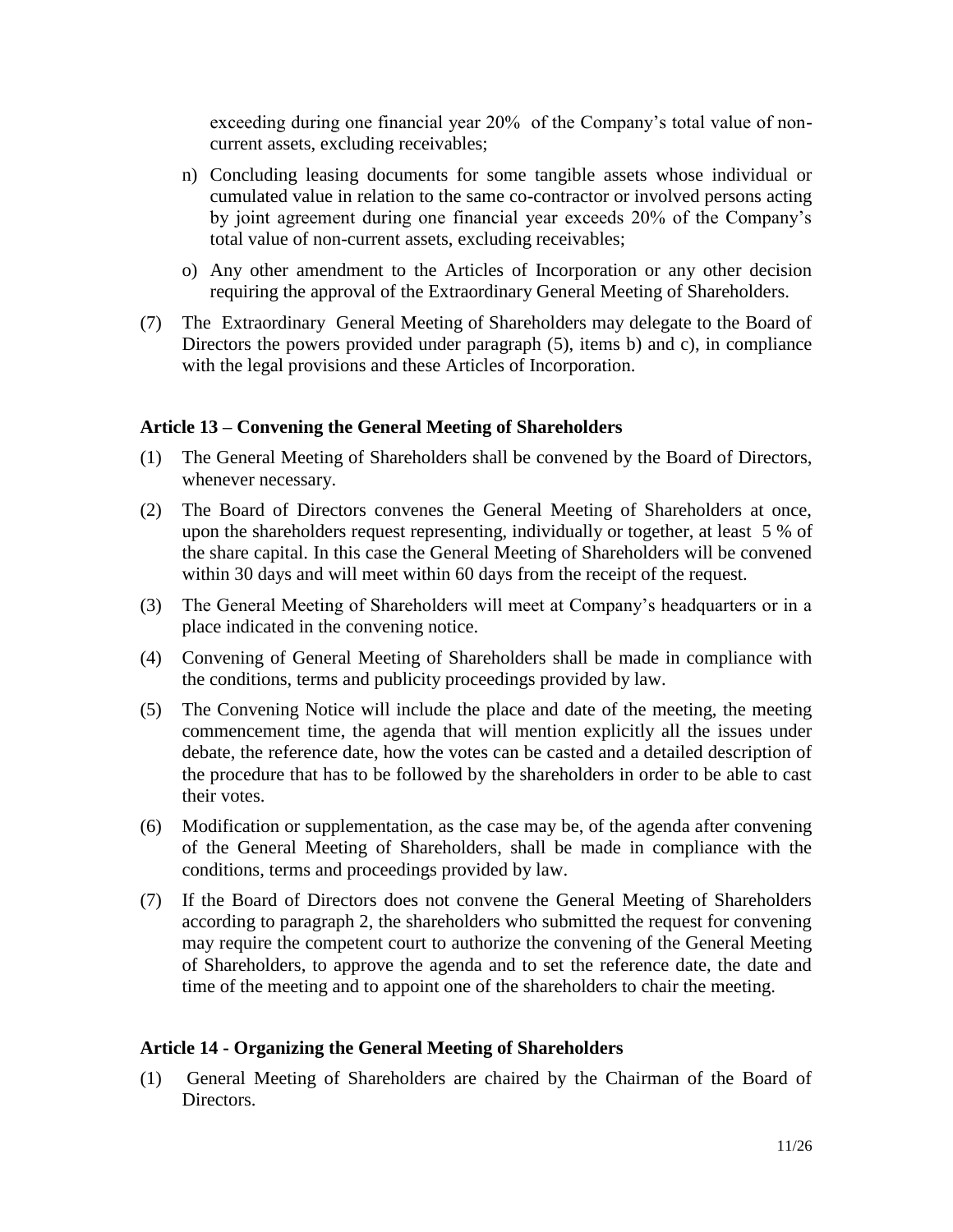exceeding during one financial year 20% of the Company's total value of non-current assets, excluding receivables;

n) Concluding leasing documents for some tangible assets whose individual or cumulated value in relation to the same co-contractor or involved persons acting by joint agreement during one financial year exceeds 20% of the Company's total value of non-current assets, excluding receivables;

o) Any other amendment to the Articles of Incorporation or any other decision requiring the approval of the Extraordinary General Meeting of Shareholders.

(7) The Extraordinary General Meeting of Shareholders may delegate to the Board of Directors the powers provided under paragraph (5), items b) and c), in compliance with the legal provisions and these Articles of Incorporation.

### Article 13 – Convening the General Meeting of Shareholders

(1) The General Meeting of Shareholders shall be convened by the Board of Directors, whenever necessary.

(2) The Board of Directors convenes the General Meeting of Shareholders at once, upon the shareholders request representing, individually or together, at least 5 % of the share capital. In this case the General Meeting of Shareholders will be convened within 30 days and will meet within 60 days from the receipt of the request.

(3) The General Meeting of Shareholders will meet at Company's headquarters or in a place indicated in the convening notice.

(4) Convening of General Meeting of Shareholders shall be made in compliance with the conditions, terms and publicity proceedings provided by law.

(5) The Convening Notice will include the place and date of the meeting, the meeting commencement time, the agenda that will mention explicitly all the issues under debate, the reference date, how the votes can be casted and a detailed description of the procedure that has to be followed by the shareholders in order to be able to cast their votes.

(6) Modification or supplementation, as the case may be, of the agenda after convening of the General Meeting of Shareholders, shall be made in compliance with the conditions, terms and proceedings provided by law.

(7) If the Board of Directors does not convene the General Meeting of Shareholders according to paragraph 2, the shareholders who submitted the request for convening may require the competent court to authorize the convening of the General Meeting of Shareholders, to approve the agenda and to set the reference date, the date and time of the meeting and to appoint one of the shareholders to chair the meeting.

### Article 14 - Organizing the General Meeting of Shareholders

(1) General Meeting of Shareholders are chaired by the Chairman of the Board of Directors.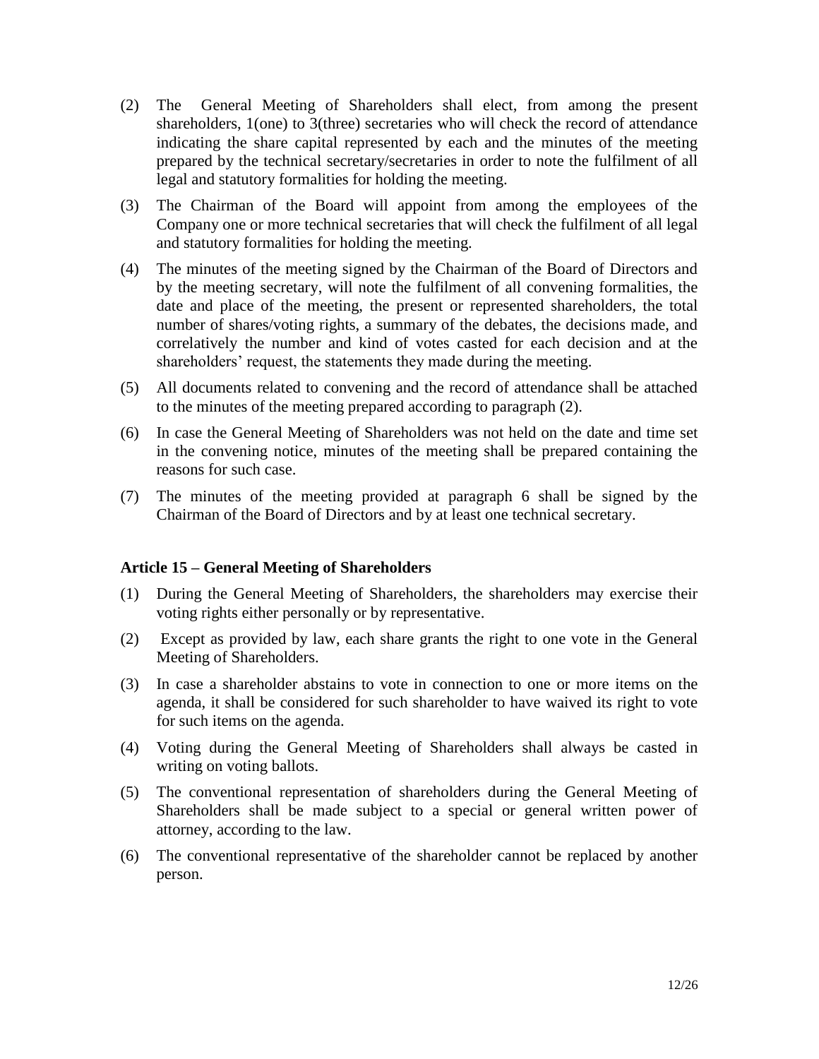(2) The General Meeting of Shareholders shall elect, from among the present shareholders, 1(one) to 3(three) secretaries who will check the record of attendance indicating the share capital represented by each and the minutes of the meeting prepared by the technical secretary/secretaries in order to note the fulfilment of all legal and statutory formalities for holding the meeting.

(3) The Chairman of the Board will appoint from among the employees of the Company one or more technical secretaries that will check the fulfilment of all legal and statutory formalities for holding the meeting.

(4) The minutes of the meeting signed by the Chairman of the Board of Directors and by the meeting secretary, will note the fulfilment of all convening formalities, the date and place of the meeting, the present or represented shareholders, the total number of shares/voting rights, a summary of the debates, the decisions made, and correlatively the number and kind of votes casted for each decision and at the shareholders' request, the statements they made during the meeting.

(5) All documents related to convening and the record of attendance shall be attached to the minutes of the meeting prepared according to paragraph (2).

(6) In case the General Meeting of Shareholders was not held on the date and time set in the convening notice, minutes of the meeting shall be prepared containing the reasons for such case.

(7) The minutes of the meeting provided at paragraph 6 shall be signed by the Chairman of the Board of Directors and by at least one technical secretary.

**Article 15 – General Meeting of Shareholders**

(1) During the General Meeting of Shareholders, the shareholders may exercise their voting rights either personally or by representative.

(2) Except as provided by law, each share grants the right to one vote in the General Meeting of Shareholders.

(3) In case a shareholder abstains to vote in connection to one or more items on the agenda, it shall be considered for such shareholder to have waived its right to vote for such items on the agenda.

(4) Voting during the General Meeting of Shareholders shall always be casted in writing on voting ballots.

(5) The conventional representation of shareholders during the General Meeting of Shareholders shall be made subject to a special or general written power of attorney, according to the law.

(6) The conventional representative of the shareholder cannot be replaced by another person.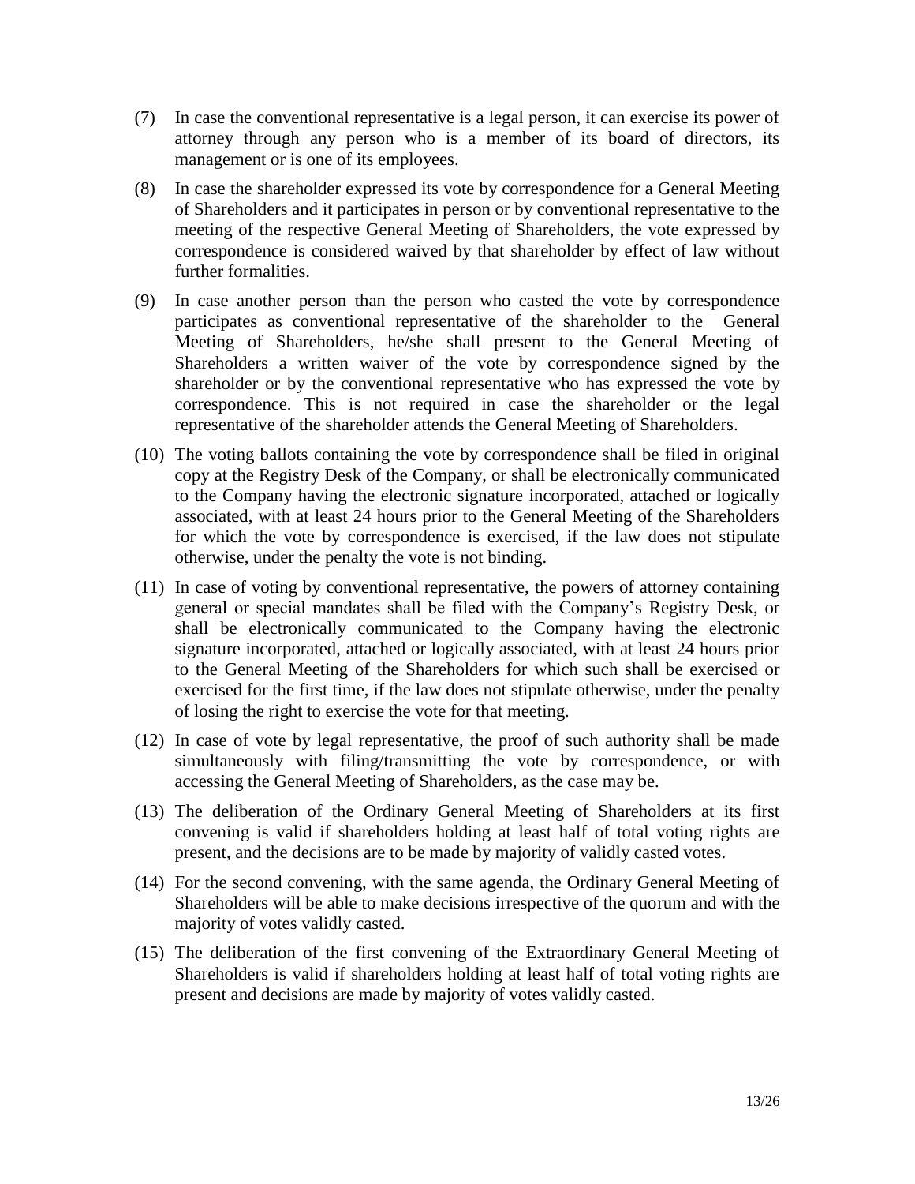(7) In case the conventional representative is a legal person, it can exercise its power of attorney through any person who is a member of its board of directors, its management or is one of its employees.

(8) In case the shareholder expressed its vote by correspondence for a General Meeting of Shareholders and it participates in person or by conventional representative to the meeting of the respective General Meeting of Shareholders, the vote expressed by correspondence is considered waived by that shareholder by effect of law without further formalities.

(9) In case another person than the person who casted the vote by correspondence participates as conventional representative of the shareholder to the General Meeting of Shareholders, he/she shall present to the General Meeting of Shareholders a written waiver of the vote by correspondence signed by the shareholder or by the conventional representative who has expressed the vote by correspondence. This is not required in case the shareholder or the legal representative of the shareholder attends the General Meeting of Shareholders.

(10) The voting ballots containing the vote by correspondence shall be filed in original copy at the Registry Desk of the Company, or shall be electronically communicated to the Company having the electronic signature incorporated, attached or logically associated, with at least 24 hours prior to the General Meeting of the Shareholders for which the vote by correspondence is exercised, if the law does not stipulate otherwise, under the penalty the vote is not binding.

(11) In case of voting by conventional representative, the powers of attorney containing general or special mandates shall be filed with the Company's Registry Desk, or shall be electronically communicated to the Company having the electronic signature incorporated, attached or logically associated, with at least 24 hours prior to the General Meeting of the Shareholders for which such shall be exercised or exercised for the first time, if the law does not stipulate otherwise, under the penalty of losing the right to exercise the vote for that meeting.

(12) In case of vote by legal representative, the proof of such authority shall be made simultaneously with filing/transmitting the vote by correspondence, or with accessing the General Meeting of Shareholders, as the case may be.

(13) The deliberation of the Ordinary General Meeting of Shareholders at its first convening is valid if shareholders holding at least half of total voting rights are present, and the decisions are to be made by majority of validly casted votes.

(14) For the second convening, with the same agenda, the Ordinary General Meeting of Shareholders will be able to make decisions irrespective of the quorum and with the majority of votes validly casted.

(15) The deliberation of the first convening of the Extraordinary General Meeting of Shareholders is valid if shareholders holding at least half of total voting rights are present and decisions are made by majority of votes validly casted.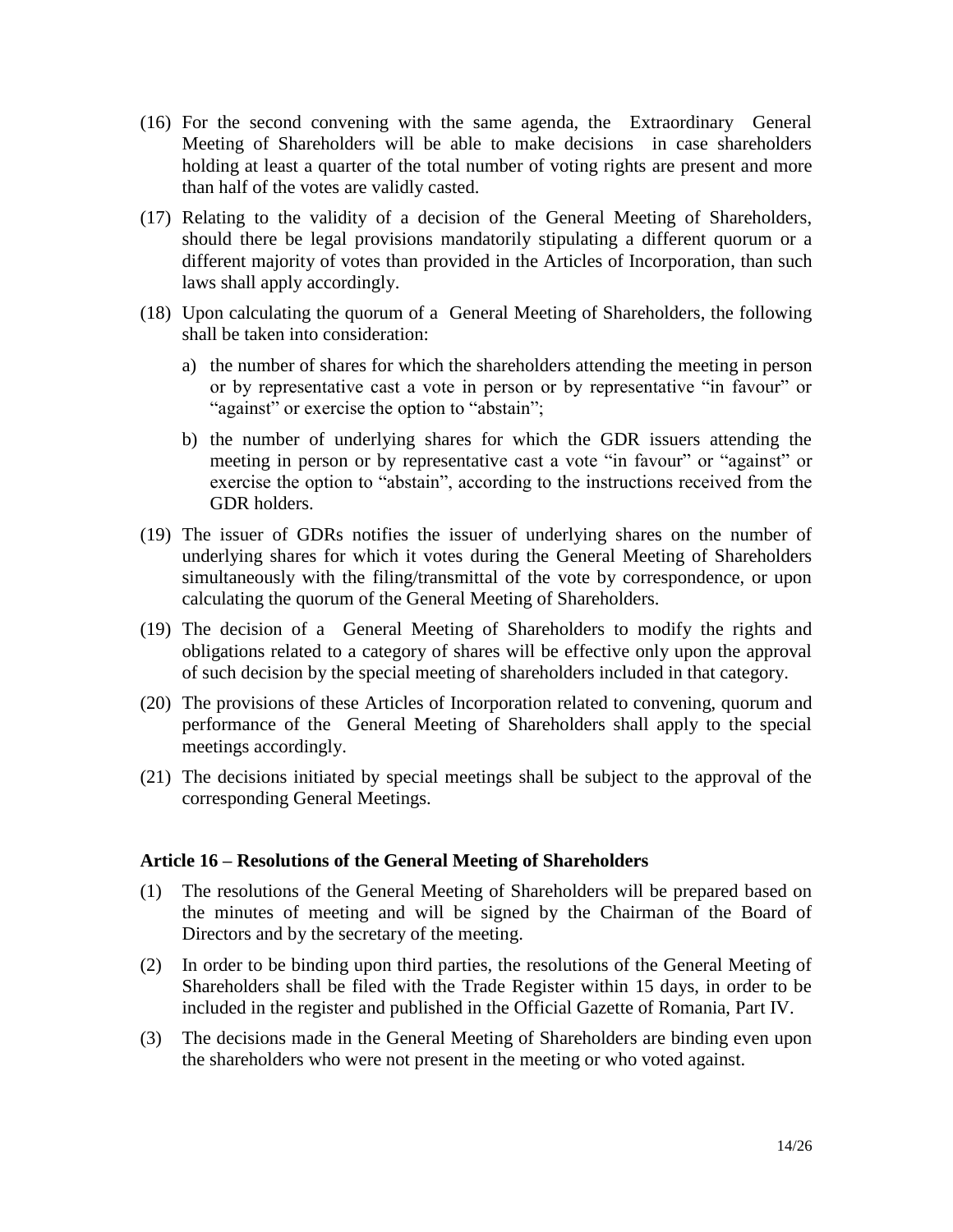(16) For the second convening with the same agenda, the Extraordinary General Meeting of Shareholders will be able to make decisions in case shareholders holding at least a quarter of the total number of voting rights are present and more than half of the votes are validly casted.

(17) Relating to the validity of a decision of the General Meeting of Shareholders, should there be legal provisions mandatorily stipulating a different quorum or a different majority of votes than provided in the Articles of Incorporation, than such laws shall apply accordingly.

(18) Upon calculating the quorum of a General Meeting of Shareholders, the following shall be taken into consideration:

a) the number of shares for which the shareholders attending the meeting in person or by representative cast a vote in person or by representative "in favour" or "against" or exercise the option to "abstain";

b) the number of underlying shares for which the GDR issuers attending the meeting in person or by representative cast a vote "in favour" or "against" or exercise the option to "abstain", according to the instructions received from the GDR holders.

(19) The issuer of GDRs notifies the issuer of underlying shares on the number of underlying shares for which it votes during the General Meeting of Shareholders simultaneously with the filing/transmittal of the vote by correspondence, or upon calculating the quorum of the General Meeting of Shareholders.

(19) The decision of a General Meeting of Shareholders to modify the rights and obligations related to a category of shares will be effective only upon the approval of such decision by the special meeting of shareholders included in that category.

(20) The provisions of these Articles of Incorporation related to convening, quorum and performance of the General Meeting of Shareholders shall apply to the special meetings accordingly.

(21) The decisions initiated by special meetings shall be subject to the approval of the corresponding General Meetings.

### Article 16 – Resolutions of the General Meeting of Shareholders

(1) The resolutions of the General Meeting of Shareholders will be prepared based on the minutes of meeting and will be signed by the Chairman of the Board of Directors and by the secretary of the meeting.

(2) In order to be binding upon third parties, the resolutions of the General Meeting of Shareholders shall be filed with the Trade Register within 15 days, in order to be included in the register and published in the Official Gazette of Romania, Part IV.

(3) The decisions made in the General Meeting of Shareholders are binding even upon the shareholders who were not present in the meeting or who voted against.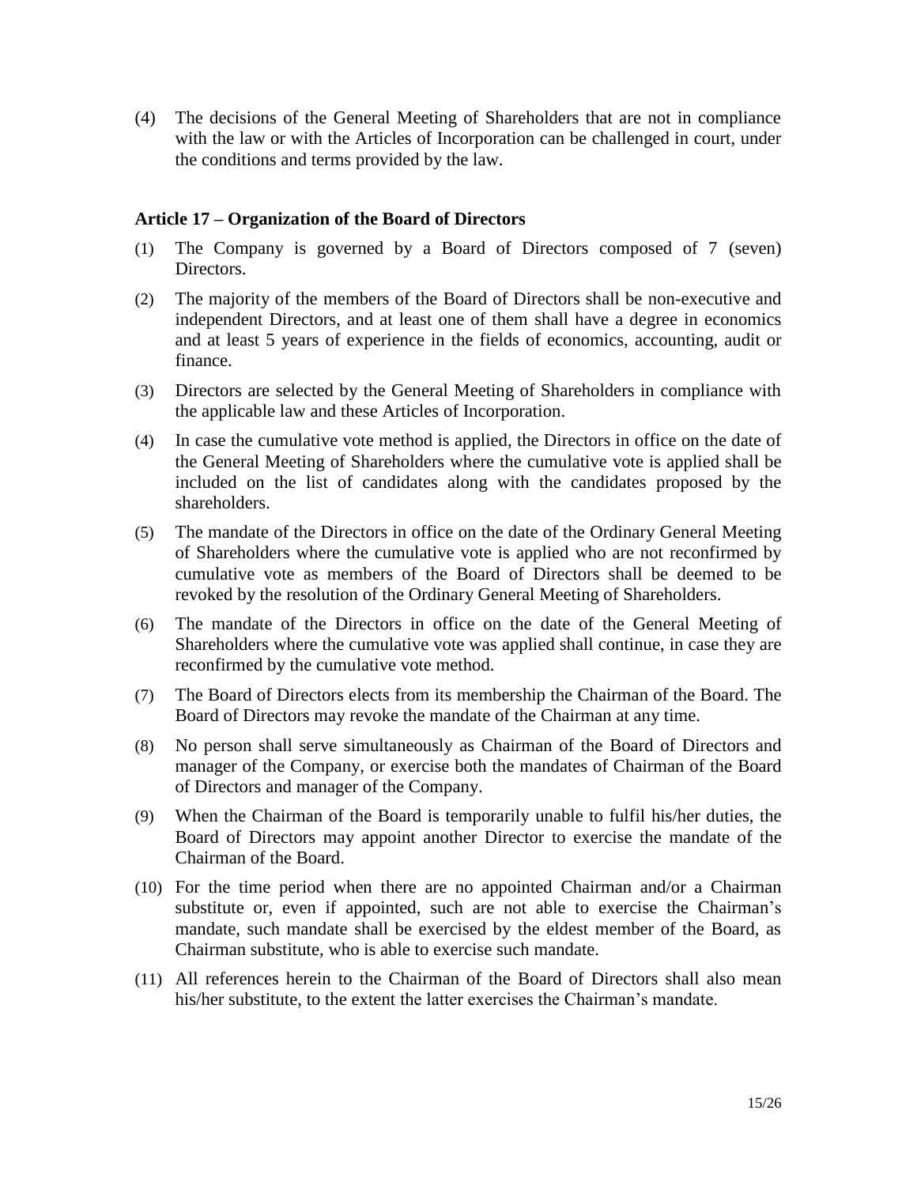(4) The decisions of the General Meeting of Shareholders that are not in compliance with the law or with the Articles of Incorporation can be challenged in court, under the conditions and terms provided by the law.

### Article 17 – Organization of the Board of Directors

(1) The Company is governed by a Board of Directors composed of 7 (seven) Directors.

(2) The majority of the members of the Board of Directors shall be non-executive and independent Directors, and at least one of them shall have a degree in economics and at least 5 years of experience in the fields of economics, accounting, audit or finance.

(3) Directors are selected by the General Meeting of Shareholders in compliance with the applicable law and these Articles of Incorporation.

(4) In case the cumulative vote method is applied, the Directors in office on the date of the General Meeting of Shareholders where the cumulative vote is applied shall be included on the list of candidates along with the candidates proposed by the shareholders.

(5) The mandate of the Directors in office on the date of the Ordinary General Meeting of Shareholders where the cumulative vote is applied who are not reconfirmed by cumulative vote as members of the Board of Directors shall be deemed to be revoked by the resolution of the Ordinary General Meeting of Shareholders.

(6) The mandate of the Directors in office on the date of the General Meeting of Shareholders where the cumulative vote was applied shall continue, in case they are reconfirmed by the cumulative vote method.

(7) The Board of Directors elects from its membership the Chairman of the Board. The Board of Directors may revoke the mandate of the Chairman at any time.

(8) No person shall serve simultaneously as Chairman of the Board of Directors and manager of the Company, or exercise both the mandates of Chairman of the Board of Directors and manager of the Company.

(9) When the Chairman of the Board is temporarily unable to fulfil his/her duties, the Board of Directors may appoint another Director to exercise the mandate of the Chairman of the Board.

(10) For the time period when there are no appointed Chairman and/or a Chairman substitute or, even if appointed, such are not able to exercise the Chairman's mandate, such mandate shall be exercised by the eldest member of the Board, as Chairman substitute, who is able to exercise such mandate.

(11) All references herein to the Chairman of the Board of Directors shall also mean his/her substitute, to the extent the latter exercises the Chairman's mandate.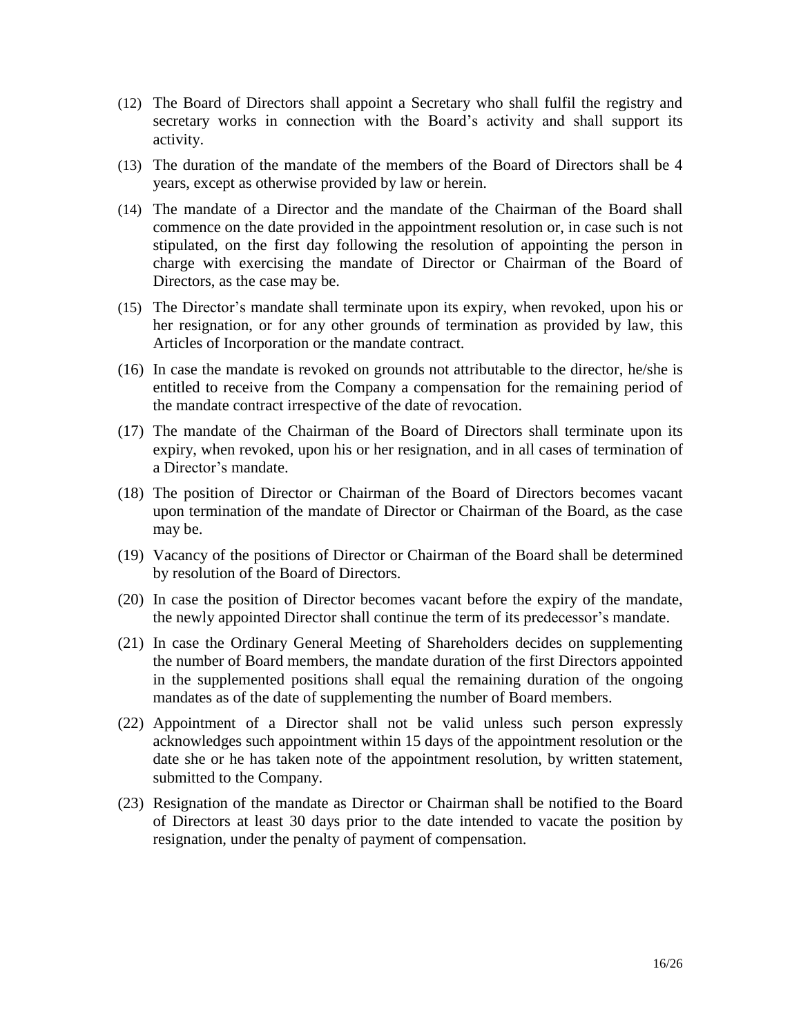(12) The Board of Directors shall appoint a Secretary who shall fulfil the registry and secretary works in connection with the Board's activity and shall support its activity.

(13) The duration of the mandate of the members of the Board of Directors shall be 4 years, except as otherwise provided by law or herein.

(14) The mandate of a Director and the mandate of the Chairman of the Board shall commence on the date provided in the appointment resolution or, in case such is not stipulated, on the first day following the resolution of appointing the person in charge with exercising the mandate of Director or Chairman of the Board of Directors, as the case may be.

(15) The Director's mandate shall terminate upon its expiry, when revoked, upon his or her resignation, or for any other grounds of termination as provided by law, this Articles of Incorporation or the mandate contract.

(16) In case the mandate is revoked on grounds not attributable to the director, he/she is entitled to receive from the Company a compensation for the remaining period of the mandate contract irrespective of the date of revocation.

(17) The mandate of the Chairman of the Board of Directors shall terminate upon its expiry, when revoked, upon his or her resignation, and in all cases of termination of a Director's mandate.

(18) The position of Director or Chairman of the Board of Directors becomes vacant upon termination of the mandate of Director or Chairman of the Board, as the case may be.

(19) Vacancy of the positions of Director or Chairman of the Board shall be determined by resolution of the Board of Directors.

(20) In case the position of Director becomes vacant before the expiry of the mandate, the newly appointed Director shall continue the term of its predecessor's mandate.

(21) In case the Ordinary General Meeting of Shareholders decides on supplementing the number of Board members, the mandate duration of the first Directors appointed in the supplemented positions shall equal the remaining duration of the ongoing mandates as of the date of supplementing the number of Board members.

(22) Appointment of a Director shall not be valid unless such person expressly acknowledges such appointment within 15 days of the appointment resolution or the date she or he has taken note of the appointment resolution, by written statement, submitted to the Company.

(23) Resignation of the mandate as Director or Chairman shall be notified to the Board of Directors at least 30 days prior to the date intended to vacate the position by resignation, under the penalty of payment of compensation.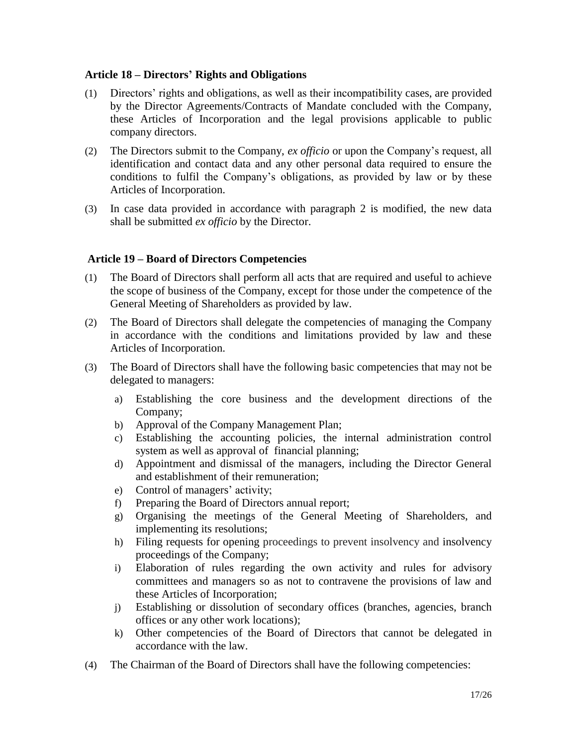### Article 18 – Directors' Rights and Obligations

(1) Directors' rights and obligations, as well as their incompatibility cases, are provided by the Director Agreements/Contracts of Mandate concluded with the Company, these Articles of Incorporation and the legal provisions applicable to public company directors.

(2) The Directors submit to the Company, *ex officio* or upon the Company's request, all identification and contact data and any other personal data required to ensure the conditions to fulfil the Company's obligations, as provided by law or by these Articles of Incorporation.

(3) In case data provided in accordance with paragraph 2 is modified, the new data shall be submitted *ex officio* by the Director.

### Article 19 – Board of Directors Competencies

(1) The Board of Directors shall perform all acts that are required and useful to achieve the scope of business of the Company, except for those under the competence of the General Meeting of Shareholders as provided by law.

(2) The Board of Directors shall delegate the competencies of managing the Company in accordance with the conditions and limitations provided by law and these Articles of Incorporation.

(3) The Board of Directors shall have the following basic competencies that may not be delegated to managers:

a) Establishing the core business and the development directions of the Company;
b) Approval of the Company Management Plan;
c) Establishing the accounting policies, the internal administration control system as well as approval of financial planning;
d) Appointment and dismissal of the managers, including the Director General and establishment of their remuneration;
e) Control of managers' activity;
f) Preparing the Board of Directors annual report;
g) Organising the meetings of the General Meeting of Shareholders, and implementing its resolutions;
h) Filing requests for opening proceedings to prevent insolvency and insolvency proceedings of the Company;
i) Elaboration of rules regarding the own activity and rules for advisory committees and managers so as not to contravene the provisions of law and these Articles of Incorporation;
j) Establishing or dissolution of secondary offices (branches, agencies, branch offices or any other work locations);
k) Other competencies of the Board of Directors that cannot be delegated in accordance with the law.

(4) The Chairman of the Board of Directors shall have the following competencies: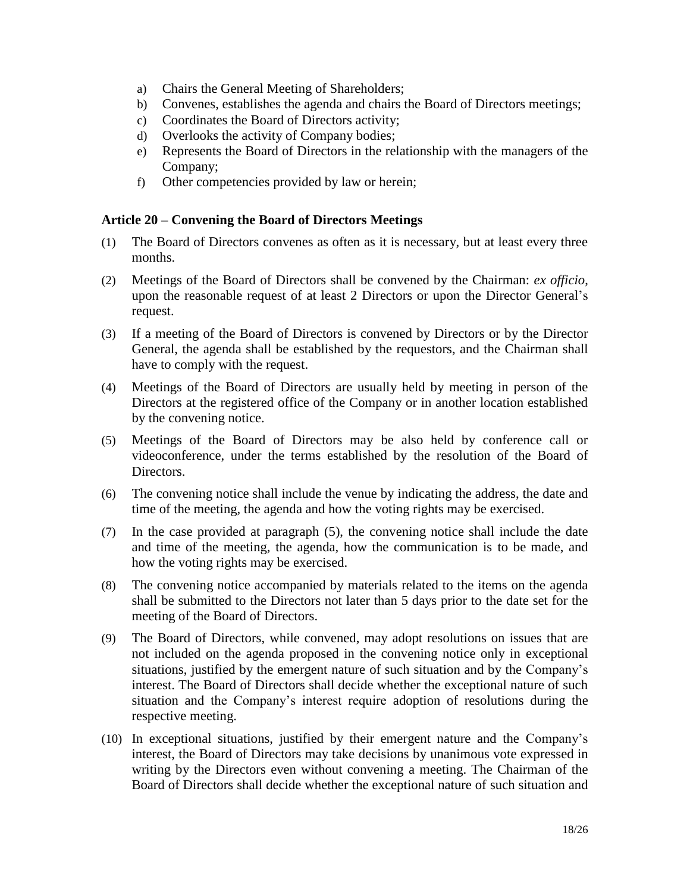a) Chairs the General Meeting of Shareholders;
b) Convenes, establishes the agenda and chairs the Board of Directors meetings;
c) Coordinates the Board of Directors activity;
d) Overlooks the activity of Company bodies;
e) Represents the Board of Directors in the relationship with the managers of the Company;
f) Other competencies provided by law or herein;

### Article 20 – Convening the Board of Directors Meetings

(1) The Board of Directors convenes as often as it is necessary, but at least every three months.

(2) Meetings of the Board of Directors shall be convened by the Chairman: *ex officio*, upon the reasonable request of at least 2 Directors or upon the Director General's request.

(3) If a meeting of the Board of Directors is convened by Directors or by the Director General, the agenda shall be established by the requestors, and the Chairman shall have to comply with the request.

(4) Meetings of the Board of Directors are usually held by meeting in person of the Directors at the registered office of the Company or in another location established by the convening notice.

(5) Meetings of the Board of Directors may be also held by conference call or videoconference, under the terms established by the resolution of the Board of Directors.

(6) The convening notice shall include the venue by indicating the address, the date and time of the meeting, the agenda and how the voting rights may be exercised.

(7) In the case provided at paragraph (5), the convening notice shall include the date and time of the meeting, the agenda, how the communication is to be made, and how the voting rights may be exercised.

(8) The convening notice accompanied by materials related to the items on the agenda shall be submitted to the Directors not later than 5 days prior to the date set for the meeting of the Board of Directors.

(9) The Board of Directors, while convened, may adopt resolutions on issues that are not included on the agenda proposed in the convening notice only in exceptional situations, justified by the emergent nature of such situation and by the Company's interest. The Board of Directors shall decide whether the exceptional nature of such situation and the Company's interest require adoption of resolutions during the respective meeting.

(10) In exceptional situations, justified by their emergent nature and the Company's interest, the Board of Directors may take decisions by unanimous vote expressed in writing by the Directors even without convening a meeting. The Chairman of the Board of Directors shall decide whether the exceptional nature of such situation and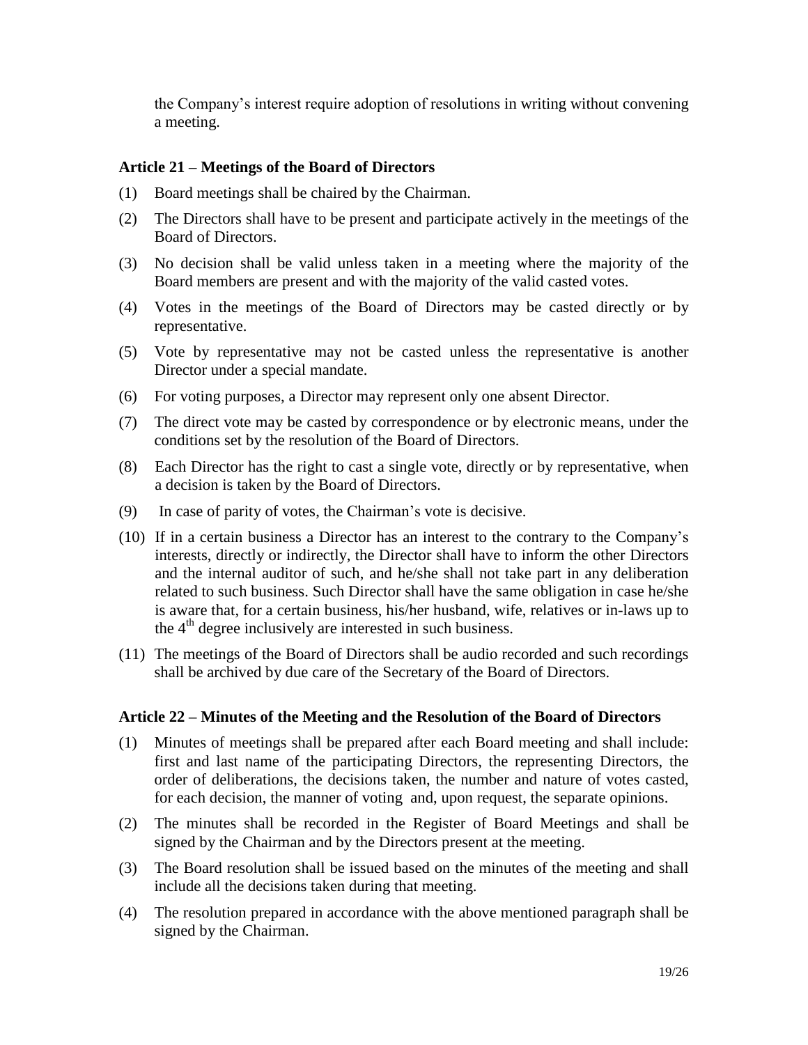the Company's interest require adoption of resolutions in writing without convening a meeting.

### Article 21 – Meetings of the Board of Directors

(1) Board meetings shall be chaired by the Chairman.

(2) The Directors shall have to be present and participate actively in the meetings of the Board of Directors.

(3) No decision shall be valid unless taken in a meeting where the majority of the Board members are present and with the majority of the valid casted votes.

(4) Votes in the meetings of the Board of Directors may be casted directly or by representative.

(5) Vote by representative may not be casted unless the representative is another Director under a special mandate.

(6) For voting purposes, a Director may represent only one absent Director.

(7) The direct vote may be casted by correspondence or by electronic means, under the conditions set by the resolution of the Board of Directors.

(8) Each Director has the right to cast a single vote, directly or by representative, when a decision is taken by the Board of Directors.

(9) In case of parity of votes, the Chairman's vote is decisive.

(10) If in a certain business a Director has an interest to the contrary to the Company's interests, directly or indirectly, the Director shall have to inform the other Directors and the internal auditor of such, and he/she shall not take part in any deliberation related to such business. Such Director shall have the same obligation in case he/she is aware that, for a certain business, his/her husband, wife, relatives or in-laws up to the 4th degree inclusively are interested in such business.

(11) The meetings of the Board of Directors shall be audio recorded and such recordings shall be archived by due care of the Secretary of the Board of Directors.

### Article 22 – Minutes of the Meeting and the Resolution of the Board of Directors

(1) Minutes of meetings shall be prepared after each Board meeting and shall include: first and last name of the participating Directors, the representing Directors, the order of deliberations, the decisions taken, the number and nature of votes casted, for each decision, the manner of voting and, upon request, the separate opinions.

(2) The minutes shall be recorded in the Register of Board Meetings and shall be signed by the Chairman and by the Directors present at the meeting.

(3) The Board resolution shall be issued based on the minutes of the meeting and shall include all the decisions taken during that meeting.

(4) The resolution prepared in accordance with the above mentioned paragraph shall be signed by the Chairman.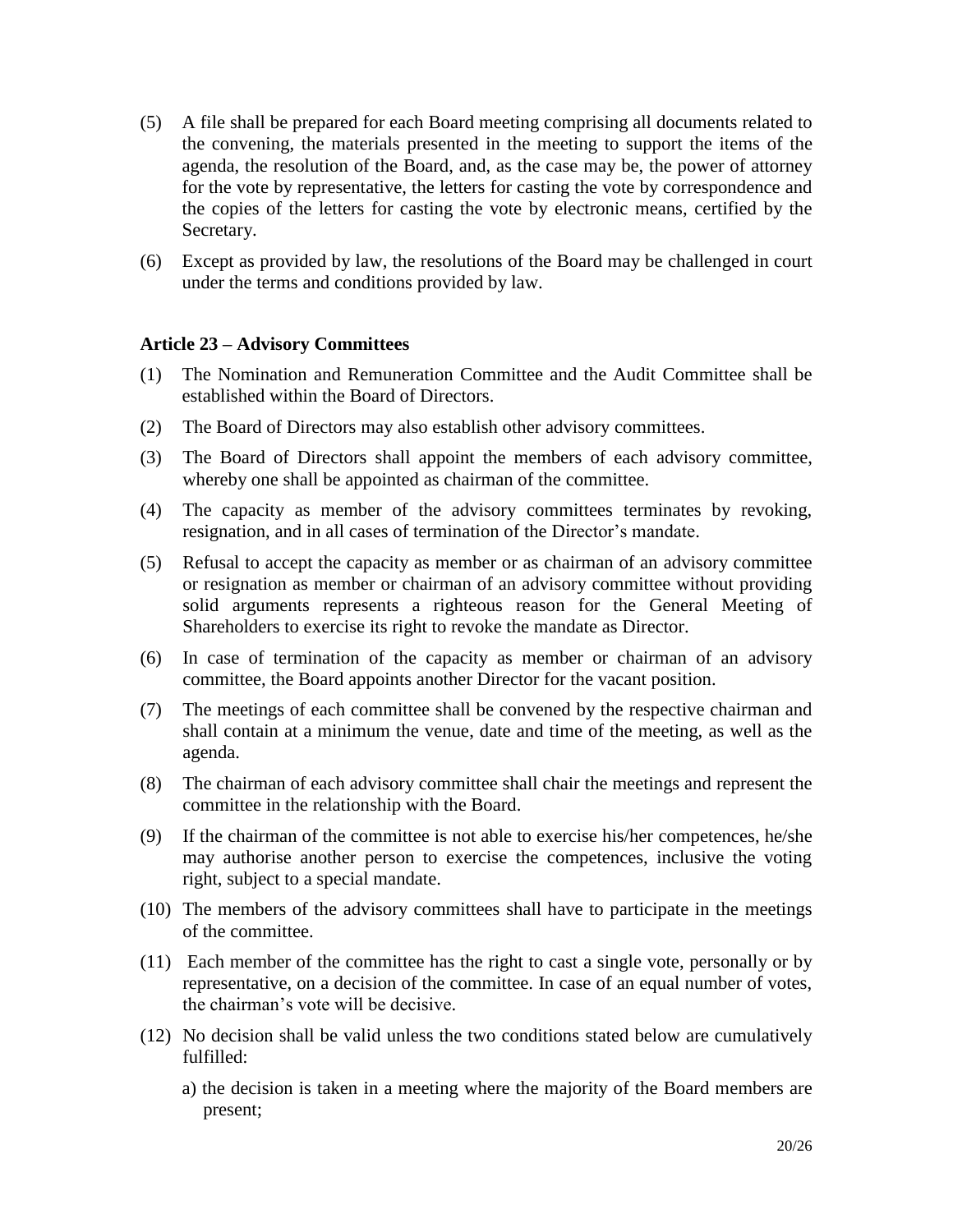(5) A file shall be prepared for each Board meeting comprising all documents related to the convening, the materials presented in the meeting to support the items of the agenda, the resolution of the Board, and, as the case may be, the power of attorney for the vote by representative, the letters for casting the vote by correspondence and the copies of the letters for casting the vote by electronic means, certified by the Secretary.

(6) Except as provided by law, the resolutions of the Board may be challenged in court under the terms and conditions provided by law.

**Article 23 – Advisory Committees**

(1) The Nomination and Remuneration Committee and the Audit Committee shall be established within the Board of Directors.

(2) The Board of Directors may also establish other advisory committees.

(3) The Board of Directors shall appoint the members of each advisory committee, whereby one shall be appointed as chairman of the committee.

(4) The capacity as member of the advisory committees terminates by revoking, resignation, and in all cases of termination of the Director's mandate.

(5) Refusal to accept the capacity as member or as chairman of an advisory committee or resignation as member or chairman of an advisory committee without providing solid arguments represents a righteous reason for the General Meeting of Shareholders to exercise its right to revoke the mandate as Director.

(6) In case of termination of the capacity as member or chairman of an advisory committee, the Board appoints another Director for the vacant position.

(7) The meetings of each committee shall be convened by the respective chairman and shall contain at a minimum the venue, date and time of the meeting, as well as the agenda.

(8) The chairman of each advisory committee shall chair the meetings and represent the committee in the relationship with the Board.

(9) If the chairman of the committee is not able to exercise his/her competences, he/she may authorise another person to exercise the competences, inclusive the voting right, subject to a special mandate.

(10) The members of the advisory committees shall have to participate in the meetings of the committee.

(11) Each member of the committee has the right to cast a single vote, personally or by representative, on a decision of the committee. In case of an equal number of votes, the chairman's vote will be decisive.

(12) No decision shall be valid unless the two conditions stated below are cumulatively fulfilled:

a) the decision is taken in a meeting where the majority of the Board members are present;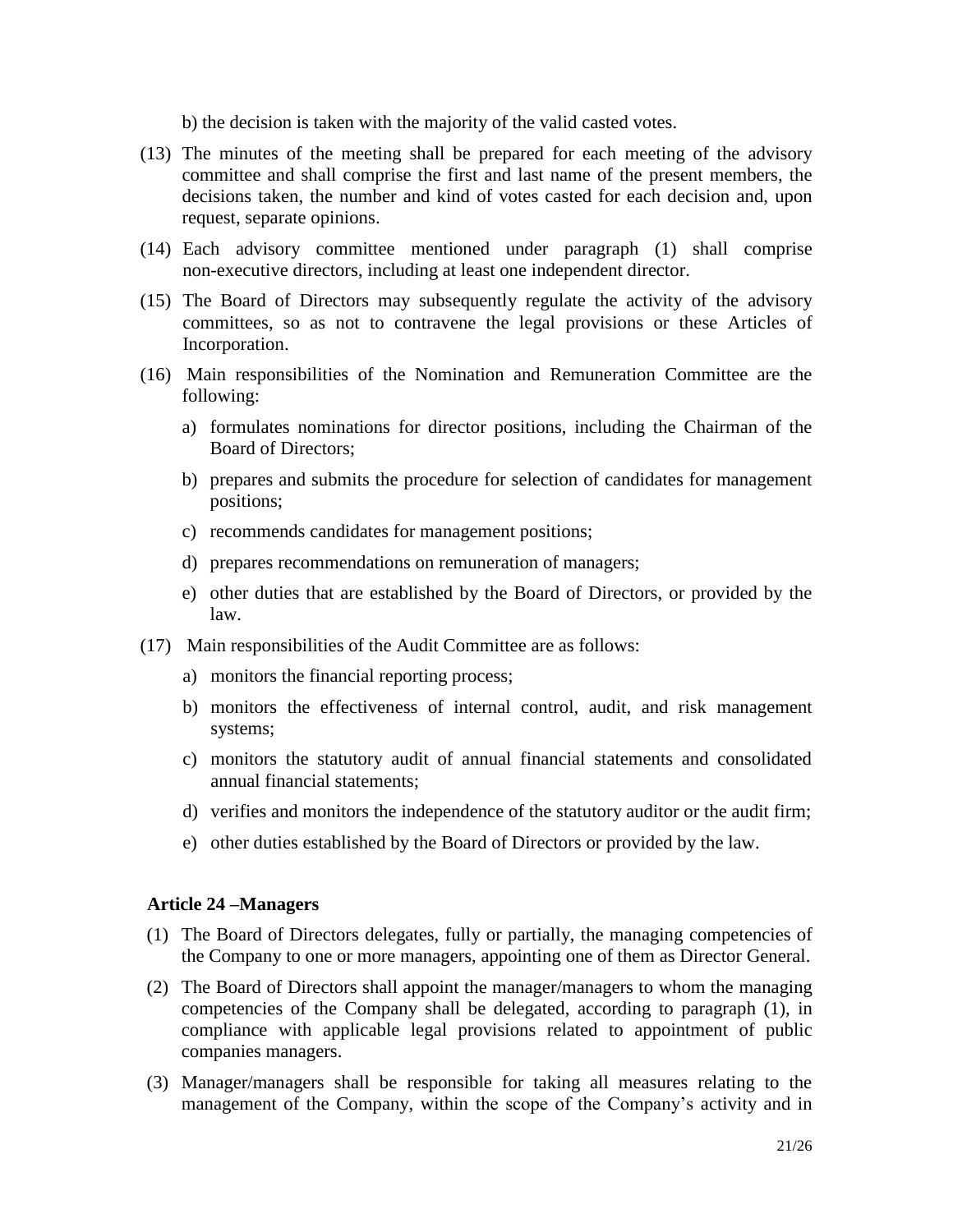b) the decision is taken with the majority of the valid casted votes.

(13) The minutes of the meeting shall be prepared for each meeting of the advisory committee and shall comprise the first and last name of the present members, the decisions taken, the number and kind of votes casted for each decision and, upon request, separate opinions.

(14) Each advisory committee mentioned under paragraph (1) shall comprise non-executive directors, including at least one independent director.

(15) The Board of Directors may subsequently regulate the activity of the advisory committees, so as not to contravene the legal provisions or these Articles of Incorporation.

(16) Main responsibilities of the Nomination and Remuneration Committee are the following:

a) formulates nominations for director positions, including the Chairman of the Board of Directors;

b) prepares and submits the procedure for selection of candidates for management positions;

c) recommends candidates for management positions;

d) prepares recommendations on remuneration of managers;

e) other duties that are established by the Board of Directors, or provided by the law.

(17) Main responsibilities of the Audit Committee are as follows:

a) monitors the financial reporting process;

b) monitors the effectiveness of internal control, audit, and risk management systems;

c) monitors the statutory audit of annual financial statements and consolidated annual financial statements;

d) verifies and monitors the independence of the statutory auditor or the audit firm;

e) other duties established by the Board of Directors or provided by the law.

**Article 24 –Managers**

(1) The Board of Directors delegates, fully or partially, the managing competencies of the Company to one or more managers, appointing one of them as Director General.

(2) The Board of Directors shall appoint the manager/managers to whom the managing competencies of the Company shall be delegated, according to paragraph (1), in compliance with applicable legal provisions related to appointment of public companies managers.

(3) Manager/managers shall be responsible for taking all measures relating to the management of the Company, within the scope of the Company's activity and in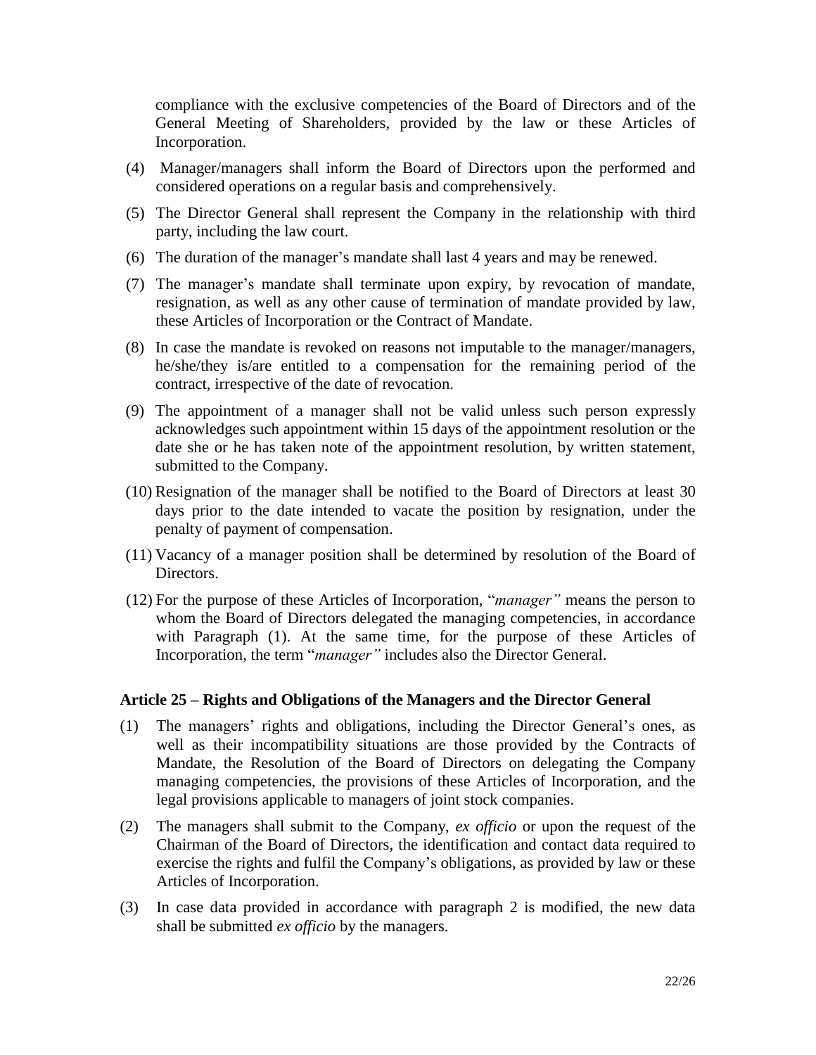compliance with the exclusive competencies of the Board of Directors and of the General Meeting of Shareholders, provided by the law or these Articles of Incorporation.

(4) Manager/managers shall inform the Board of Directors upon the performed and considered operations on a regular basis and comprehensively.

(5) The Director General shall represent the Company in the relationship with third party, including the law court.

(6) The duration of the manager's mandate shall last 4 years and may be renewed.

(7) The manager's mandate shall terminate upon expiry, by revocation of mandate, resignation, as well as any other cause of termination of mandate provided by law, these Articles of Incorporation or the Contract of Mandate.

(8) In case the mandate is revoked on reasons not imputable to the manager/managers, he/she/they is/are entitled to a compensation for the remaining period of the contract, irrespective of the date of revocation.

(9) The appointment of a manager shall not be valid unless such person expressly acknowledges such appointment within 15 days of the appointment resolution or the date she or he has taken note of the appointment resolution, by written statement, submitted to the Company.

(10) Resignation of the manager shall be notified to the Board of Directors at least 30 days prior to the date intended to vacate the position by resignation, under the penalty of payment of compensation.

(11) Vacancy of a manager position shall be determined by resolution of the Board of Directors.

(12) For the purpose of these Articles of Incorporation, "*manager"* means the person to whom the Board of Directors delegated the managing competencies, in accordance with Paragraph (1). At the same time, for the purpose of these Articles of Incorporation, the term "*manager"* includes also the Director General.

### Article 25 – Rights and Obligations of the Managers and the Director General

(1) The managers' rights and obligations, including the Director General's ones, as well as their incompatibility situations are those provided by the Contracts of Mandate, the Resolution of the Board of Directors on delegating the Company managing competencies, the provisions of these Articles of Incorporation, and the legal provisions applicable to managers of joint stock companies.

(2) The managers shall submit to the Company, *ex officio* or upon the request of the Chairman of the Board of Directors, the identification and contact data required to exercise the rights and fulfil the Company's obligations, as provided by law or these Articles of Incorporation.

(3) In case data provided in accordance with paragraph 2 is modified, the new data shall be submitted *ex officio* by the managers.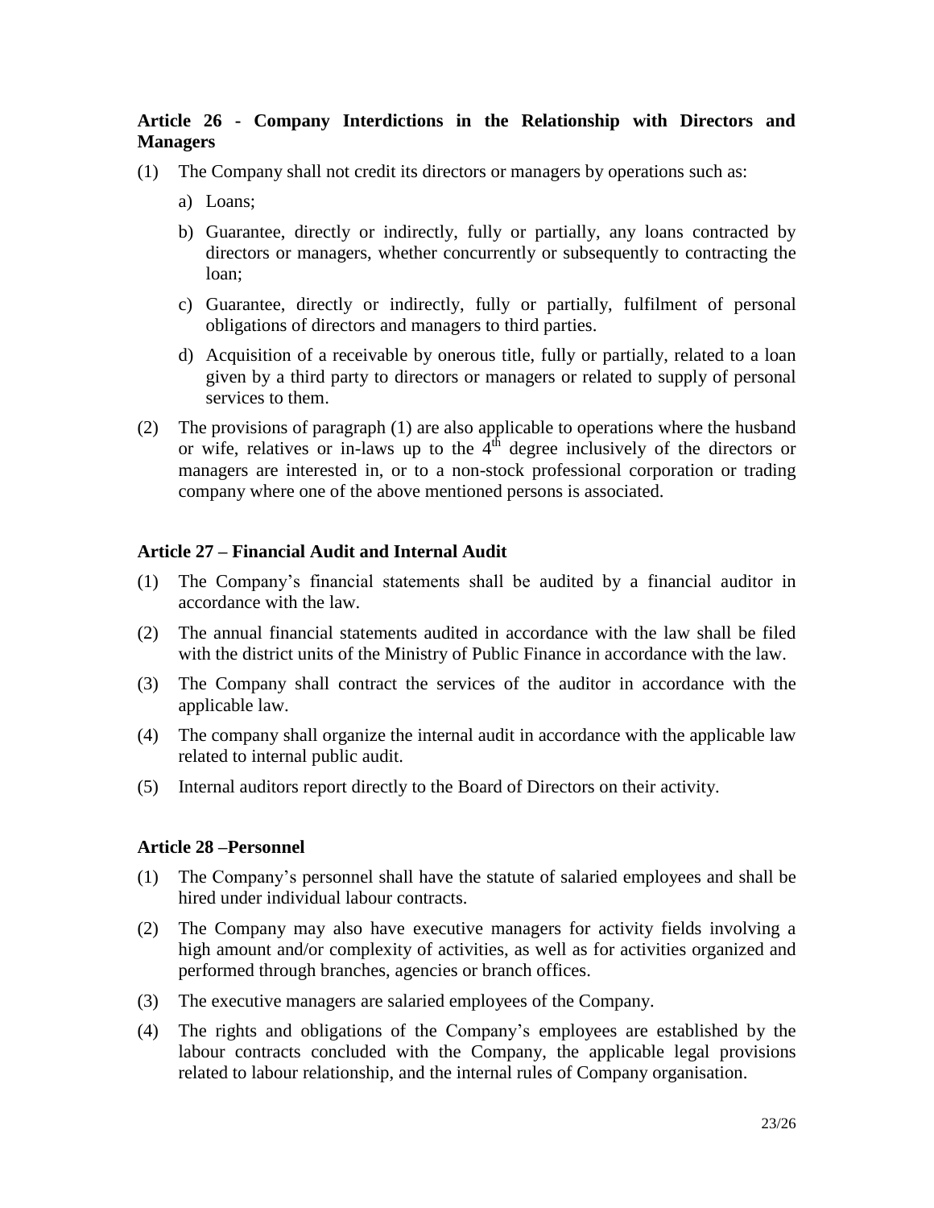### Article 26 - Company Interdictions in the Relationship with Directors and Managers

(1) The Company shall not credit its directors or managers by operations such as:

a) Loans;

b) Guarantee, directly or indirectly, fully or partially, any loans contracted by directors or managers, whether concurrently or subsequently to contracting the loan;

c) Guarantee, directly or indirectly, fully or partially, fulfilment of personal obligations of directors and managers to third parties.

d) Acquisition of a receivable by onerous title, fully or partially, related to a loan given by a third party to directors or managers or related to supply of personal services to them.

(2) The provisions of paragraph (1) are also applicable to operations where the husband or wife, relatives or in-laws up to the $4^{th}$ degree inclusively of the directors or managers are interested in, or to a non-stock professional corporation or trading company where one of the above mentioned persons is associated.

### Article 27 – Financial Audit and Internal Audit

(1) The Company's financial statements shall be audited by a financial auditor in accordance with the law.

(2) The annual financial statements audited in accordance with the law shall be filed with the district units of the Ministry of Public Finance in accordance with the law.

(3) The Company shall contract the services of the auditor in accordance with the applicable law.

(4) The company shall organize the internal audit in accordance with the applicable law related to internal public audit.

(5) Internal auditors report directly to the Board of Directors on their activity.

### Article 28 –Personnel

(1) The Company's personnel shall have the statute of salaried employees and shall be hired under individual labour contracts.

(2) The Company may also have executive managers for activity fields involving a high amount and/or complexity of activities, as well as for activities organized and performed through branches, agencies or branch offices.

(3) The executive managers are salaried employees of the Company.

(4) The rights and obligations of the Company's employees are established by the labour contracts concluded with the Company, the applicable legal provisions related to labour relationship, and the internal rules of Company organisation.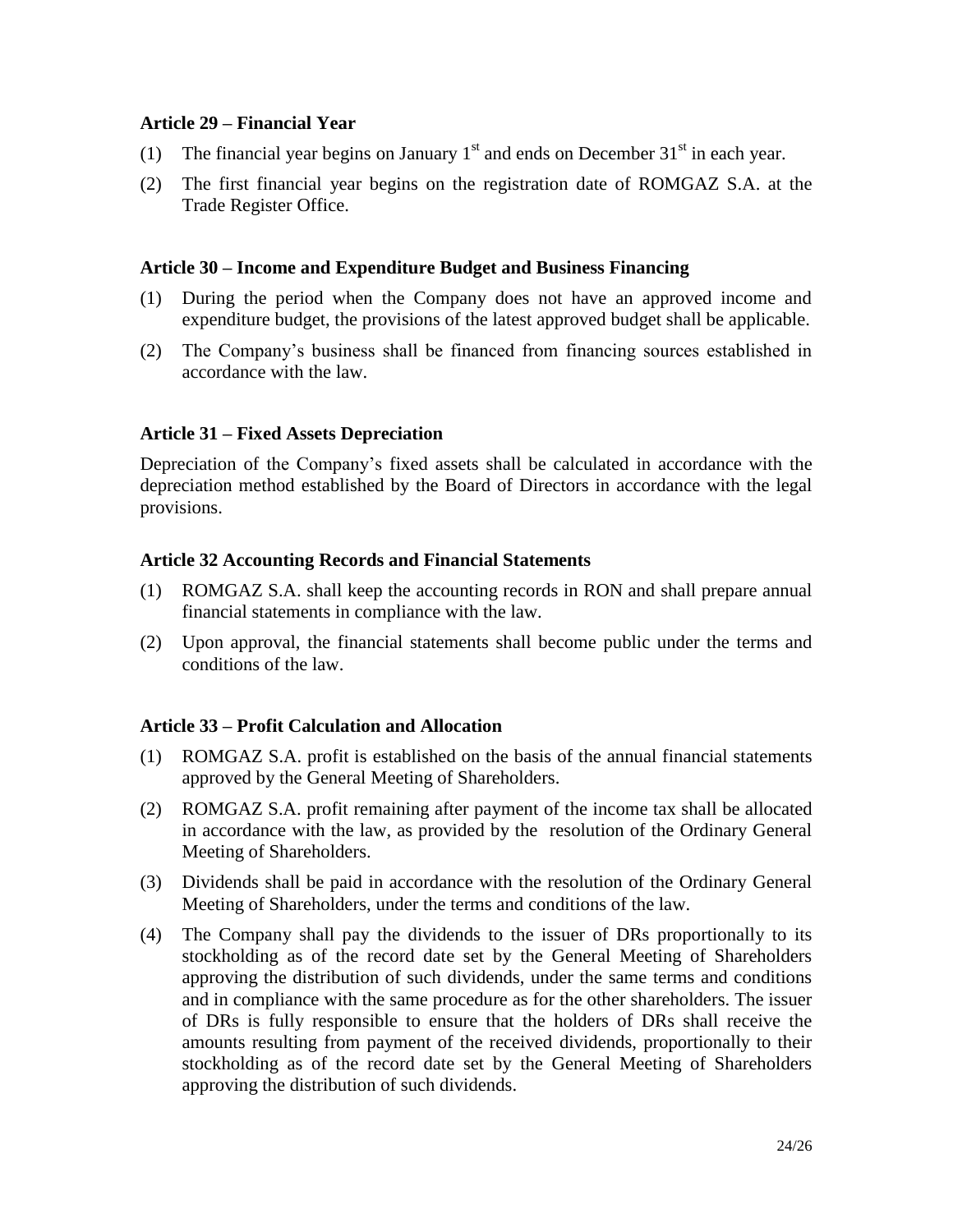### Article 29 – Financial Year

(1) The financial year begins on January 1st and ends on December 31st in each year.

(2) The first financial year begins on the registration date of ROMGAZ S.A. at the Trade Register Office.

### Article 30 – Income and Expenditure Budget and Business Financing

(1) During the period when the Company does not have an approved income and expenditure budget, the provisions of the latest approved budget shall be applicable.

(2) The Company's business shall be financed from financing sources established in accordance with the law.

### Article 31 – Fixed Assets Depreciation

Depreciation of the Company's fixed assets shall be calculated in accordance with the depreciation method established by the Board of Directors in accordance with the legal provisions.

### Article 32 Accounting Records and Financial Statements

(1) ROMGAZ S.A. shall keep the accounting records in RON and shall prepare annual financial statements in compliance with the law.

(2) Upon approval, the financial statements shall become public under the terms and conditions of the law.

### Article 33 – Profit Calculation and Allocation

(1) ROMGAZ S.A. profit is established on the basis of the annual financial statements approved by the General Meeting of Shareholders.

(2) ROMGAZ S.A. profit remaining after payment of the income tax shall be allocated in accordance with the law, as provided by the resolution of the Ordinary General Meeting of Shareholders.

(3) Dividends shall be paid in accordance with the resolution of the Ordinary General Meeting of Shareholders, under the terms and conditions of the law.

(4) The Company shall pay the dividends to the issuer of DRs proportionally to its stockholding as of the record date set by the General Meeting of Shareholders approving the distribution of such dividends, under the same terms and conditions and in compliance with the same procedure as for the other shareholders. The issuer of DRs is fully responsible to ensure that the holders of DRs shall receive the amounts resulting from payment of the received dividends, proportionally to their stockholding as of the record date set by the General Meeting of Shareholders approving the distribution of such dividends.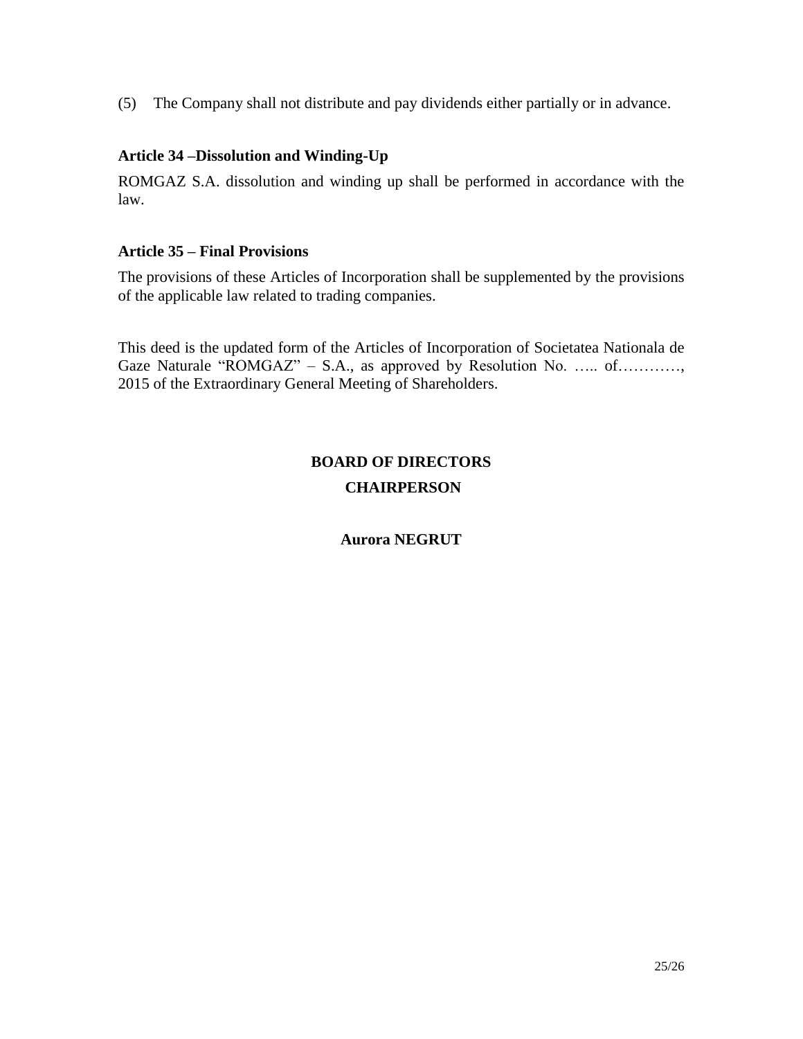(5) The Company shall not distribute and pay dividends either partially or in advance.

### Article 34 –Dissolution and Winding-Up

ROMGAZ S.A. dissolution and winding up shall be performed in accordance with the law.

### Article 35 – Final Provisions

The provisions of these Articles of Incorporation shall be supplemented by the provisions of the applicable law related to trading companies.

This deed is the updated form of the Articles of Incorporation of Societatea Nationala de Gaze Naturale "ROMGAZ" – S.A., as approved by Resolution No. ….. of…………, 2015 of the Extraordinary General Meeting of Shareholders.

**BOARD OF DIRECTORS**

**CHAIRPERSON**

**Aurora NEGRUT**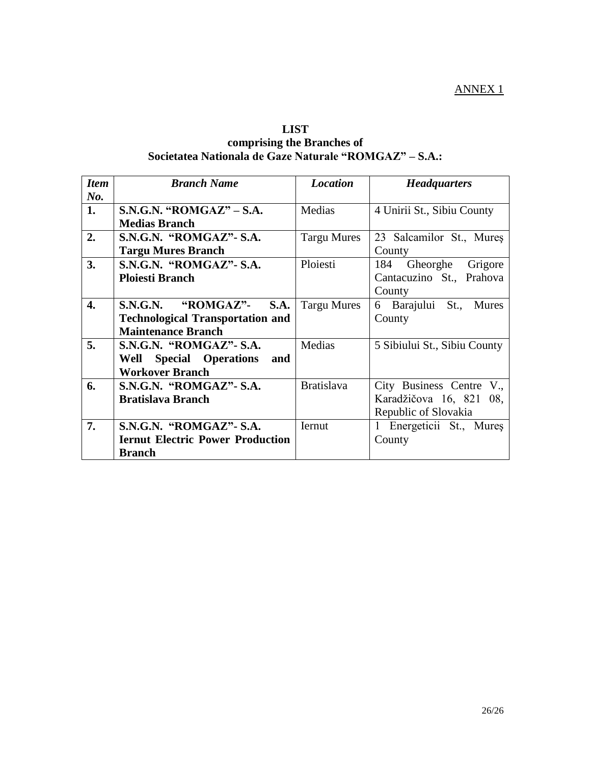ANNEX 1

**LIST**
**comprising the Branches of**
**Societatea Nationala de Gaze Naturale "ROMGAZ" – S.A.:**

| *Item No.* | *Branch Name* | *Location* | *Headquarters* |
|---|---|---|---|
| **1.** | **S.N.G.N. "ROMGAZ" – S.A. Medias Branch** | Medias | 4 Unirii St., Sibiu County |
| **2.** | **S.N.G.N. "ROMGAZ"- S.A. Targu Mures Branch** | Targu Mures | 23 Salcamilor St., Mureş County |
| **3.** | **S.N.G.N. "ROMGAZ"- S.A. Ploiesti Branch** | Ploiesti | 184 Gheorghe Grigore Cantacuzino St., Prahova County |
| **4.** | **S.N.G.N. "ROMGAZ"- S.A. Technological Transportation and Maintenance Branch** | Targu Mures | 6 Barajului St., Mures County |
| **5.** | **S.N.G.N. "ROMGAZ"- S.A. Well Special Operations and Workover Branch** | Medias | 5 Sibiului St., Sibiu County |
| **6.** | **S.N.G.N. "ROMGAZ"- S.A. Bratislava Branch** | Bratislava | City Business Centre V., Karadžičova 16, 821 08, Republic of Slovakia |
| **7.** | **S.N.G.N. "ROMGAZ"- S.A. Iernut Electric Power Production Branch** | Iernut | 1 Energeticii St., Mureş County |